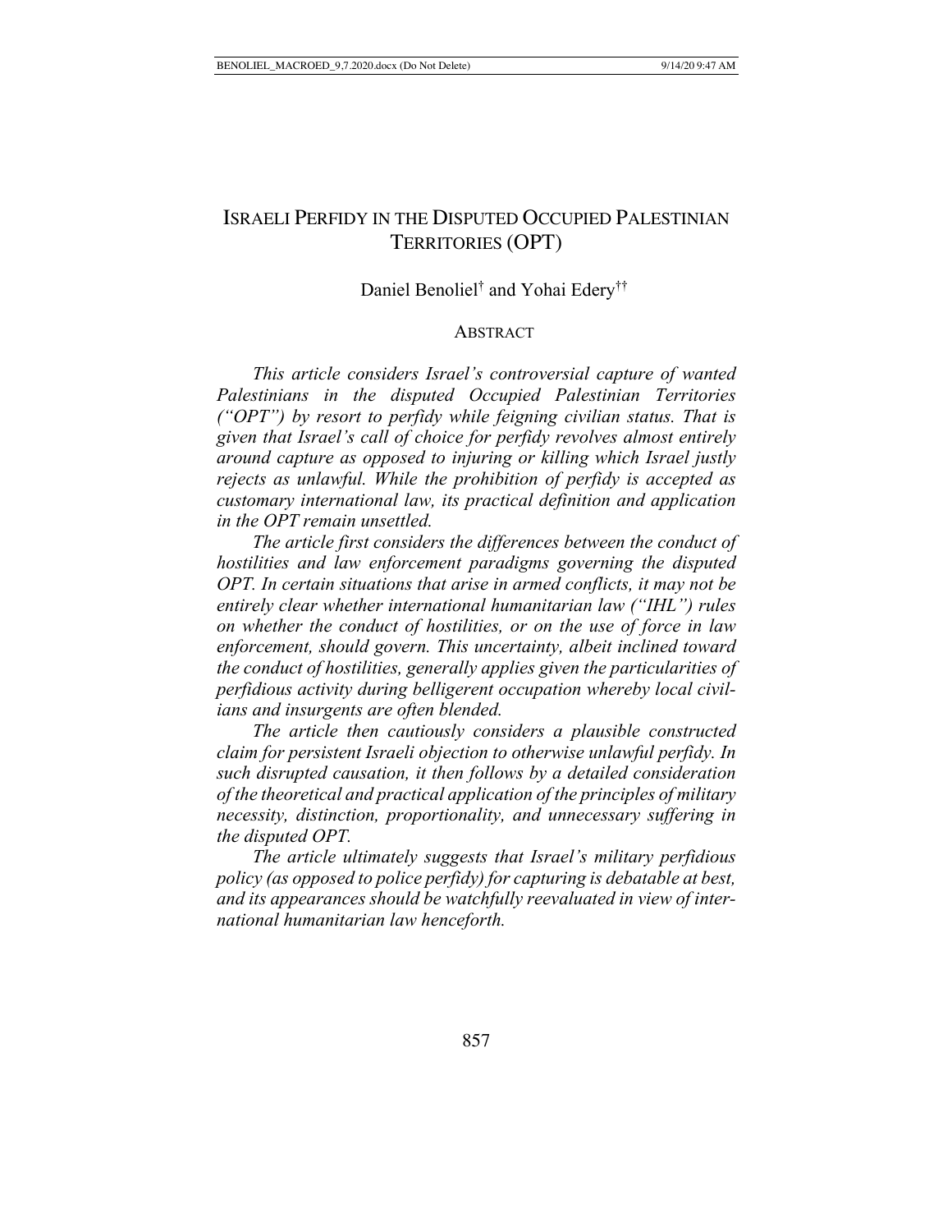# ISRAELI PERFIDY IN THE DISPUTED OCCUPIED PALESTINIAN TERRITORIES (OPT)

Daniel Benoliel[†] and Yohai Edery[††]

## ABSTRACT

*This article considers Israel's controversial capture of wanted Palestinians in the disputed Occupied Palestinian Territories ("OPT") by resort to perfidy while feigning civilian status. That is given that Israel's call of choice for perfidy revolves almost entirely around capture as opposed to injuring or killing which Israel justly rejects as unlawful. While the prohibition of perfidy is accepted as customary international law, its practical definition and application in the OPT remain unsettled.*

*The article first considers the differences between the conduct of hostilities and law enforcement paradigms governing the disputed OPT. In certain situations that arise in armed conflicts, it may not be entirely clear whether international humanitarian law ("IHL") rules on whether the conduct of hostilities, or on the use of force in law enforcement, should govern. This uncertainty, albeit inclined toward the conduct of hostilities, generally applies given the particularities of perfidious activity during belligerent occupation whereby local civilians and insurgents are often blended.*

*The article then cautiously considers a plausible constructed claim for persistent Israeli objection to otherwise unlawful perfidy. In such disrupted causation, it then follows by a detailed consideration of the theoretical and practical application of the principles of military necessity, distinction, proportionality, and unnecessary suffering in the disputed OPT.*

*The article ultimately suggests that Israel's military perfidious policy (as opposed to police perfidy) for capturing is debatable at best, and its appearances should be watchfully reevaluated in view of international humanitarian law henceforth.*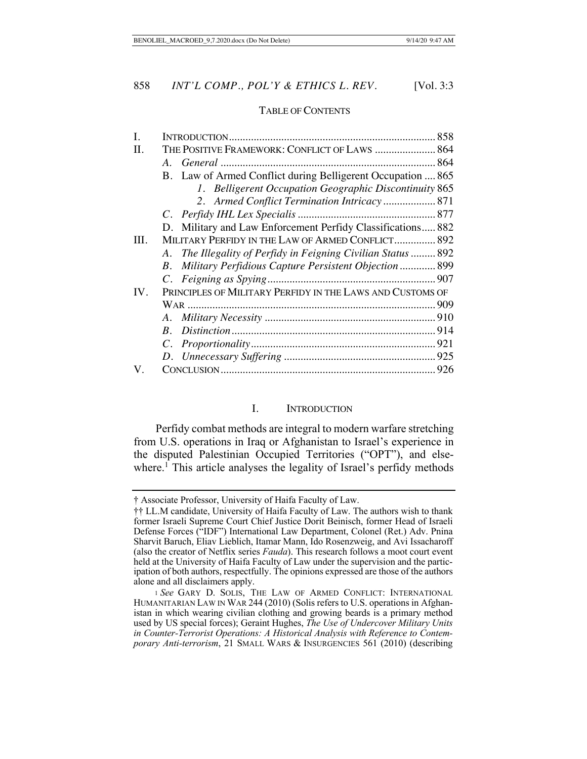TABLE OF CONTENTS

| | | |
|---|---|---|
| I. | INTRODUCTION | 858 |
| II. | THE POSITIVE FRAMEWORK: CONFLICT OF LAWS | 864 |
| | *A. General* | 864 |
| | B. Law of Armed Conflict during Belligerent Occupation | 865 |
| | *1. Belligerent Occupation Geographic Discontinuity* | 865 |
| | *2. Armed Conflict Termination Intricacy* | 871 |
| | *C. Perfidy IHL Lex Specialis* | 877 |
| | D. Military and Law Enforcement Perfidy Classifications | 882 |
| III. | MILITARY PERFIDY IN THE LAW OF ARMED CONFLICT | 892 |
| | *A. The Illegality of Perfidy in Feigning Civilian Status* | 892 |
| | *B. Military Perfidious Capture Persistent Objection* | 899 |
| | *C. Feigning as Spying* | 907 |
| IV. | PRINCIPLES OF MILITARY PERFIDY IN THE LAWS AND CUSTOMS OF WAR | 909 |
| | *A. Military Necessity* | 910 |
| | *B. Distinction* | 914 |
| | *C. Proportionality* | 921 |
| | *D. Unnecessary Suffering* | 925 |
| V. | CONCLUSION | 926 |

## I. INTRODUCTION

Perfidy combat methods are integral to modern warfare stretching from U.S. operations in Iraq or Afghanistan to Israel's experience in the disputed Palestinian Occupied Territories ("OPT"), and elsewhere.[1] This article analyses the legality of Israel's perfidy methods

---

† Associate Professor, University of Haifa Faculty of Law.

†† LL.M candidate, University of Haifa Faculty of Law. The authors wish to thank former Israeli Supreme Court Chief Justice Dorit Beinisch, former Head of Israeli Defense Forces ("IDF") International Law Department, Colonel (Ret.) Adv. Pnina Sharvit Baruch, Eliav Lieblich, Itamar Mann, Ido Rosenzweig, and Avi Issacharoff (also the creator of Netflix series *Fauda*). This research follows a moot court event held at the University of Haifa Faculty of Law under the supervision and the participation of both authors, respectfully. The opinions expressed are those of the authors alone and all disclaimers apply.

[1] *See* GARY D. SOLIS, THE LAW OF ARMED CONFLICT: INTERNATIONAL HUMANITARIAN LAW IN WAR 244 (2010) (Solis refers to U.S. operations in Afghanistan in which wearing civilian clothing and growing beards is a primary method used by US special forces); Geraint Hughes, *The Use of Undercover Military Units in Counter-Terrorist Operations: A Historical Analysis with Reference to Contemporary Anti-terrorism*, 21 SMALL WARS & INSURGENCIES 561 (2010) (describing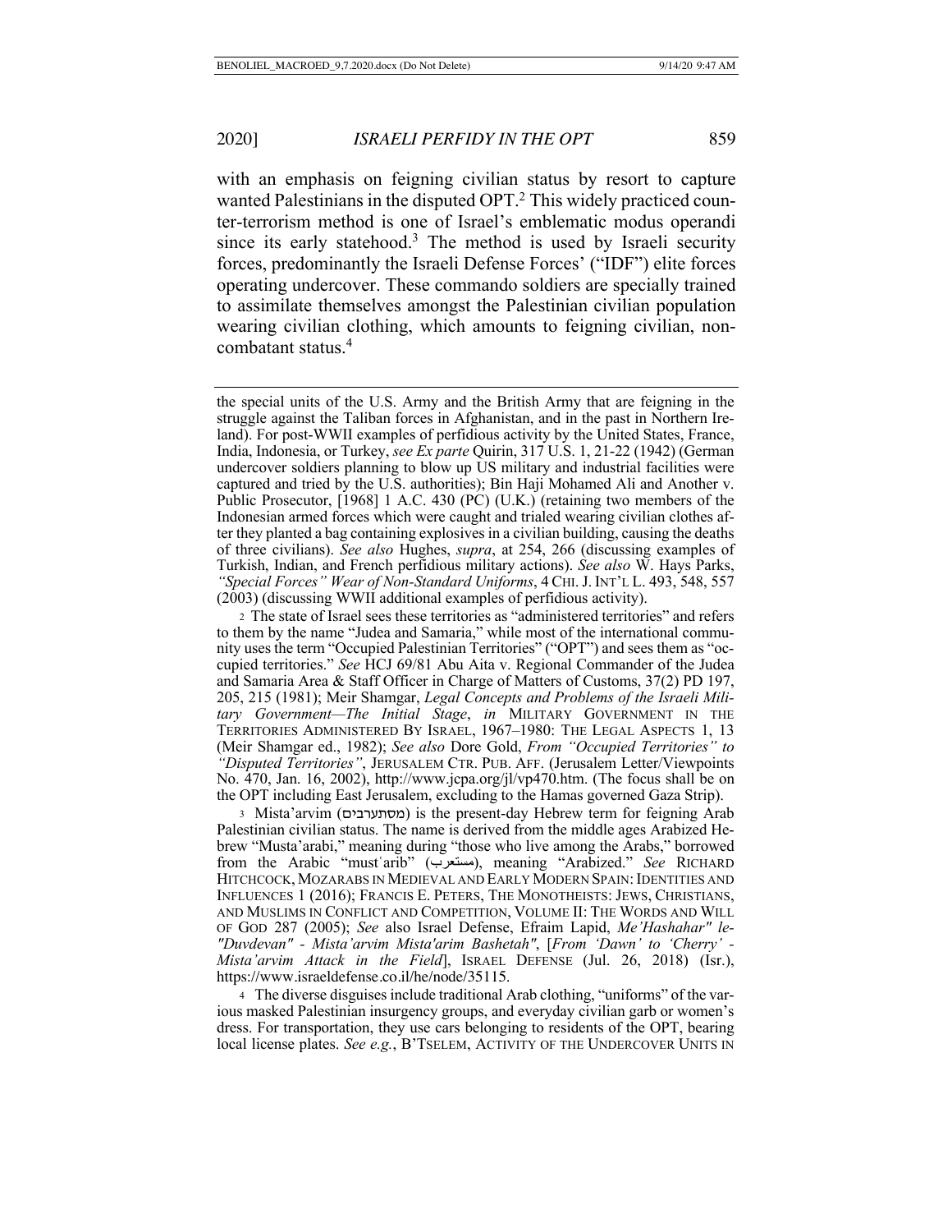with an emphasis on feigning civilian status by resort to capture wanted Palestinians in the disputed OPT.[2] This widely practiced counter-terrorism method is one of Israel's emblematic modus operandi since its early statehood.[3] The method is used by Israeli security forces, predominantly the Israeli Defense Forces' ("IDF") elite forces operating undercover. These commando soldiers are specially trained to assimilate themselves amongst the Palestinian civilian population wearing civilian clothing, which amounts to feigning civilian, non-combatant status.[4]

---

the special units of the U.S. Army and the British Army that are feigning in the struggle against the Taliban forces in Afghanistan, and in the past in Northern Ireland). For post-WWII examples of perfidious activity by the United States, France, India, Indonesia, or Turkey, *see Ex parte* Quirin, 317 U.S. 1, 21-22 (1942) (German undercover soldiers planning to blow up US military and industrial facilities were captured and tried by the U.S. authorities); Bin Haji Mohamed Ali and Another v. Public Prosecutor, [1968] 1 A.C. 430 (PC) (U.K.) (retaining two members of the Indonesian armed forces which were caught and trialed wearing civilian clothes after they planted a bag containing explosives in a civilian building, causing the deaths of three civilians). *See also* Hughes, *supra*, at 254, 266 (discussing examples of Turkish, Indian, and French perfidious military actions). *See also* W. Hays Parks, *"Special Forces" Wear of Non-Standard Uniforms*, 4 CHI. J. INT'L L. 493, 548, 557 (2003) (discussing WWII additional examples of perfidious activity).

2 The state of Israel sees these territories as "administered territories" and refers to them by the name "Judea and Samaria," while most of the international community uses the term "Occupied Palestinian Territories" ("OPT") and sees them as "occupied territories." *See* HCJ 69/81 Abu Aita v. Regional Commander of the Judea and Samaria Area & Staff Officer in Charge of Matters of Customs, 37(2) PD 197, 205, 215 (1981); Meir Shamgar, *Legal Concepts and Problems of the Israeli Military Government—The Initial Stage*, *in* MILITARY GOVERNMENT IN THE TERRITORIES ADMINISTERED BY ISRAEL, 1967–1980: THE LEGAL ASPECTS 1, 13 (Meir Shamgar ed., 1982); *See also* Dore Gold, *From "Occupied Territories" to "Disputed Territories"*, JERUSALEM CTR. PUB. AFF. (Jerusalem Letter/Viewpoints No. 470, Jan. 16, 2002), http://www.jcpa.org/jl/vp470.htm. (The focus shall be on the OPT including East Jerusalem, excluding to the Hamas governed Gaza Strip).

3 Mista'arvim (מסתערבים) is the present-day Hebrew term for feigning Arab Palestinian civilian status. The name is derived from the middle ages Arabized Hebrew "Musta'arabi," meaning during "those who live among the Arabs," borrowed from the Arabic "mustʿarib" (مستعرب), meaning "Arabized." *See* RICHARD HITCHCOCK, MOZARABS IN MEDIEVAL AND EARLY MODERN SPAIN: IDENTITIES AND INFLUENCES 1 (2016); FRANCIS E. PETERS, THE MONOTHEISTS: JEWS, CHRISTIANS, AND MUSLIMS IN CONFLICT AND COMPETITION, VOLUME II: THE WORDS AND WILL OF GOD 287 (2005); *See* also Israel Defense, Efraim Lapid, *Me'Hashahar" le-"Duvdevan" - Mista'arvim Mista'arim Bashetah"*, [*From 'Dawn' to 'Cherry' - Mista'arvim Attack in the Field*], ISRAEL DEFENSE (Jul. 26, 2018) (Isr.), https://www.israeldefense.co.il/he/node/35115.

4 The diverse disguises include traditional Arab clothing, "uniforms" of the various masked Palestinian insurgency groups, and everyday civilian garb or women's dress. For transportation, they use cars belonging to residents of the OPT, bearing local license plates. *See e.g.*, B'TSELEM, ACTIVITY OF THE UNDERCOVER UNITS IN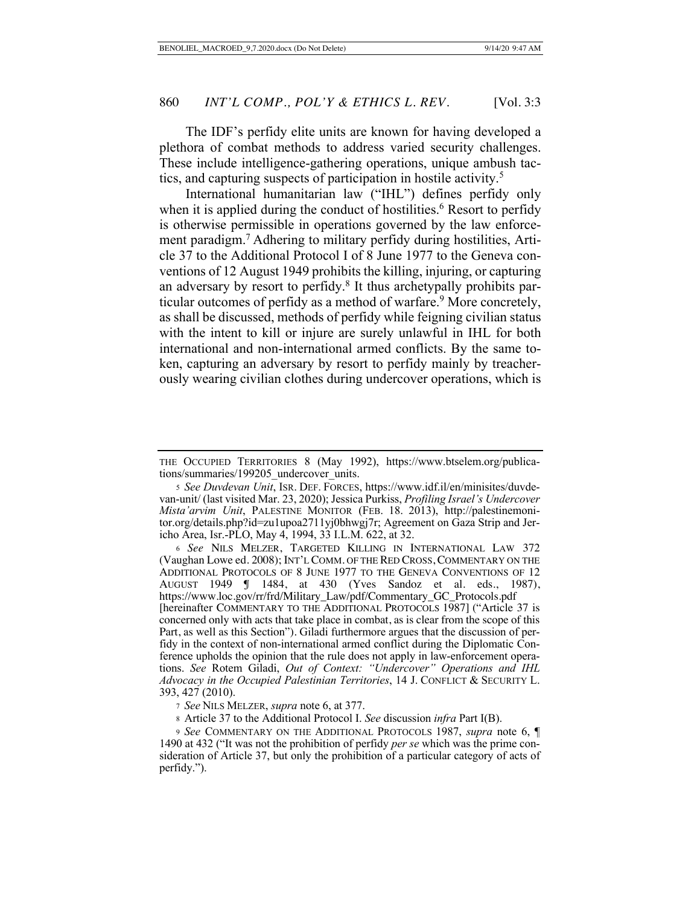The IDF's perfidy elite units are known for having developed a plethora of combat methods to address varied security challenges. These include intelligence-gathering operations, unique ambush tactics, and capturing suspects of participation in hostile activity.[5]

International humanitarian law ("IHL") defines perfidy only when it is applied during the conduct of hostilities.[6] Resort to perfidy is otherwise permissible in operations governed by the law enforcement paradigm.[7] Adhering to military perfidy during hostilities, Article 37 to the Additional Protocol I of 8 June 1977 to the Geneva conventions of 12 August 1949 prohibits the killing, injuring, or capturing an adversary by resort to perfidy.[8] It thus archetypally prohibits particular outcomes of perfidy as a method of warfare.[9] More concretely, as shall be discussed, methods of perfidy while feigning civilian status with the intent to kill or injure are surely unlawful in IHL for both international and non-international armed conflicts. By the same token, capturing an adversary by resort to perfidy mainly by treacherously wearing civilian clothes during undercover operations, which is

---

THE OCCUPIED TERRITORIES 8 (May 1992), https://www.btselem.org/publications/summaries/199205_undercover_units.

5 *See Duvdevan Unit*, ISR. DEF. FORCES, https://www.idf.il/en/minisites/duvdevan-unit/ (last visited Mar. 23, 2020); Jessica Purkiss, *Profiling Israel's Undercover Mista'arvim Unit*, PALESTINE MONITOR (FEB. 18. 2013), http://palestinemonitor.org/details.php?id=zu1upoa2711yj0bhwgj7r; Agreement on Gaza Strip and Jericho Area, Isr.-PLO, May 4, 1994, 33 I.L.M. 622, at 32.

6 *See* NILS MELZER, TARGETED KILLING IN INTERNATIONAL LAW 372 (Vaughan Lowe ed. 2008); INT'L COMM. OF THE RED CROSS, COMMENTARY ON THE ADDITIONAL PROTOCOLS OF 8 JUNE 1977 TO THE GENEVA CONVENTIONS OF 12 AUGUST 1949 ¶ 1484, at 430 (Yves Sandoz et al. eds., 1987), https://www.loc.gov/rr/frd/Military_Law/pdf/Commentary_GC_Protocols.pdf [hereinafter COMMENTARY TO THE ADDITIONAL PROTOCOLS 1987] ("Article 37 is concerned only with acts that take place in combat, as is clear from the scope of this Part, as well as this Section"). Giladi furthermore argues that the discussion of perfidy in the context of non-international armed conflict during the Diplomatic Conference upholds the opinion that the rule does not apply in law-enforcement operations. *See* Rotem Giladi, *Out of Context: "Undercover" Operations and IHL Advocacy in the Occupied Palestinian Territories*, 14 J. CONFLICT & SECURITY L. 393, 427 (2010).

7 *See* NILS MELZER, *supra* note 6, at 377.

8 Article 37 to the Additional Protocol I. *See* discussion *infra* Part I(B).

9 *See* COMMENTARY ON THE ADDITIONAL PROTOCOLS 1987, *supra* note 6, ¶ 1490 at 432 ("It was not the prohibition of perfidy *per se* which was the prime consideration of Article 37, but only the prohibition of a particular category of acts of perfidy.").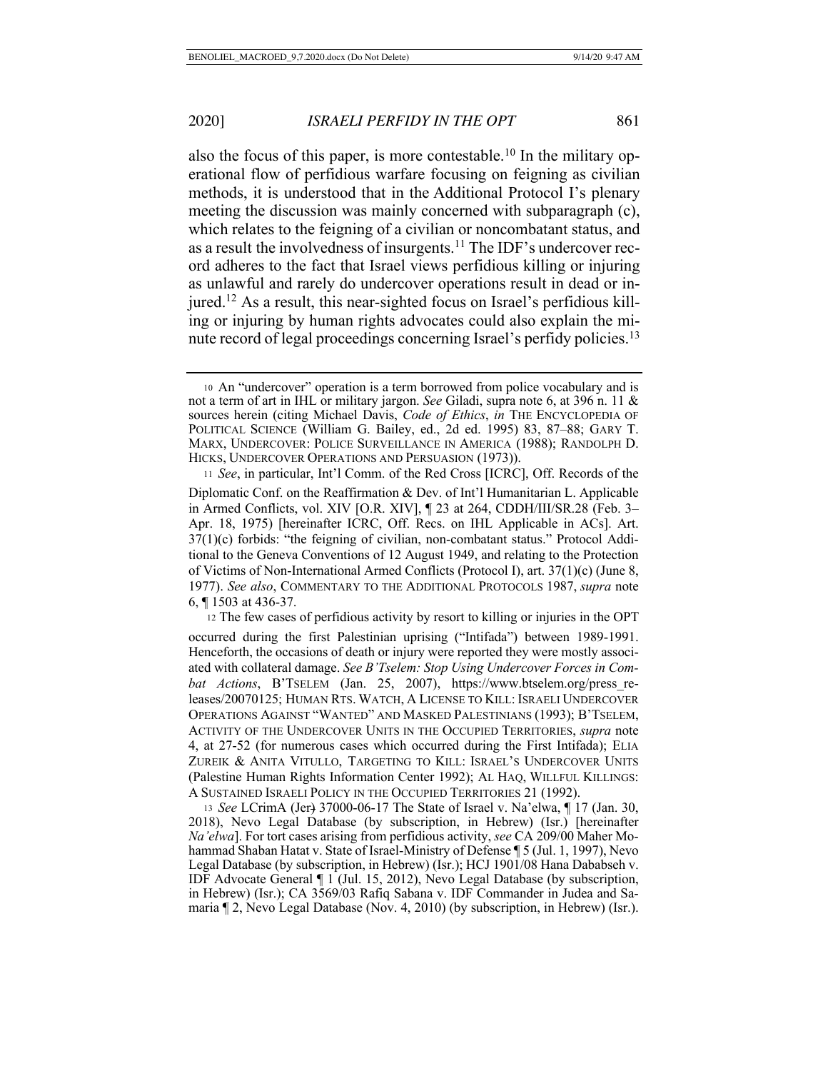also the focus of this paper, is more contestable.[10] In the military operational flow of perfidious warfare focusing on feigning as civilian methods, it is understood that in the Additional Protocol I's plenary meeting the discussion was mainly concerned with subparagraph (c), which relates to the feigning of a civilian or noncombatant status, and as a result the involvedness of insurgents.[11] The IDF's undercover record adheres to the fact that Israel views perfidious killing or injuring as unlawful and rarely do undercover operations result in dead or injured.[12] As a result, this near-sighted focus on Israel's perfidious killing or injuring by human rights advocates could also explain the minute record of legal proceedings concerning Israel's perfidy policies.[13]

---

10 An "undercover" operation is a term borrowed from police vocabulary and is not a term of art in IHL or military jargon. *See* Giladi, supra note 6, at 396 n. 11 & sources herein (citing Michael Davis, *Code of Ethics*, *in* THE ENCYCLOPEDIA OF POLITICAL SCIENCE (William G. Bailey, ed., 2d ed. 1995) 83, 87–88; GARY T. MARX, UNDERCOVER: POLICE SURVEILLANCE IN AMERICA (1988); RANDOLPH D. HICKS, UNDERCOVER OPERATIONS AND PERSUASION (1973)).

11 *See*, in particular, Int'l Comm. of the Red Cross [ICRC], Off. Records of the Diplomatic Conf. on the Reaffirmation & Dev. of Int'l Humanitarian L. Applicable in Armed Conflicts, vol. XIV [O.R. XIV], ¶ 23 at 264, CDDH/III/SR.28 (Feb. 3–Apr. 18, 1975) [hereinafter ICRC, Off. Recs. on IHL Applicable in ACs]. Art. 37(1)(c) forbids: "the feigning of civilian, non-combatant status." Protocol Additional to the Geneva Conventions of 12 August 1949, and relating to the Protection of Victims of Non-International Armed Conflicts (Protocol I), art. 37(1)(c) (June 8, 1977). *See also*, COMMENTARY TO THE ADDITIONAL PROTOCOLS 1987, *supra* note 6, ¶ 1503 at 436-37.

12 The few cases of perfidious activity by resort to killing or injuries in the OPT occurred during the first Palestinian uprising ("Intifada") between 1989-1991. Henceforth, the occasions of death or injury were reported they were mostly associated with collateral damage. *See B'Tselem: Stop Using Undercover Forces in Combat Actions*, B'TSELEM (Jan. 25, 2007), https://www.btselem.org/press_releases/20070125; HUMAN RTS. WATCH, A LICENSE TO KILL: ISRAELI UNDERCOVER OPERATIONS AGAINST "WANTED" AND MASKED PALESTINIANS (1993); B'TSELEM, ACTIVITY OF THE UNDERCOVER UNITS IN THE OCCUPIED TERRITORIES, *supra* note 4, at 27-52 (for numerous cases which occurred during the First Intifada); ELIA ZUREIK & ANITA VITULLO, TARGETING TO KILL: ISRAEL'S UNDERCOVER UNITS (Palestine Human Rights Information Center 1992); AL HAQ, WILLFUL KILLINGS: A SUSTAINED ISRAELI POLICY IN THE OCCUPIED TERRITORIES 21 (1992).

13 *See* LCrimA (Jer) 37000-06-17 The State of Israel v. Na'elwa, ¶ 17 (Jan. 30, 2018), Nevo Legal Database (by subscription, in Hebrew) (Isr.) [hereinafter *Na'elwa*]. For tort cases arising from perfidious activity, *see* CA 209/00 Maher Mohammad Shaban Hatat v. State of Israel-Ministry of Defense ¶ 5 (Jul. 1, 1997), Nevo Legal Database (by subscription, in Hebrew) (Isr.); HCJ 1901/08 Hana Dababseh v. IDF Advocate General ¶ 1 (Jul. 15, 2012), Nevo Legal Database (by subscription, in Hebrew) (Isr.); CA 3569/03 Rafiq Sabana v. IDF Commander in Judea and Samaria ¶ 2, Nevo Legal Database (Nov. 4, 2010) (by subscription, in Hebrew) (Isr.).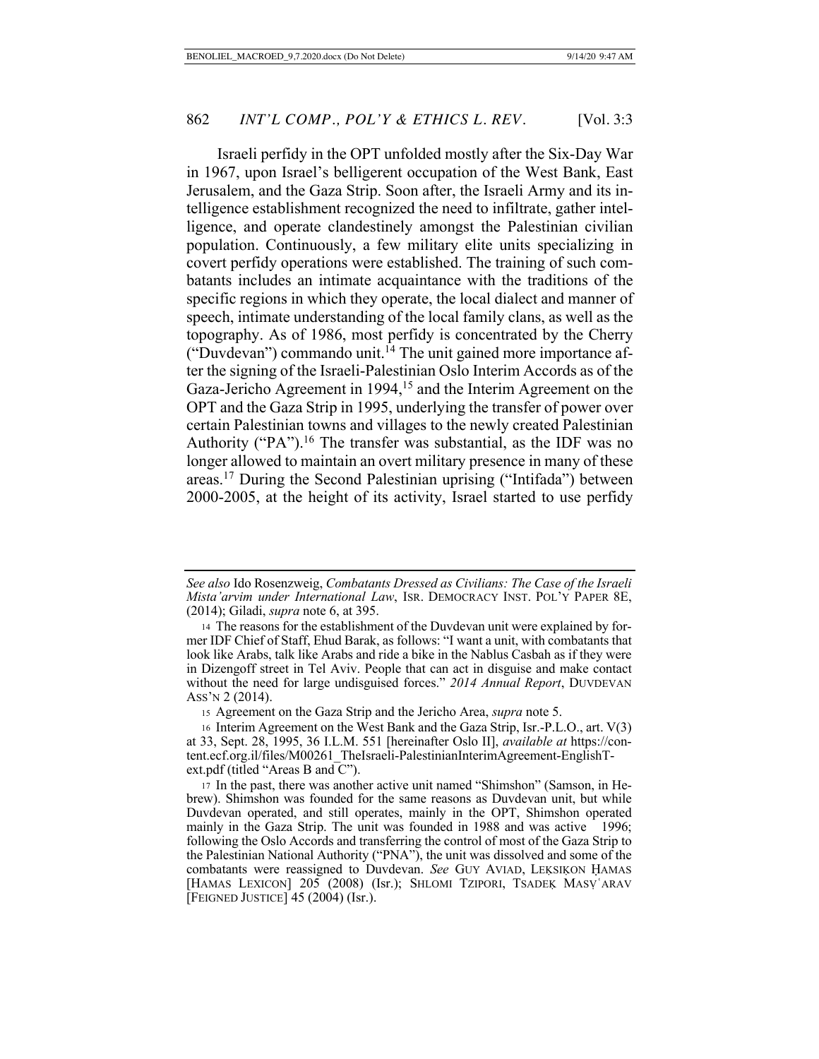Israeli perfidy in the OPT unfolded mostly after the Six-Day War in 1967, upon Israel's belligerent occupation of the West Bank, East Jerusalem, and the Gaza Strip. Soon after, the Israeli Army and its intelligence establishment recognized the need to infiltrate, gather intelligence, and operate clandestinely amongst the Palestinian civilian population. Continuously, a few military elite units specializing in covert perfidy operations were established. The training of such combatants includes an intimate acquaintance with the traditions of the specific regions in which they operate, the local dialect and manner of speech, intimate understanding of the local family clans, as well as the topography. As of 1986, most perfidy is concentrated by the Cherry ("Duvdevan") commando unit.[14] The unit gained more importance after the signing of the Israeli-Palestinian Oslo Interim Accords as of the Gaza-Jericho Agreement in 1994,[15] and the Interim Agreement on the OPT and the Gaza Strip in 1995, underlying the transfer of power over certain Palestinian towns and villages to the newly created Palestinian Authority ("PA").[16] The transfer was substantial, as the IDF was no longer allowed to maintain an overt military presence in many of these areas.[17] During the Second Palestinian uprising ("Intifada") between 2000-2005, at the height of its activity, Israel started to use perfidy

---

*See also* Ido Rosenzweig, *Combatants Dressed as Civilians: The Case of the Israeli Mista'arvim under International Law*, ISR. DEMOCRACY INST. POL'Y PAPER 8E, (2014); Giladi, *supra* note 6, at 395.

14 The reasons for the establishment of the Duvdevan unit were explained by former IDF Chief of Staff, Ehud Barak, as follows: "I want a unit, with combatants that look like Arabs, talk like Arabs and ride a bike in the Nablus Casbah as if they were in Dizengoff street in Tel Aviv. People that can act in disguise and make contact without the need for large undisguised forces." *2014 Annual Report*, DUVDEVAN ASS'N 2 (2014).

15 Agreement on the Gaza Strip and the Jericho Area, *supra* note 5.

16 Interim Agreement on the West Bank and the Gaza Strip, Isr.-P.L.O., art. V(3) at 33, Sept. 28, 1995, 36 I.L.M. 551 [hereinafter Oslo II], *available at* https://content.ecf.org.il/files/M00261_TheIsraeli-PalestinianInterimAgreement-EnglishText.pdf (titled "Areas B and C").

17 In the past, there was another active unit named "Shimshon" (Samson, in Hebrew). Shimshon was founded for the same reasons as Duvdevan unit, but while Duvdevan operated, and still operates, mainly in the OPT, Shimshon operated mainly in the Gaza Strip. The unit was founded in 1988 and was active 1996; following the Oslo Accords and transferring the control of most of the Gaza Strip to the Palestinian National Authority ("PNA"), the unit was dissolved and some of the combatants were reassigned to Duvdevan. *See* GUY AVIAD, LEḲSIḲON ḤAMAS [HAMAS LEXICON] 205 (2008) (Isr.); SHLOMI TZIPORI, TSADEḲ MASṾʿARAV [FEIGNED JUSTICE] 45 (2004) (Isr.).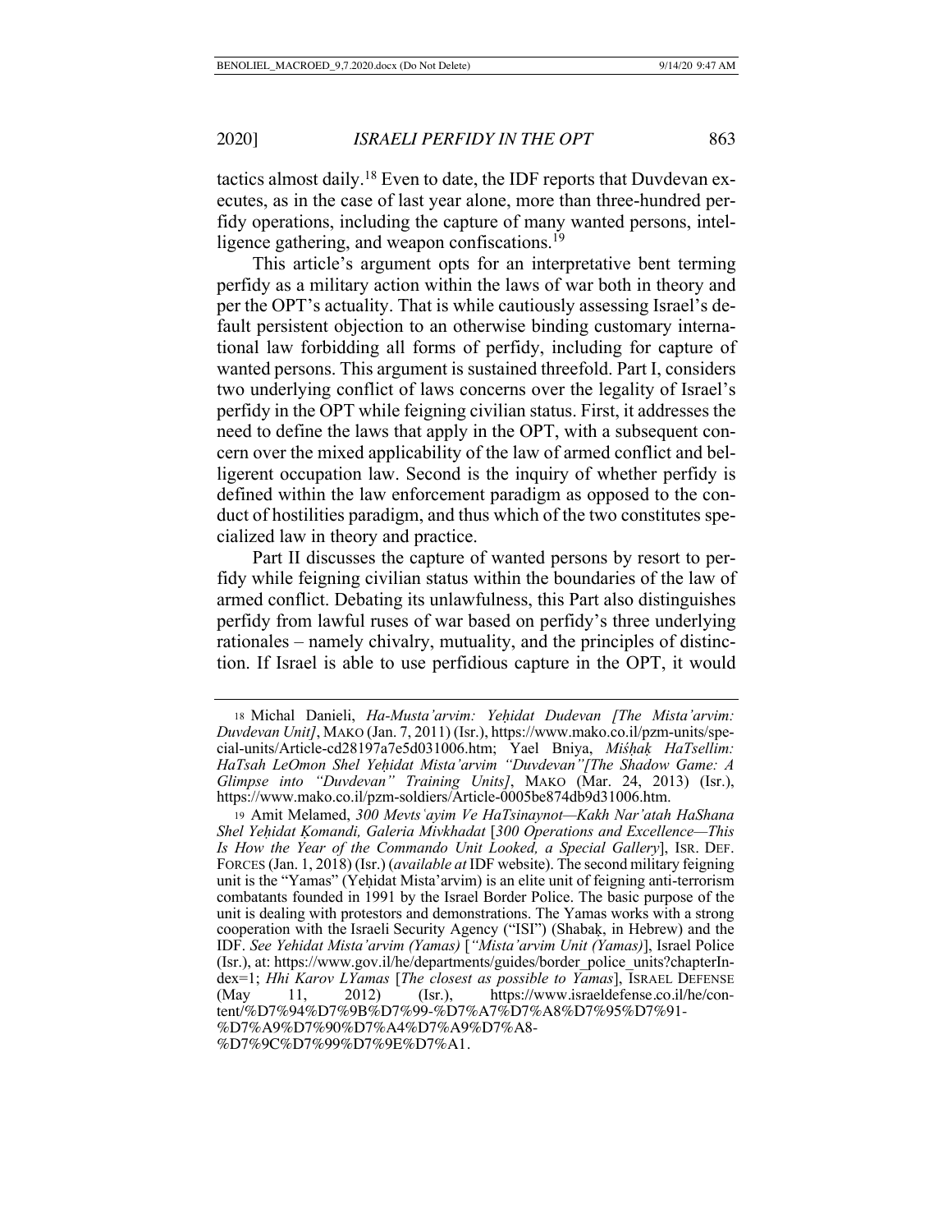tactics almost daily.[18] Even to date, the IDF reports that Duvdevan executes, as in the case of last year alone, more than three-hundred perfidy operations, including the capture of many wanted persons, intelligence gathering, and weapon confiscations.[19]

This article's argument opts for an interpretative bent terming perfidy as a military action within the laws of war both in theory and per the OPT's actuality. That is while cautiously assessing Israel's default persistent objection to an otherwise binding customary international law forbidding all forms of perfidy, including for capture of wanted persons. This argument is sustained threefold. Part I, considers two underlying conflict of laws concerns over the legality of Israel's perfidy in the OPT while feigning civilian status. First, it addresses the need to define the laws that apply in the OPT, with a subsequent concern over the mixed applicability of the law of armed conflict and belligerent occupation law. Second is the inquiry of whether perfidy is defined within the law enforcement paradigm as opposed to the conduct of hostilities paradigm, and thus which of the two constitutes specialized law in theory and practice.

Part II discusses the capture of wanted persons by resort to perfidy while feigning civilian status within the boundaries of the law of armed conflict. Debating its unlawfulness, this Part also distinguishes perfidy from lawful ruses of war based on perfidy's three underlying rationales – namely chivalry, mutuality, and the principles of distinction. If Israel is able to use perfidious capture in the OPT, it would

---

18 Michal Danieli, *Ha-Musta'arvim: Yeḥidat Dudevan [The Mista'arvim: Duvdevan Unit]*, MAKO (Jan. 7, 2011) (Isr.), https://www.mako.co.il/pzm-units/special-units/Article-cd28197a7e5d031006.htm; Yael Bniya, *Miśḥaḳ HaTsellim: HaTsah LeOmon Shel Yeḥidat Mista'arvim "Duvdevan"[The Shadow Game: A Glimpse into "Duvdevan" Training Units]*, MAKO (Mar. 24, 2013) (Isr.), https://www.mako.co.il/pzm-soldiers/Article-0005be874db9d31006.htm.

19 Amit Melamed, *300 Mevts'ayim Ve HaTsinaynot—Kakh Nar'atah HaShana Shel Yeḥidat Ḳomandi, Galeria Mivkhadat* [*300 Operations and Excellence—This Is How the Year of the Commando Unit Looked, a Special Gallery*], ISR. DEF. FORCES (Jan. 1, 2018) (Isr.) (*available at* IDF website). The second military feigning unit is the "Yamas" (Yeḥidat Mista'arvim) is an elite unit of feigning anti-terrorism combatants founded in 1991 by the Israel Border Police. The basic purpose of the unit is dealing with protestors and demonstrations. The Yamas works with a strong cooperation with the Israeli Security Agency ("ISI") (Shabaḳ, in Hebrew) and the IDF. *See Yehidat Mista'arvim (Yamas)* [*"Mista'arvim Unit (Yamas)*], Israel Police (Isr.), at: https://www.gov.il/he/departments/guides/border_police_units?chapterIndex=1; *Hhi Karov LYamas* [*The closest as possible to Yamas*], ISRAEL DEFENSE (May 11, 2012) (Isr.), https://www.israeldefense.co.il/he/content/%D7%94%D7%9B%D7%99-%D7%A7%D7%A8%D7%95%D7%91-%D7%A9%D7%90%D7%A4%D7%A9%D7%A8-%D7%9C%D7%99%D7%9E%D7%A1.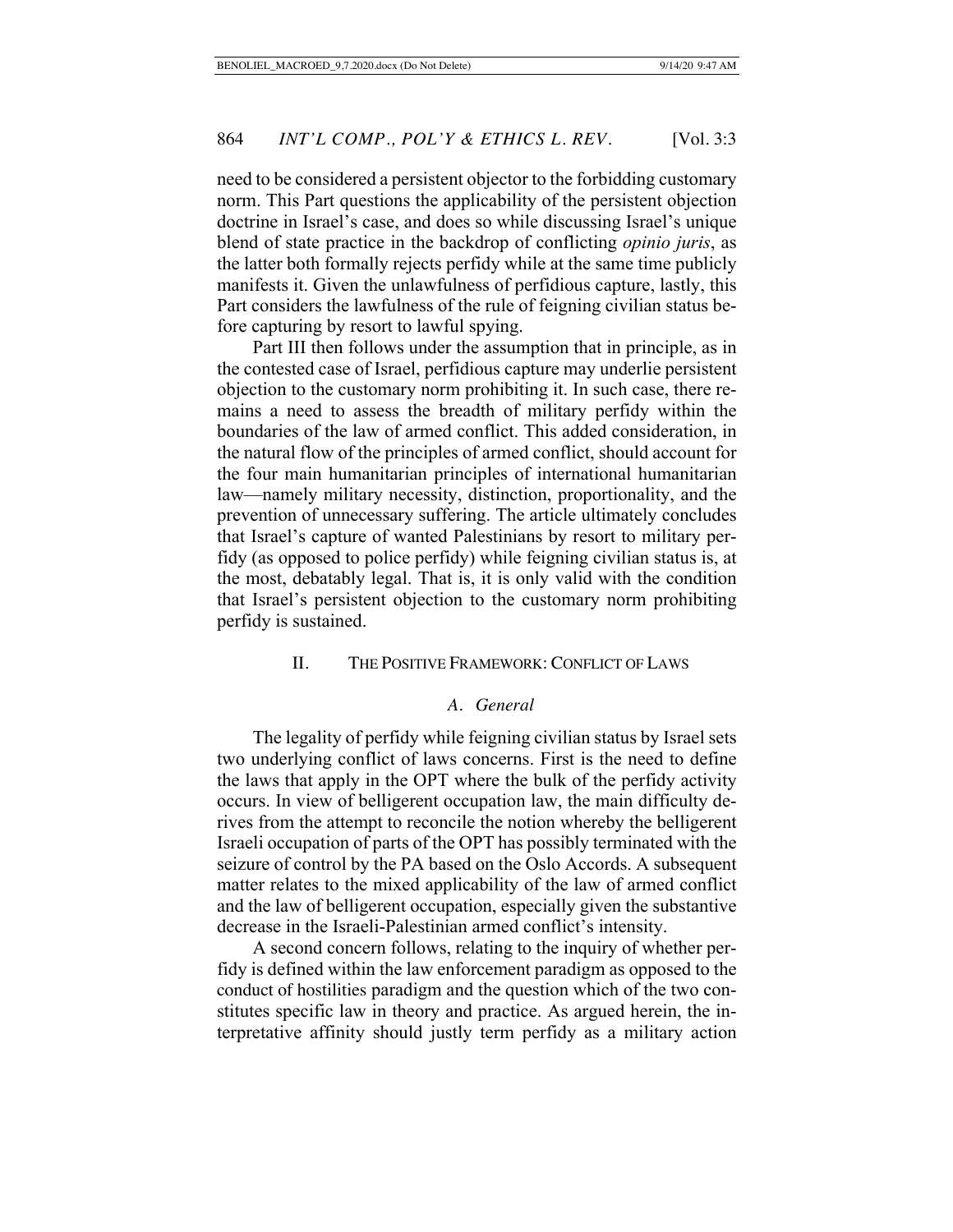need to be considered a persistent objector to the forbidding customary norm. This Part questions the applicability of the persistent objection doctrine in Israel's case, and does so while discussing Israel's unique blend of state practice in the backdrop of conflicting *opinio juris*, as the latter both formally rejects perfidy while at the same time publicly manifests it. Given the unlawfulness of perfidious capture, lastly, this Part considers the lawfulness of the rule of feigning civilian status before capturing by resort to lawful spying.

Part III then follows under the assumption that in principle, as in the contested case of Israel, perfidious capture may underlie persistent objection to the customary norm prohibiting it. In such case, there remains a need to assess the breadth of military perfidy within the boundaries of the law of armed conflict. This added consideration, in the natural flow of the principles of armed conflict, should account for the four main humanitarian principles of international humanitarian law—namely military necessity, distinction, proportionality, and the prevention of unnecessary suffering. The article ultimately concludes that Israel's capture of wanted Palestinians by resort to military perfidy (as opposed to police perfidy) while feigning civilian status is, at the most, debatably legal. That is, it is only valid with the condition that Israel's persistent objection to the customary norm prohibiting perfidy is sustained.

## II. THE POSITIVE FRAMEWORK: CONFLICT OF LAWS

### *A. General*

The legality of perfidy while feigning civilian status by Israel sets two underlying conflict of laws concerns. First is the need to define the laws that apply in the OPT where the bulk of the perfidy activity occurs. In view of belligerent occupation law, the main difficulty derives from the attempt to reconcile the notion whereby the belligerent Israeli occupation of parts of the OPT has possibly terminated with the seizure of control by the PA based on the Oslo Accords. A subsequent matter relates to the mixed applicability of the law of armed conflict and the law of belligerent occupation, especially given the substantive decrease in the Israeli-Palestinian armed conflict's intensity.

A second concern follows, relating to the inquiry of whether perfidy is defined within the law enforcement paradigm as opposed to the conduct of hostilities paradigm and the question which of the two constitutes specific law in theory and practice. As argued herein, the interpretative affinity should justly term perfidy as a military action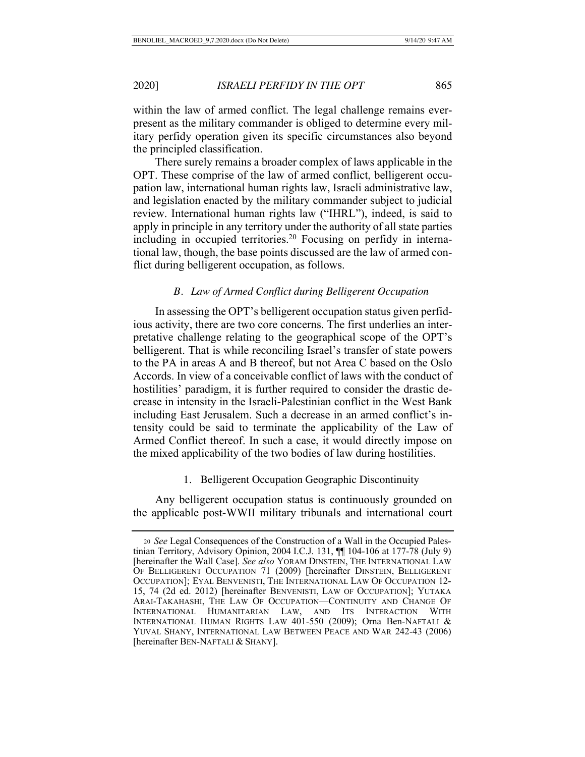within the law of armed conflict. The legal challenge remains ever-present as the military commander is obliged to determine every military perfidy operation given its specific circumstances also beyond the principled classification.

There surely remains a broader complex of laws applicable in the OPT. These comprise of the law of armed conflict, belligerent occupation law, international human rights law, Israeli administrative law, and legislation enacted by the military commander subject to judicial review. International human rights law ("IHRL"), indeed, is said to apply in principle in any territory under the authority of all state parties including in occupied territories.[20] Focusing on perfidy in international law, though, the base points discussed are the law of armed conflict during belligerent occupation, as follows.

### *B. Law of Armed Conflict during Belligerent Occupation*

In assessing the OPT's belligerent occupation status given perfidious activity, there are two core concerns. The first underlies an interpretative challenge relating to the geographical scope of the OPT's belligerent. That is while reconciling Israel's transfer of state powers to the PA in areas A and B thereof, but not Area C based on the Oslo Accords. In view of a conceivable conflict of laws with the conduct of hostilities' paradigm, it is further required to consider the drastic decrease in intensity in the Israeli-Palestinian conflict in the West Bank including East Jerusalem. Such a decrease in an armed conflict's intensity could be said to terminate the applicability of the Law of Armed Conflict thereof. In such a case, it would directly impose on the mixed applicability of the two bodies of law during hostilities.

#### 1. Belligerent Occupation Geographic Discontinuity

Any belligerent occupation status is continuously grounded on the applicable post-WWII military tribunals and international court

---

20 *See* Legal Consequences of the Construction of a Wall in the Occupied Palestinian Territory, Advisory Opinion, 2004 I.C.J. 131, ¶¶ 104-106 at 177-78 (July 9) [hereinafter the Wall Case]. *See also* YORAM DINSTEIN, THE INTERNATIONAL LAW OF BELLIGERENT OCCUPATION 71 (2009) [hereinafter DINSTEIN, BELLIGERENT OCCUPATION]; EYAL BENVENISTI, THE INTERNATIONAL LAW OF OCCUPATION 12-15, 74 (2d ed. 2012) [hereinafter BENVENISTI, LAW OF OCCUPATION]; YUTAKA ARAI-TAKAHASHI, THE LAW OF OCCUPATION—CONTINUITY AND CHANGE OF INTERNATIONAL HUMANITARIAN LAW, AND ITS INTERACTION WITH INTERNATIONAL HUMAN RIGHTS LAW 401-550 (2009); Orna BEN-NAFTALI & YUVAL SHANY, INTERNATIONAL LAW BETWEEN PEACE AND WAR 242-43 (2006) [hereinafter BEN-NAFTALI & SHANY].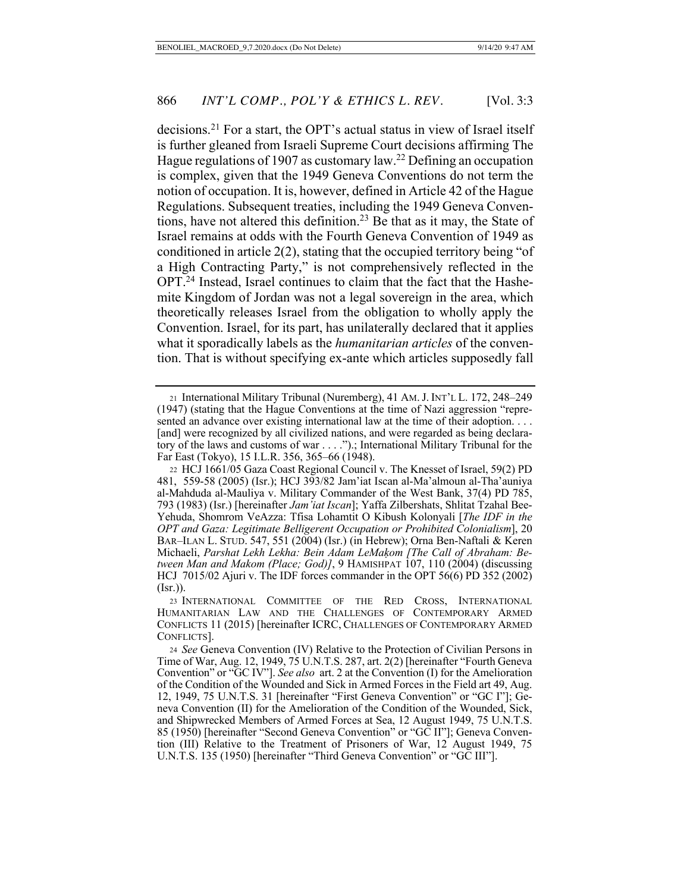decisions.[21] For a start, the OPT's actual status in view of Israel itself is further gleaned from Israeli Supreme Court decisions affirming The Hague regulations of 1907 as customary law.[22] Defining an occupation is complex, given that the 1949 Geneva Conventions do not term the notion of occupation. It is, however, defined in Article 42 of the Hague Regulations. Subsequent treaties, including the 1949 Geneva Conventions, have not altered this definition.[23] Be that as it may, the State of Israel remains at odds with the Fourth Geneva Convention of 1949 as conditioned in article 2(2), stating that the occupied territory being "of a High Contracting Party," is not comprehensively reflected in the OPT.[24] Instead, Israel continues to claim that the fact that the Hashemite Kingdom of Jordan was not a legal sovereign in the area, which theoretically releases Israel from the obligation to wholly apply the Convention. Israel, for its part, has unilaterally declared that it applies what it sporadically labels as the *humanitarian articles* of the convention. That is without specifying ex-ante which articles supposedly fall

---

21 International Military Tribunal (Nuremberg), 41 AM. J. INT'L L. 172, 248–249 (1947) (stating that the Hague Conventions at the time of Nazi aggression "represented an advance over existing international law at the time of their adoption. . . . [and] were recognized by all civilized nations, and were regarded as being declaratory of the laws and customs of war . . . .").; International Military Tribunal for the Far East (Tokyo), 15 I.L.R. 356, 365–66 (1948).

22 HCJ 1661/05 Gaza Coast Regional Council v. The Knesset of Israel, 59(2) PD 481, 559-58 (2005) (Isr.); HCJ 393/82 Jam'iat Iscan al-Ma'almoun al-Tha'auniya al-Mahduda al-Mauliya v. Military Commander of the West Bank, 37(4) PD 785, 793 (1983) (Isr.) [hereinafter *Jam'iat Iscan*]; Yaffa Zilbershats, Shlitat Tzahal Bee-Yehuda, Shomrom VeAzza: Tfisa Lohamtit O Kibush Kolonyali [*The IDF in the OPT and Gaza: Legitimate Belligerent Occupation or Prohibited Colonialism*], 20 BAR–ILAN L. STUD. 547, 551 (2004) (Isr.) (in Hebrew); Orna Ben-Naftali & Keren Michaeli, *Parshat Lekh Lekha: Bein Adam LeMaḳom [The Call of Abraham: Between Man and Makom (Place; God)]*, 9 HAMISHPAT 107, 110 (2004) (discussing HCJ 7015/02 Ajuri v. The IDF forces commander in the OPT 56(6) PD 352 (2002) (Isr.)).

23 INTERNATIONAL COMMITTEE OF THE RED CROSS, INTERNATIONAL HUMANITARIAN LAW AND THE CHALLENGES OF CONTEMPORARY ARMED CONFLICTS 11 (2015) [hereinafter ICRC, CHALLENGES OF CONTEMPORARY ARMED CONFLICTS].

24 *See* Geneva Convention (IV) Relative to the Protection of Civilian Persons in Time of War, Aug. 12, 1949, 75 U.N.T.S. 287, art. 2(2) [hereinafter "Fourth Geneva Convention" or "GC IV"]. *See also* art. 2 at the Convention (I) for the Amelioration of the Condition of the Wounded and Sick in Armed Forces in the Field art 49, Aug. 12, 1949, 75 U.N.T.S. 31 [hereinafter "First Geneva Convention" or "GC I"]; Geneva Convention (II) for the Amelioration of the Condition of the Wounded, Sick, and Shipwrecked Members of Armed Forces at Sea, 12 August 1949, 75 U.N.T.S. 85 (1950) [hereinafter "Second Geneva Convention" or "GC II"]; Geneva Convention (III) Relative to the Treatment of Prisoners of War, 12 August 1949, 75 U.N.T.S. 135 (1950) [hereinafter "Third Geneva Convention" or "GC III"].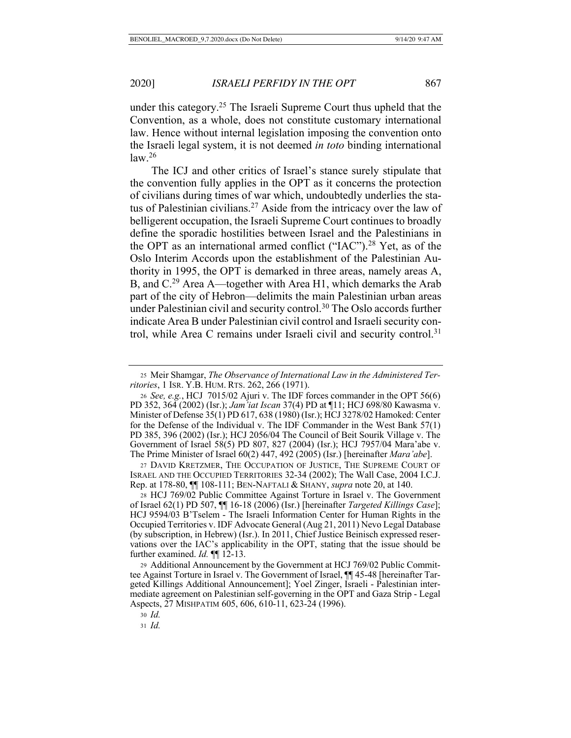under this category.[25] The Israeli Supreme Court thus upheld that the Convention, as a whole, does not constitute customary international law. Hence without internal legislation imposing the convention onto the Israeli legal system, it is not deemed *in toto* binding international law.[26]

The ICJ and other critics of Israel's stance surely stipulate that the convention fully applies in the OPT as it concerns the protection of civilians during times of war which, undoubtedly underlies the status of Palestinian civilians.[27] Aside from the intricacy over the law of belligerent occupation, the Israeli Supreme Court continues to broadly define the sporadic hostilities between Israel and the Palestinians in the OPT as an international armed conflict ("IAC").[28] Yet, as of the Oslo Interim Accords upon the establishment of the Palestinian Authority in 1995, the OPT is demarked in three areas, namely areas A, B, and C.[29] Area A—together with Area H1, which demarks the Arab part of the city of Hebron—delimits the main Palestinian urban areas under Palestinian civil and security control.[30] The Oslo accords further indicate Area B under Palestinian civil control and Israeli security control, while Area C remains under Israeli civil and security control.[31]

---

25 Meir Shamgar, *The Observance of International Law in the Administered Territories*, 1 ISR. Y.B. HUM. RTS. 262, 266 (1971).

26 *See, e.g.*, HCJ 7015/02 Ajuri v. The IDF forces commander in the OPT 56(6) PD 352, 364 (2002) (Isr.); *Jam'iat Iscan* 37(4) PD at ¶11; HCJ 698/80 Kawasma v. Minister of Defense 35(1) PD 617, 638 (1980) (Isr.); HCJ 3278/02 Hamoked: Center for the Defense of the Individual v. The IDF Commander in the West Bank 57(1) PD 385, 396 (2002) (Isr.); HCJ 2056/04 The Council of Beit Sourik Village v. The Government of Israel 58(5) PD 807, 827 (2004) (Isr.); HCJ 7957/04 Mara'abe v. The Prime Minister of Israel 60(2) 447, 492 (2005) (Isr.) [hereinafter *Mara'abe*].

27 DAVID KRETZMER, THE OCCUPATION OF JUSTICE, THE SUPREME COURT OF ISRAEL AND THE OCCUPIED TERRITORIES 32-34 (2002); The Wall Case, 2004 I.C.J. Rep. at 178-80, ¶¶ 108-111; BEN-NAFTALI & SHANY, *supra* note 20, at 140.

28 HCJ 769/02 Public Committee Against Torture in Israel v. The Government of Israel 62(1) PD 507, ¶¶ 16-18 (2006) (Isr.) [hereinafter *Targeted Killings Case*]; HCJ 9594/03 B'Tselem - The Israeli Information Center for Human Rights in the Occupied Territories v. IDF Advocate General (Aug 21, 2011) Nevo Legal Database (by subscription, in Hebrew) (Isr.). In 2011, Chief Justice Beinisch expressed reservations over the IAC's applicability in the OPT, stating that the issue should be further examined. *Id.* ¶¶ 12-13.

29 Additional Announcement by the Government at HCJ 769/02 Public Committee Against Torture in Israel v. The Government of Israel, ¶¶ 45-48 [hereinafter Targeted Killings Additional Announcement]; Yoel Zinger, Israeli - Palestinian intermediate agreement on Palestinian self-governing in the OPT and Gaza Strip - Legal Aspects, 27 MISHPATIM 605, 606, 610-11, 623-24 (1996).

30 *Id.*

31 *Id.*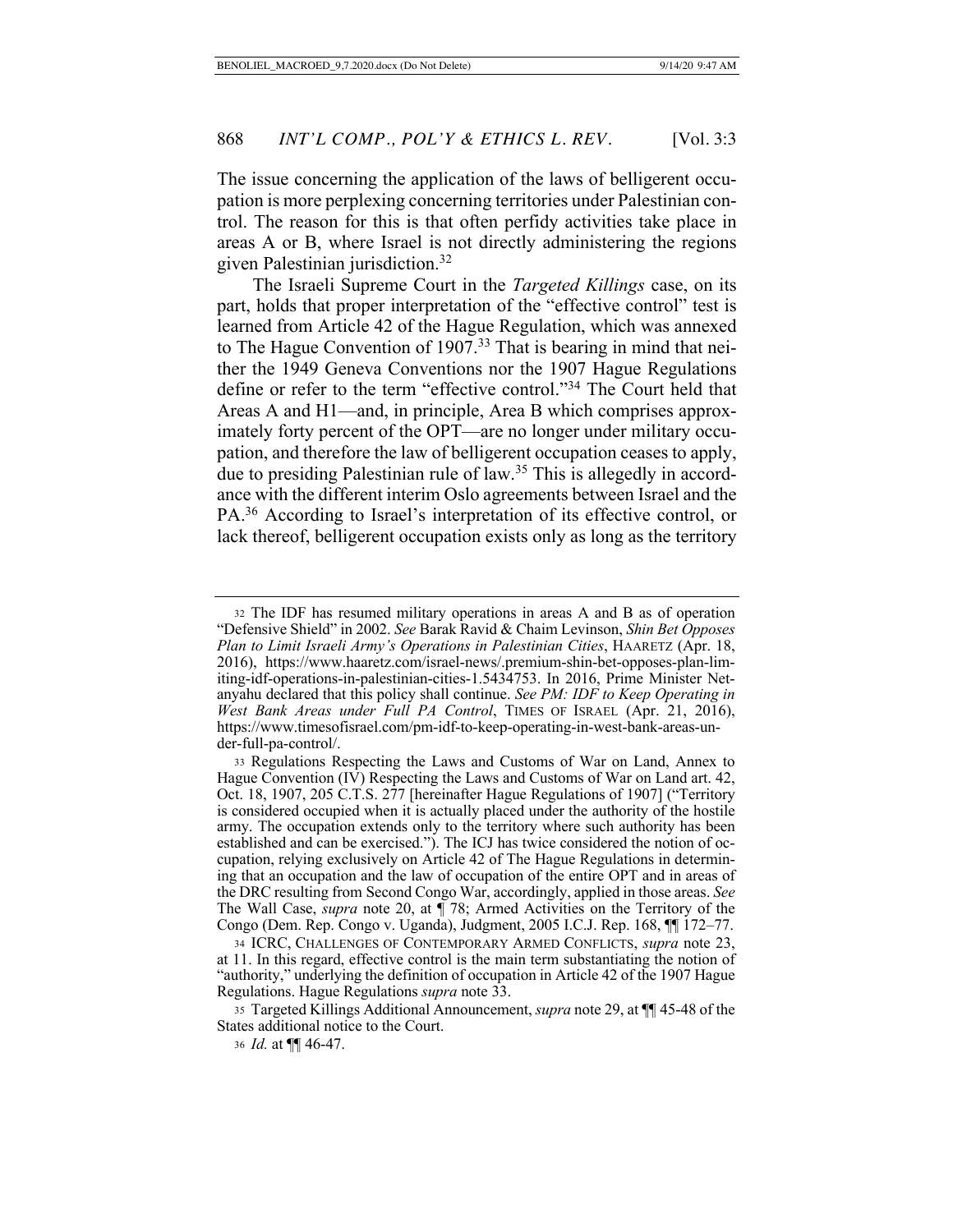The issue concerning the application of the laws of belligerent occupation is more perplexing concerning territories under Palestinian control. The reason for this is that often perfidy activities take place in areas A or B, where Israel is not directly administering the regions given Palestinian jurisdiction.[32]

The Israeli Supreme Court in the *Targeted Killings* case, on its part, holds that proper interpretation of the "effective control" test is learned from Article 42 of the Hague Regulation, which was annexed to The Hague Convention of 1907.[33] That is bearing in mind that neither the 1949 Geneva Conventions nor the 1907 Hague Regulations define or refer to the term "effective control."[34] The Court held that Areas A and H1—and, in principle, Area B which comprises approximately forty percent of the OPT—are no longer under military occupation, and therefore the law of belligerent occupation ceases to apply, due to presiding Palestinian rule of law.[35] This is allegedly in accordance with the different interim Oslo agreements between Israel and the PA.[36] According to Israel's interpretation of its effective control, or lack thereof, belligerent occupation exists only as long as the territory

---

32 The IDF has resumed military operations in areas A and B as of operation "Defensive Shield" in 2002. *See* Barak Ravid & Chaim Levinson, *Shin Bet Opposes Plan to Limit Israeli Army's Operations in Palestinian Cities*, HAARETZ (Apr. 18, 2016), https://www.haaretz.com/israel-news/.premium-shin-bet-opposes-plan-limiting-idf-operations-in-palestinian-cities-1.5434753. In 2016, Prime Minister Netanyahu declared that this policy shall continue. *See PM: IDF to Keep Operating in West Bank Areas under Full PA Control*, TIMES OF ISRAEL (Apr. 21, 2016), https://www.timesofisrael.com/pm-idf-to-keep-operating-in-west-bank-areas-under-full-pa-control/.

33 Regulations Respecting the Laws and Customs of War on Land, Annex to Hague Convention (IV) Respecting the Laws and Customs of War on Land art. 42, Oct. 18, 1907, 205 C.T.S. 277 [hereinafter Hague Regulations of 1907] ("Territory is considered occupied when it is actually placed under the authority of the hostile army. The occupation extends only to the territory where such authority has been established and can be exercised."). The ICJ has twice considered the notion of occupation, relying exclusively on Article 42 of The Hague Regulations in determining that an occupation and the law of occupation of the entire OPT and in areas of the DRC resulting from Second Congo War, accordingly, applied in those areas. *See* The Wall Case, *supra* note 20, at ¶ 78; Armed Activities on the Territory of the Congo (Dem. Rep. Congo v. Uganda), Judgment, 2005 I.C.J. Rep. 168, ¶¶ 172–77.

34 ICRC, CHALLENGES OF CONTEMPORARY ARMED CONFLICTS, *supra* note 23, at 11. In this regard, effective control is the main term substantiating the notion of "authority," underlying the definition of occupation in Article 42 of the 1907 Hague Regulations. Hague Regulations *supra* note 33.

35 Targeted Killings Additional Announcement, *supra* note 29, at ¶¶ 45-48 of the States additional notice to the Court.

36 *Id.* at ¶¶ 46-47.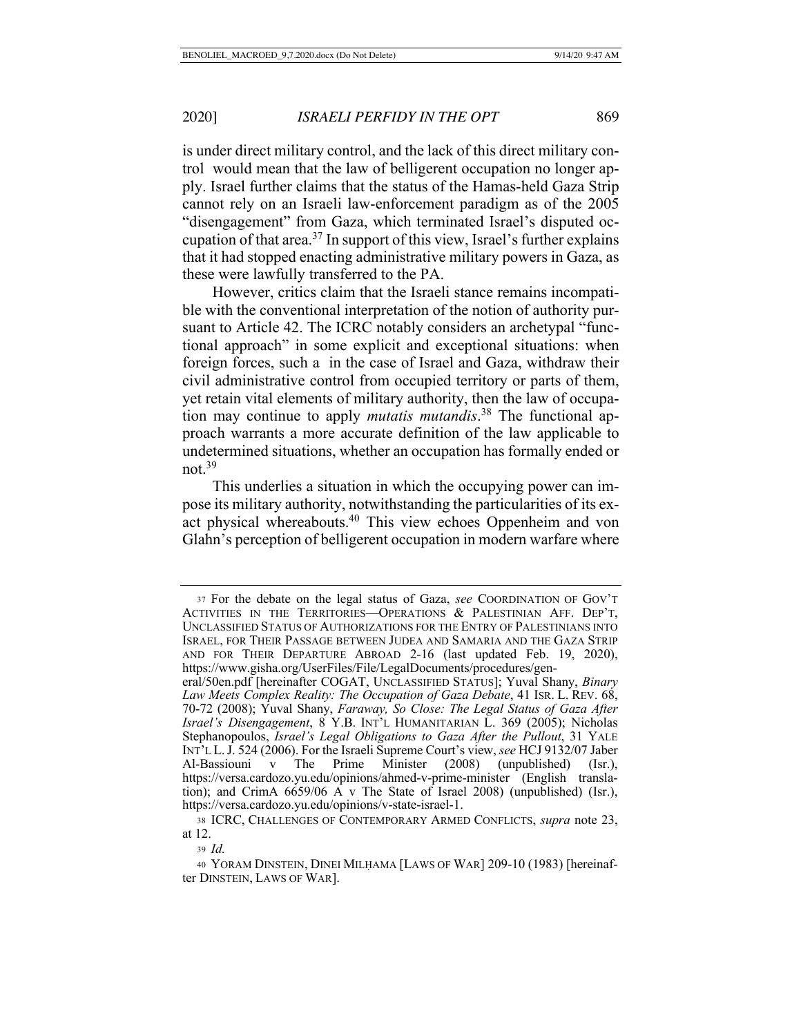is under direct military control, and the lack of this direct military control would mean that the law of belligerent occupation no longer apply. Israel further claims that the status of the Hamas-held Gaza Strip cannot rely on an Israeli law-enforcement paradigm as of the 2005 "disengagement" from Gaza, which terminated Israel's disputed occupation of that area.[37] In support of this view, Israel's further explains that it had stopped enacting administrative military powers in Gaza, as these were lawfully transferred to the PA.

However, critics claim that the Israeli stance remains incompatible with the conventional interpretation of the notion of authority pursuant to Article 42. The ICRC notably considers an archetypal "functional approach" in some explicit and exceptional situations: when foreign forces, such a in the case of Israel and Gaza, withdraw their civil administrative control from occupied territory or parts of them, yet retain vital elements of military authority, then the law of occupation may continue to apply *mutatis mutandis*.[38] The functional approach warrants a more accurate definition of the law applicable to undetermined situations, whether an occupation has formally ended or not.[39]

This underlies a situation in which the occupying power can impose its military authority, notwithstanding the particularities of its exact physical whereabouts.[40] This view echoes Oppenheim and von Glahn's perception of belligerent occupation in modern warfare where

---

37 For the debate on the legal status of Gaza, *see* COORDINATION OF GOV'T ACTIVITIES IN THE TERRITORIES—OPERATIONS & PALESTINIAN AFF. DEP'T, UNCLASSIFIED STATUS OF AUTHORIZATIONS FOR THE ENTRY OF PALESTINIANS INTO ISRAEL, FOR THEIR PASSAGE BETWEEN JUDEA AND SAMARIA AND THE GAZA STRIP AND FOR THEIR DEPARTURE ABROAD 2-16 (last updated Feb. 19, 2020), https://www.gisha.org/UserFiles/File/LegalDocuments/procedures/general/50en.pdf [hereinafter COGAT, UNCLASSIFIED STATUS]; Yuval Shany, *Binary Law Meets Complex Reality: The Occupation of Gaza Debate*, 41 ISR. L. REV. 68, 70-72 (2008); Yuval Shany, *Faraway, So Close: The Legal Status of Gaza After Israel's Disengagement*, 8 Y.B. INT'L HUMANITARIAN L. 369 (2005); Nicholas Stephanopoulos, *Israel's Legal Obligations to Gaza After the Pullout*, 31 YALE INT'L L. J. 524 (2006). For the Israeli Supreme Court's view, *see* HCJ 9132/07 Jaber Al-Bassiouni v The Prime Minister (2008) (unpublished) (Isr.), https://versa.cardozo.yu.edu/opinions/ahmed-v-prime-minister (English translation); and CrimA 6659/06 A v The State of Israel 2008) (unpublished) (Isr.), https://versa.cardozo.yu.edu/opinions/v-state-israel-1.

38 ICRC, CHALLENGES OF CONTEMPORARY ARMED CONFLICTS, *supra* note 23, at 12.

39 *Id.*

40 YORAM DINSTEIN, DINEI MILḤAMA [LAWS OF WAR] 209-10 (1983) [hereinafter DINSTEIN, LAWS OF WAR].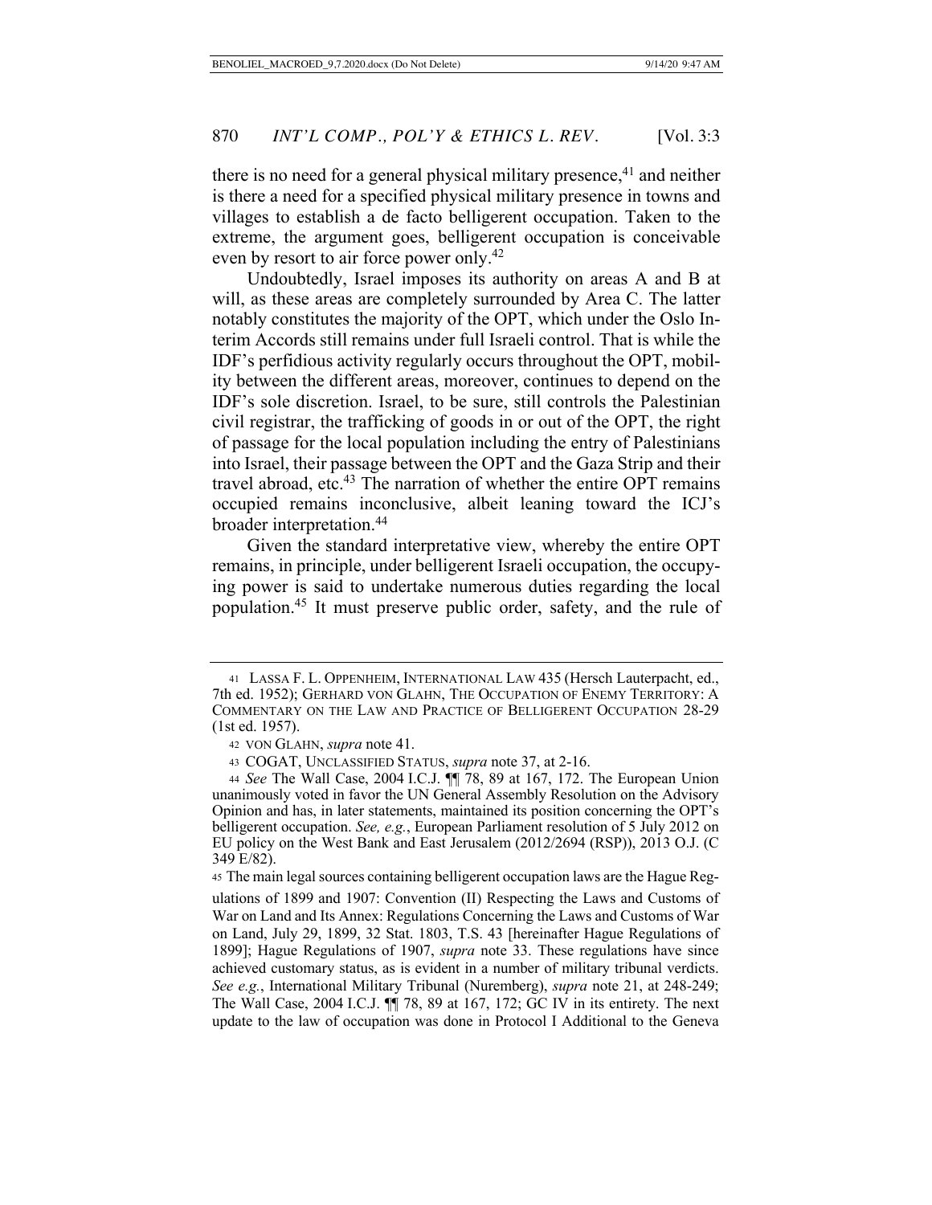there is no need for a general physical military presence,[41] and neither is there a need for a specified physical military presence in towns and villages to establish a de facto belligerent occupation. Taken to the extreme, the argument goes, belligerent occupation is conceivable even by resort to air force power only.[42]

Undoubtedly, Israel imposes its authority on areas A and B at will, as these areas are completely surrounded by Area C. The latter notably constitutes the majority of the OPT, which under the Oslo Interim Accords still remains under full Israeli control. That is while the IDF's perfidious activity regularly occurs throughout the OPT, mobility between the different areas, moreover, continues to depend on the IDF's sole discretion. Israel, to be sure, still controls the Palestinian civil registrar, the trafficking of goods in or out of the OPT, the right of passage for the local population including the entry of Palestinians into Israel, their passage between the OPT and the Gaza Strip and their travel abroad, etc.[43] The narration of whether the entire OPT remains occupied remains inconclusive, albeit leaning toward the ICJ's broader interpretation.[44]

Given the standard interpretative view, whereby the entire OPT remains, in principle, under belligerent Israeli occupation, the occupying power is said to undertake numerous duties regarding the local population.[45] It must preserve public order, safety, and the rule of

---

41 LASSA F. L. OPPENHEIM, INTERNATIONAL LAW 435 (Hersch Lauterpacht, ed., 7th ed. 1952); GERHARD VON GLAHN, THE OCCUPATION OF ENEMY TERRITORY: A COMMENTARY ON THE LAW AND PRACTICE OF BELLIGERENT OCCUPATION 28-29 (1st ed. 1957).

42 VON GLAHN, *supra* note 41.

43 COGAT, UNCLASSIFIED STATUS, *supra* note 37, at 2-16.

44 *See* The Wall Case, 2004 I.C.J. ¶¶ 78, 89 at 167, 172. The European Union unanimously voted in favor the UN General Assembly Resolution on the Advisory Opinion and has, in later statements, maintained its position concerning the OPT's belligerent occupation. *See, e.g.*, European Parliament resolution of 5 July 2012 on EU policy on the West Bank and East Jerusalem (2012/2694 (RSP)), 2013 O.J. (C 349 E/82).

45 The main legal sources containing belligerent occupation laws are the Hague Regulations of 1899 and 1907: Convention (II) Respecting the Laws and Customs of War on Land and Its Annex: Regulations Concerning the Laws and Customs of War on Land, July 29, 1899, 32 Stat. 1803, T.S. 43 [hereinafter Hague Regulations of 1899]; Hague Regulations of 1907, *supra* note 33. These regulations have since achieved customary status, as is evident in a number of military tribunal verdicts. *See e.g.*, International Military Tribunal (Nuremberg), *supra* note 21, at 248-249; The Wall Case, 2004 I.C.J. ¶¶ 78, 89 at 167, 172; GC IV in its entirety. The next update to the law of occupation was done in Protocol I Additional to the Geneva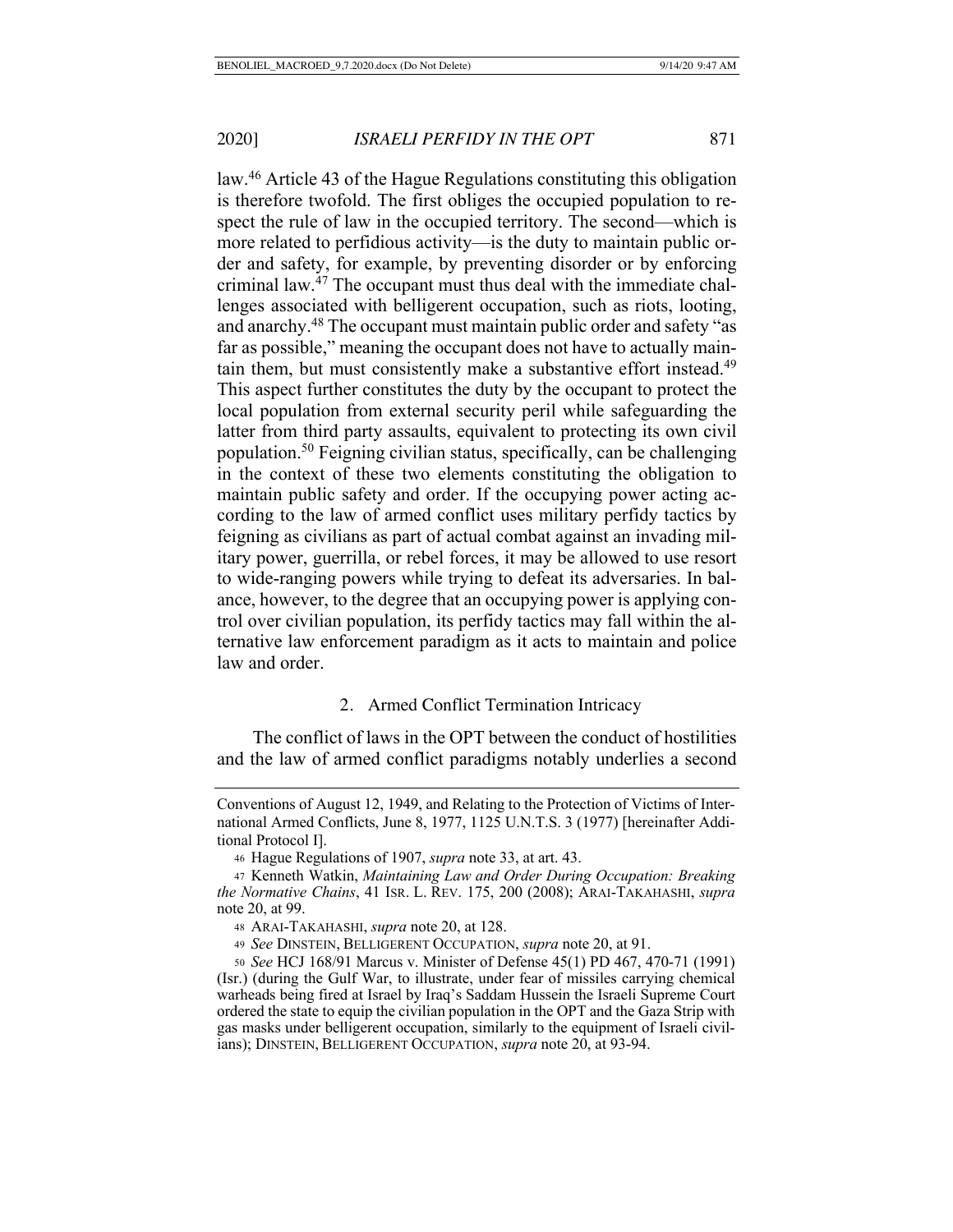law.[46] Article 43 of the Hague Regulations constituting this obligation is therefore twofold. The first obliges the occupied population to respect the rule of law in the occupied territory. The second—which is more related to perfidious activity—is the duty to maintain public order and safety, for example, by preventing disorder or by enforcing criminal law.[47] The occupant must thus deal with the immediate challenges associated with belligerent occupation, such as riots, looting, and anarchy.[48] The occupant must maintain public order and safety "as far as possible," meaning the occupant does not have to actually maintain them, but must consistently make a substantive effort instead.[49] This aspect further constitutes the duty by the occupant to protect the local population from external security peril while safeguarding the latter from third party assaults, equivalent to protecting its own civil population.[50] Feigning civilian status, specifically, can be challenging in the context of these two elements constituting the obligation to maintain public safety and order. If the occupying power acting according to the law of armed conflict uses military perfidy tactics by feigning as civilians as part of actual combat against an invading military power, guerrilla, or rebel forces, it may be allowed to use resort to wide-ranging powers while trying to defeat its adversaries. In balance, however, to the degree that an occupying power is applying control over civilian population, its perfidy tactics may fall within the alternative law enforcement paradigm as it acts to maintain and police law and order.

### 2. Armed Conflict Termination Intricacy

The conflict of laws in the OPT between the conduct of hostilities and the law of armed conflict paradigms notably underlies a second

---

Conventions of August 12, 1949, and Relating to the Protection of Victims of International Armed Conflicts, June 8, 1977, 1125 U.N.T.S. 3 (1977) [hereinafter Additional Protocol I].

46 Hague Regulations of 1907, *supra* note 33, at art. 43.

47 Kenneth Watkin, *Maintaining Law and Order During Occupation: Breaking the Normative Chains*, 41 ISR. L. REV. 175, 200 (2008); ARAI-TAKAHASHI, *supra* note 20, at 99.

48 ARAI-TAKAHASHI, *supra* note 20, at 128.

49 *See* DINSTEIN, BELLIGERENT OCCUPATION, *supra* note 20, at 91.

50 *See* HCJ 168/91 Marcus v. Minister of Defense 45(1) PD 467, 470-71 (1991) (Isr.) (during the Gulf War, to illustrate, under fear of missiles carrying chemical warheads being fired at Israel by Iraq's Saddam Hussein the Israeli Supreme Court ordered the state to equip the civilian population in the OPT and the Gaza Strip with gas masks under belligerent occupation, similarly to the equipment of Israeli civilians); DINSTEIN, BELLIGERENT OCCUPATION, *supra* note 20, at 93-94.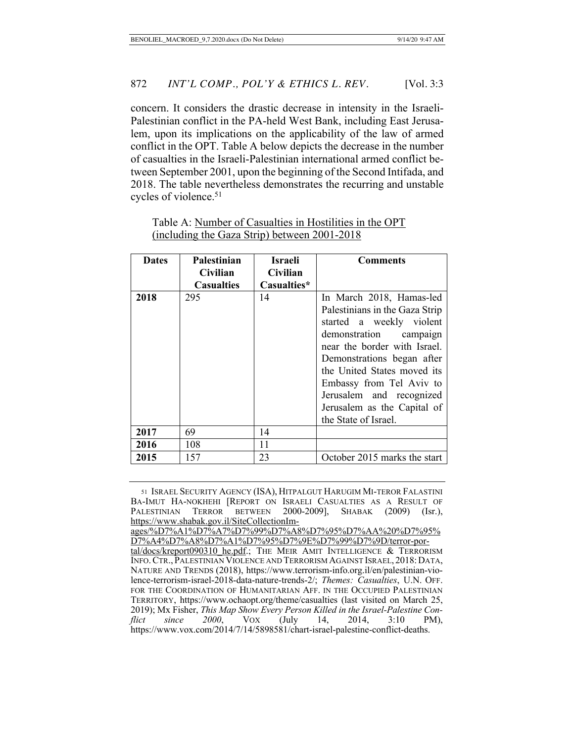concern. It considers the drastic decrease in intensity in the Israeli-Palestinian conflict in the PA-held West Bank, including East Jerusalem, upon its implications on the applicability of the law of armed conflict in the OPT. Table A below depicts the decrease in the number of casualties in the Israeli-Palestinian international armed conflict between September 2001, upon the beginning of the Second Intifada, and 2018. The table nevertheless demonstrates the recurring and unstable cycles of violence.[51]

Table A: Number of Casualties in Hostilities in the OPT (including the Gaza Strip) between 2001-2018

| Dates | Palestinian Civilian Casualties | Israeli Civilian Casualties* | Comments |
|---|---|---|---|
| **2018** | 295 | 14 | In March 2018, Hamas-led Palestinians in the Gaza Strip started a weekly violent demonstration campaign near the border with Israel. Demonstrations began after the United States moved its Embassy from Tel Aviv to Jerusalem and recognized Jerusalem as the Capital of the State of Israel. |
| **2017** | 69 | 14 | |
| **2016** | 108 | 11 | |
| **2015** | 157 | 23 | October 2015 marks the start |

51 ISRAEL SECURITY AGENCY (ISA), HITPALGUT HARUGIM MI-TEROR FALASTINI BA-IMUT HA-NOKHEHI [REPORT ON ISRAELI CASUALTIES AS A RESULT OF PALESTINIAN TERROR BETWEEN 2000-2009], SHABAK (2009) (Isr.), https://www.shabak.gov.il/SiteCollectionImages/%D7%A1%D7%A7%D7%99%D7%A8%D7%95%D7%AA%20%D7%95%D7%A4%D7%A8%D7%A1%D7%95%D7%9E%D7%99%D7%9D/terror-portal/docs/kreport090310_he.pdf.; THE MEIR AMIT INTELLIGENCE & TERRORISM INFO. CTR., PALESTINIAN VIOLENCE AND TERRORISM AGAINST ISRAEL, 2018: DATA, NATURE AND TRENDS (2018), https://www.terrorism-info.org.il/en/palestinian-violence-terrorism-israel-2018-data-nature-trends-2/; *Themes: Casualties*, U.N. OFF. FOR THE COORDINATION OF HUMANITARIAN AFF. IN THE OCCUPIED PALESTINIAN TERRITORY, https://www.ochaopt.org/theme/casualties (last visited on March 25, 2019); Mx Fisher, *This Map Show Every Person Killed in the Israel-Palestine Conflict since 2000*, VOX (July 14, 2014, 3:10 PM), https://www.vox.com/2014/7/14/5898581/chart-israel-palestine-conflict-deaths.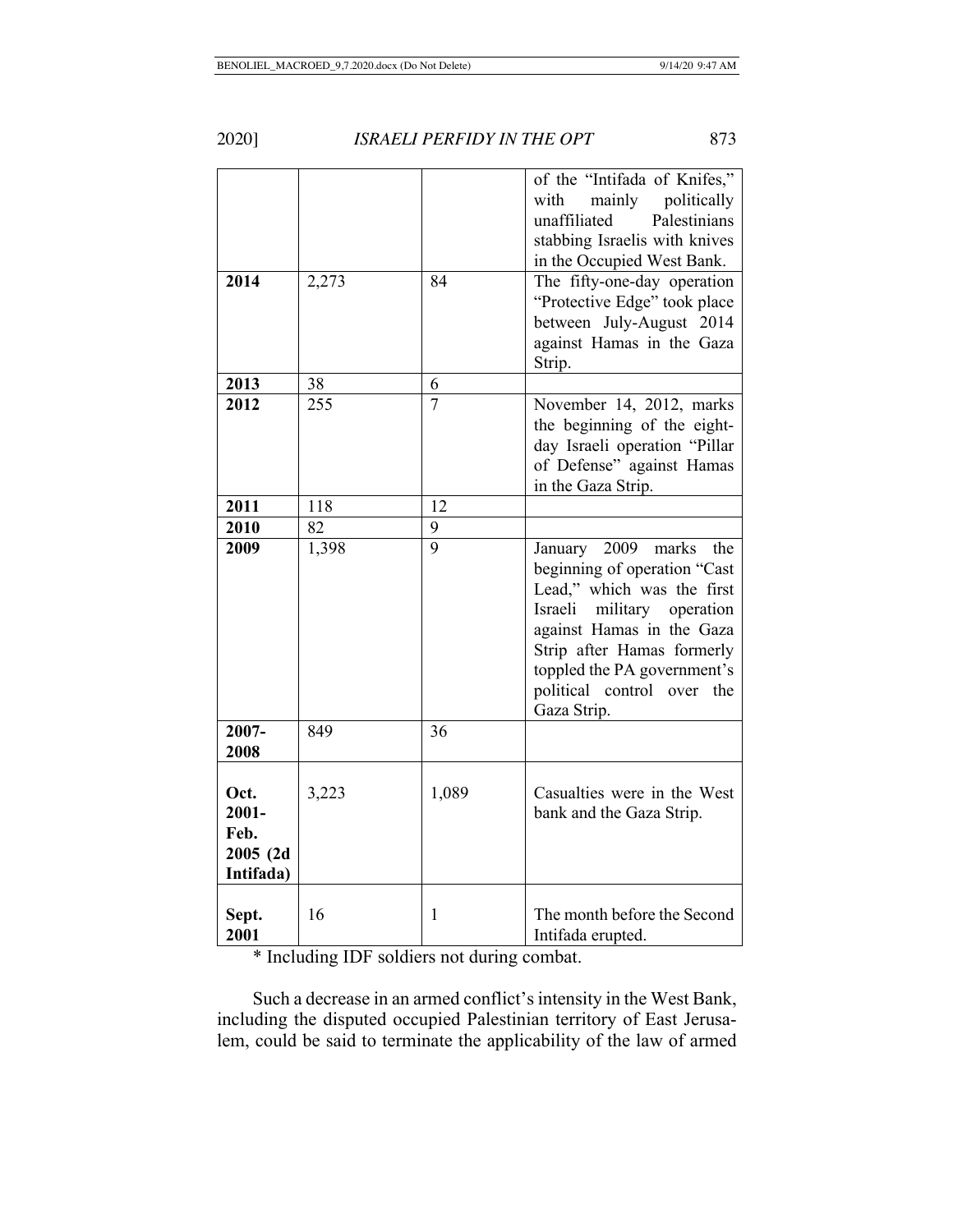| | | | of the "Intifada of Knifes," with mainly politically unaffiliated Palestinians stabbing Israelis with knives in the Occupied West Bank. |
|---|---|---|---|
| **2014** | 2,273 | 84 | The fifty-one-day operation "Protective Edge" took place between July-August 2014 against Hamas in the Gaza Strip. |
| **2013** | 38 | 6 | |
| **2012** | 255 | 7 | November 14, 2012, marks the beginning of the eight-day Israeli operation "Pillar of Defense" against Hamas in the Gaza Strip. |
| **2011** | 118 | 12 | |
| **2010** | 82 | 9 | |
| **2009** | 1,398 | 9 | January 2009 marks the beginning of operation "Cast Lead," which was the first Israeli military operation against Hamas in the Gaza Strip after Hamas formerly toppled the PA government's political control over the Gaza Strip. |
| **2007-2008** | 849 | 36 | |
| **Oct. 2001-Feb. 2005 (2d Intifada)** | 3,223 | 1,089 | Casualties were in the West bank and the Gaza Strip. |
| **Sept. 2001** | 16 | 1 | The month before the Second Intifada erupted. |

* Including IDF soldiers not during combat.

Such a decrease in an armed conflict's intensity in the West Bank, including the disputed occupied Palestinian territory of East Jerusalem, could be said to terminate the applicability of the law of armed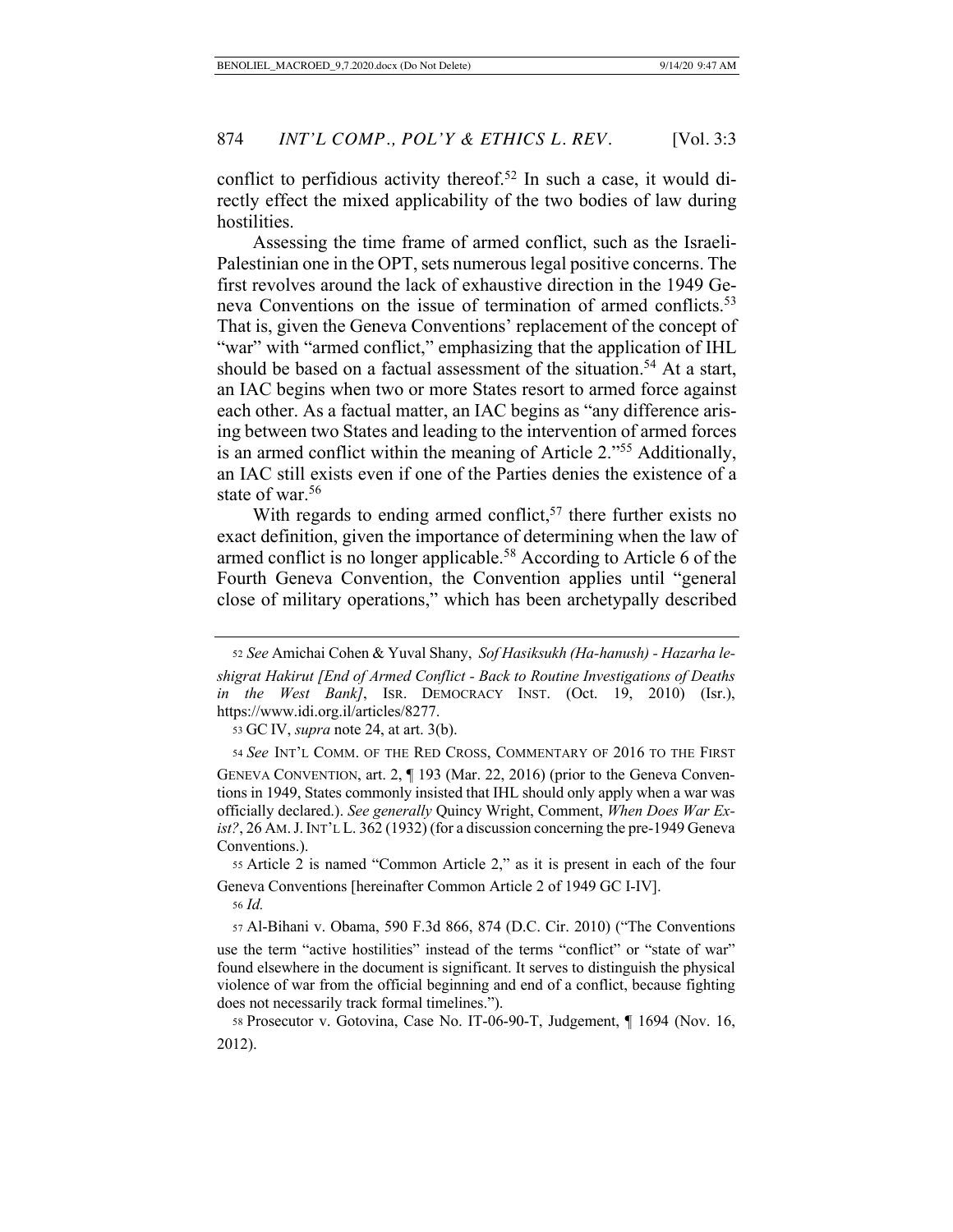conflict to perfidious activity thereof.[52] In such a case, it would directly effect the mixed applicability of the two bodies of law during hostilities.

Assessing the time frame of armed conflict, such as the Israeli-Palestinian one in the OPT, sets numerous legal positive concerns. The first revolves around the lack of exhaustive direction in the 1949 Geneva Conventions on the issue of termination of armed conflicts.[53] That is, given the Geneva Conventions' replacement of the concept of "war" with "armed conflict," emphasizing that the application of IHL should be based on a factual assessment of the situation.[54] At a start, an IAC begins when two or more States resort to armed force against each other. As a factual matter, an IAC begins as "any difference arising between two States and leading to the intervention of armed forces is an armed conflict within the meaning of Article 2."[55] Additionally, an IAC still exists even if one of the Parties denies the existence of a state of war.[56]

With regards to ending armed conflict,[57] there further exists no exact definition, given the importance of determining when the law of armed conflict is no longer applicable.[58] According to Article 6 of the Fourth Geneva Convention, the Convention applies until "general close of military operations," which has been archetypally described

---

[52] *See* Amichai Cohen & Yuval Shany, *Sof Hasiksukh (Ha-hanush) - Hazarha le-shigrat Hakirut [End of Armed Conflict - Back to Routine Investigations of Deaths in the West Bank]*, ISR. DEMOCRACY INST. (Oct. 19, 2010) (Isr.), https://www.idi.org.il/articles/8277.

[53] GC IV, *supra* note 24, at art. 3(b).

[54] *See* INT'L COMM. OF THE RED CROSS, COMMENTARY OF 2016 TO THE FIRST GENEVA CONVENTION, art. 2, ¶ 193 (Mar. 22, 2016) (prior to the Geneva Conventions in 1949, States commonly insisted that IHL should only apply when a war was officially declared.). *See generally* Quincy Wright, Comment, *When Does War Exist?*, 26 AM. J. INT'L L. 362 (1932) (for a discussion concerning the pre-1949 Geneva Conventions.).

[55] Article 2 is named "Common Article 2," as it is present in each of the four Geneva Conventions [hereinafter Common Article 2 of 1949 GC I-IV].

[56] *Id.*

[57] Al-Bihani v. Obama, 590 F.3d 866, 874 (D.C. Cir. 2010) ("The Conventions use the term "active hostilities" instead of the terms "conflict" or "state of war" found elsewhere in the document is significant. It serves to distinguish the physical violence of war from the official beginning and end of a conflict, because fighting does not necessarily track formal timelines.").

[58] Prosecutor v. Gotovina, Case No. IT-06-90-T, Judgement, ¶ 1694 (Nov. 16, 2012).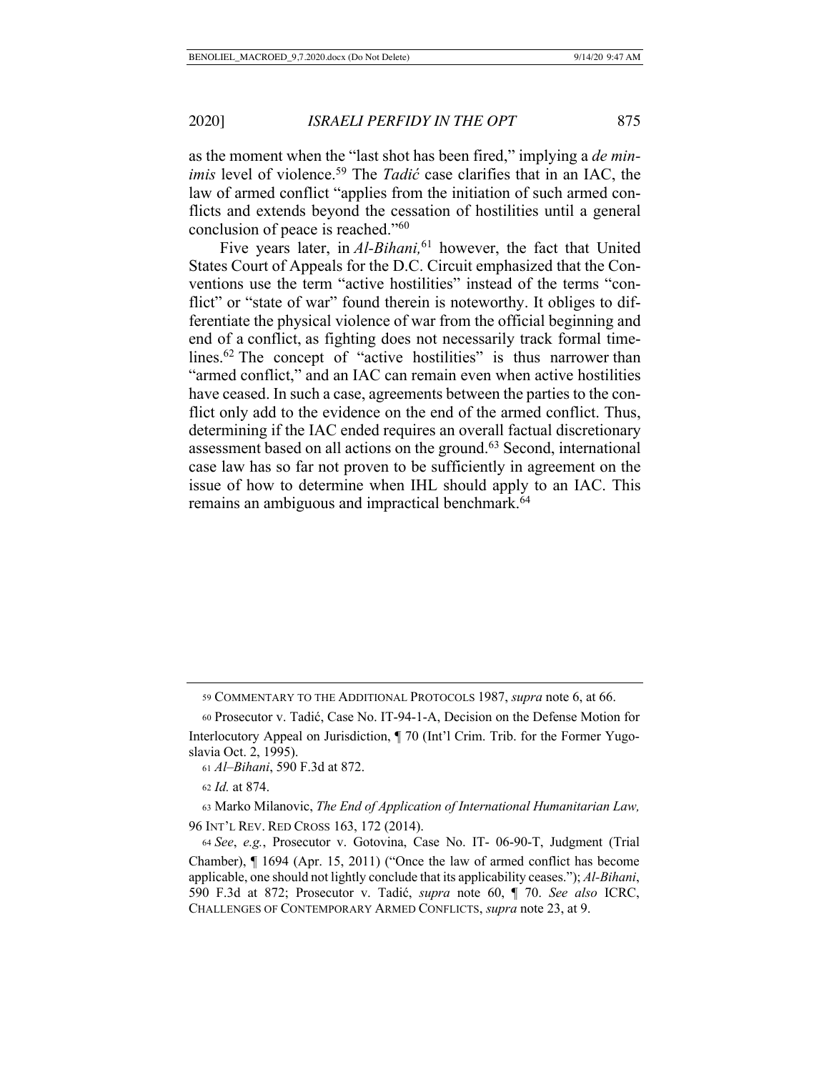as the moment when the "last shot has been fired," implying a *de minimis* level of violence.[59] The *Tadić* case clarifies that in an IAC, the law of armed conflict "applies from the initiation of such armed conflicts and extends beyond the cessation of hostilities until a general conclusion of peace is reached."[60]

Five years later, in *Al-Bihani,*[61] however, the fact that United States Court of Appeals for the D.C. Circuit emphasized that the Conventions use the term "active hostilities" instead of the terms "conflict" or "state of war" found therein is noteworthy. It obliges to differentiate the physical violence of war from the official beginning and end of a conflict, as fighting does not necessarily track formal timelines.[62] The concept of "active hostilities" is thus narrower than "armed conflict," and an IAC can remain even when active hostilities have ceased. In such a case, agreements between the parties to the conflict only add to the evidence on the end of the armed conflict. Thus, determining if the IAC ended requires an overall factual discretionary assessment based on all actions on the ground.[63] Second, international case law has so far not proven to be sufficiently in agreement on the issue of how to determine when IHL should apply to an IAC. This remains an ambiguous and impractical benchmark.[64]

---

[59] COMMENTARY TO THE ADDITIONAL PROTOCOLS 1987, *supra* note 6, at 66.

[60] Prosecutor v. Tadić, Case No. IT-94-1-A, Decision on the Defense Motion for Interlocutory Appeal on Jurisdiction, ¶ 70 (Int'l Crim. Trib. for the Former Yugoslavia Oct. 2, 1995).

[61] *Al–Bihani*, 590 F.3d at 872.

[62] *Id.* at 874.

[63] Marko Milanovic, *The End of Application of International Humanitarian Law,* 96 INT'L REV. RED CROSS 163, 172 (2014).

[64] *See*, *e.g.*, Prosecutor v. Gotovina, Case No. IT- 06-90-T, Judgment (Trial Chamber), ¶ 1694 (Apr. 15, 2011) ("Once the law of armed conflict has become applicable, one should not lightly conclude that its applicability ceases."); *Al-Bihani*, 590 F.3d at 872; Prosecutor v. Tadić, *supra* note 60, ¶ 70. *See also* ICRC, CHALLENGES OF CONTEMPORARY ARMED CONFLICTS, *supra* note 23, at 9.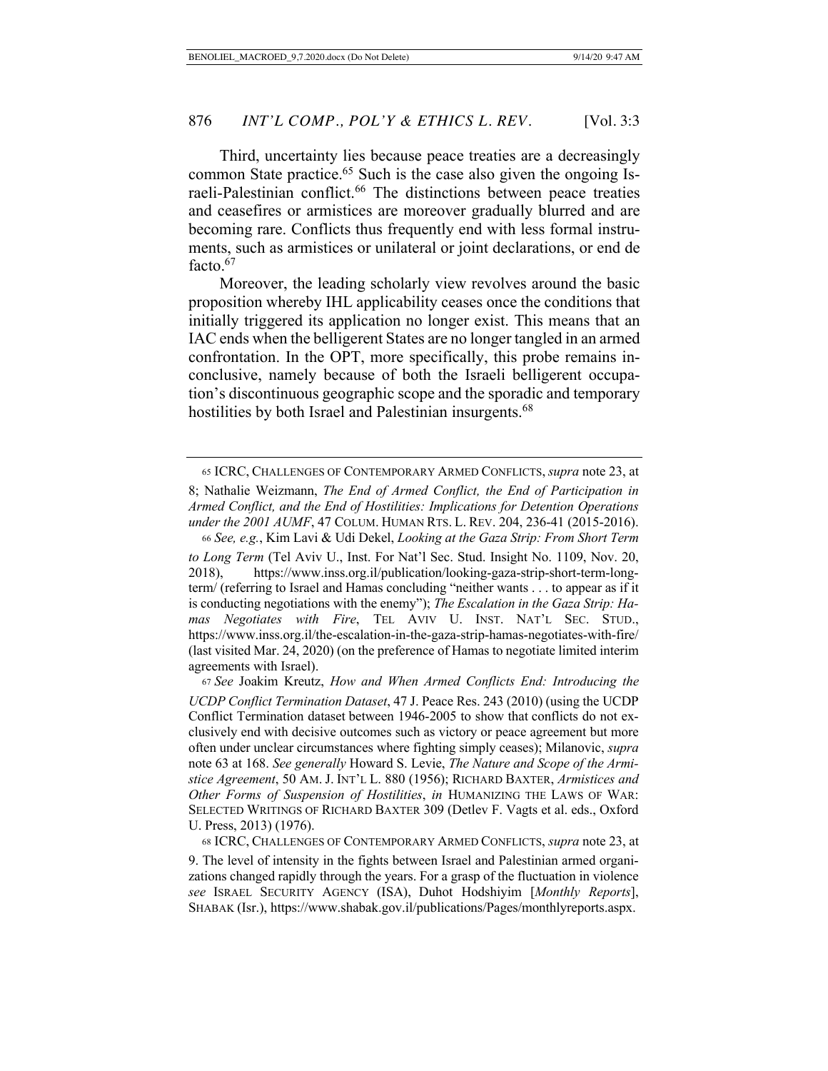Third, uncertainty lies because peace treaties are a decreasingly common State practice.[65] Such is the case also given the ongoing Israeli-Palestinian conflict.[66] The distinctions between peace treaties and ceasefires or armistices are moreover gradually blurred and are becoming rare. Conflicts thus frequently end with less formal instruments, such as armistices or unilateral or joint declarations, or end de facto.[67]

Moreover, the leading scholarly view revolves around the basic proposition whereby IHL applicability ceases once the conditions that initially triggered its application no longer exist. This means that an IAC ends when the belligerent States are no longer tangled in an armed confrontation. In the OPT, more specifically, this probe remains inconclusive, namely because of both the Israeli belligerent occupation's discontinuous geographic scope and the sporadic and temporary hostilities by both Israel and Palestinian insurgents.[68]

---

[65] ICRC, CHALLENGES OF CONTEMPORARY ARMED CONFLICTS, *supra* note 23, at 8; Nathalie Weizmann, *The End of Armed Conflict, the End of Participation in Armed Conflict, and the End of Hostilities: Implications for Detention Operations under the 2001 AUMF*, 47 COLUM. HUMAN RTS. L. REV. 204, 236-41 (2015-2016).

[66] *See, e.g.*, Kim Lavi & Udi Dekel, *Looking at the Gaza Strip: From Short Term to Long Term* (Tel Aviv U., Inst. For Nat'l Sec. Stud. Insight No. 1109, Nov. 20, 2018), https://www.inss.org.il/publication/looking-gaza-strip-short-term-long-term/ (referring to Israel and Hamas concluding "neither wants . . . to appear as if it is conducting negotiations with the enemy"); *The Escalation in the Gaza Strip: Hamas Negotiates with Fire*, TEL AVIV U. INST. NAT'L SEC. STUD., https://www.inss.org.il/the-escalation-in-the-gaza-strip-hamas-negotiates-with-fire/ (last visited Mar. 24, 2020) (on the preference of Hamas to negotiate limited interim agreements with Israel).

[67] *See* Joakim Kreutz, *How and When Armed Conflicts End: Introducing the UCDP Conflict Termination Dataset*, 47 J. Peace Res. 243 (2010) (using the UCDP Conflict Termination dataset between 1946-2005 to show that conflicts do not exclusively end with decisive outcomes such as victory or peace agreement but more often under unclear circumstances where fighting simply ceases); Milanovic, *supra* note 63 at 168. *See generally* Howard S. Levie, *The Nature and Scope of the Armistice Agreement*, 50 AM. J. INT'L L. 880 (1956); RICHARD BAXTER, *Armistices and Other Forms of Suspension of Hostilities*, *in* HUMANIZING THE LAWS OF WAR: SELECTED WRITINGS OF RICHARD BAXTER 309 (Detlev F. Vagts et al. eds., Oxford U. Press, 2013) (1976).

[68] ICRC, CHALLENGES OF CONTEMPORARY ARMED CONFLICTS, *supra* note 23, at 9. The level of intensity in the fights between Israel and Palestinian armed organizations changed rapidly through the years. For a grasp of the fluctuation in violence *see* ISRAEL SECURITY AGENCY (ISA), Duhot Hodshiyim [*Monthly Reports*], SHABAK (Isr.), https://www.shabak.gov.il/publications/Pages/monthlyreports.aspx.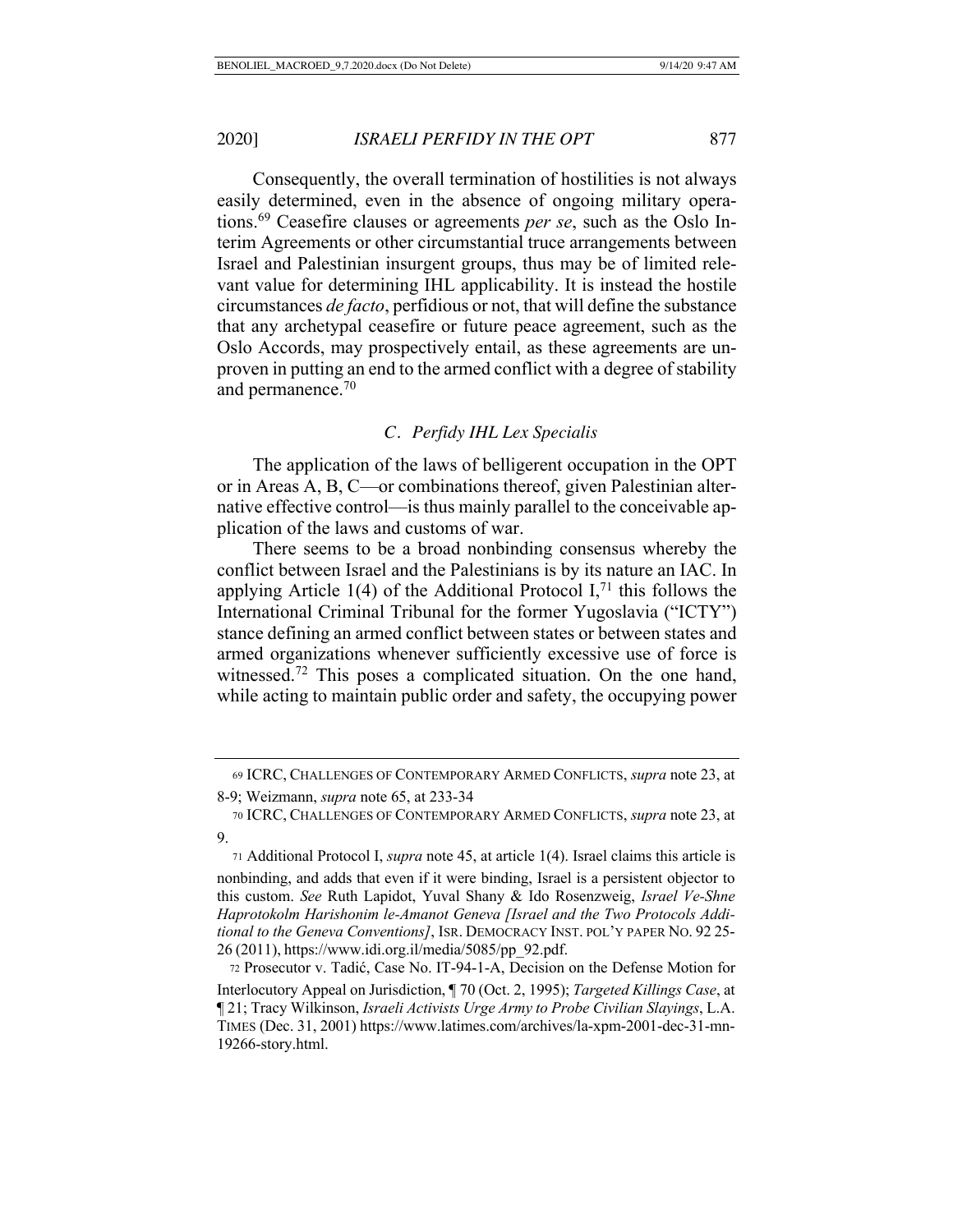Consequently, the overall termination of hostilities is not always easily determined, even in the absence of ongoing military operations.[69] Ceasefire clauses or agreements *per se*, such as the Oslo Interim Agreements or other circumstantial truce arrangements between Israel and Palestinian insurgent groups, thus may be of limited relevant value for determining IHL applicability. It is instead the hostile circumstances *de facto*, perfidious or not, that will define the substance that any archetypal ceasefire or future peace agreement, such as the Oslo Accords, may prospectively entail, as these agreements are unproven in putting an end to the armed conflict with a degree of stability and permanence.[70]

### *C. Perfidy IHL Lex Specialis*

The application of the laws of belligerent occupation in the OPT or in Areas A, B, C—or combinations thereof, given Palestinian alternative effective control—is thus mainly parallel to the conceivable application of the laws and customs of war.

There seems to be a broad nonbinding consensus whereby the conflict between Israel and the Palestinians is by its nature an IAC. In applying Article 1(4) of the Additional Protocol I,[71] this follows the International Criminal Tribunal for the former Yugoslavia ("ICTY") stance defining an armed conflict between states or between states and armed organizations whenever sufficiently excessive use of force is witnessed.[72] This poses a complicated situation. On the one hand, while acting to maintain public order and safety, the occupying power

---

[69] ICRC, CHALLENGES OF CONTEMPORARY ARMED CONFLICTS, *supra* note 23, at 8-9; Weizmann, *supra* note 65, at 233-34

[70] ICRC, CHALLENGES OF CONTEMPORARY ARMED CONFLICTS, *supra* note 23, at 9.

[71] Additional Protocol I, *supra* note 45, at article 1(4). Israel claims this article is nonbinding, and adds that even if it were binding, Israel is a persistent objector to this custom. *See* Ruth Lapidot, Yuval Shany & Ido Rosenzweig, *Israel Ve-Shne Haprotokolm Harishonim le-Amanot Geneva [Israel and the Two Protocols Additional to the Geneva Conventions]*, ISR. DEMOCRACY INST. POL'Y PAPER NO. 92 25-26 (2011), https://www.idi.org.il/media/5085/pp_92.pdf.

[72] Prosecutor v. Tadić, Case No. IT-94-1-A, Decision on the Defense Motion for Interlocutory Appeal on Jurisdiction, ¶ 70 (Oct. 2, 1995); *Targeted Killings Case*, at ¶ 21; Tracy Wilkinson, *Israeli Activists Urge Army to Probe Civilian Slayings*, L.A. TIMES (Dec. 31, 2001) https://www.latimes.com/archives/la-xpm-2001-dec-31-mn-19266-story.html.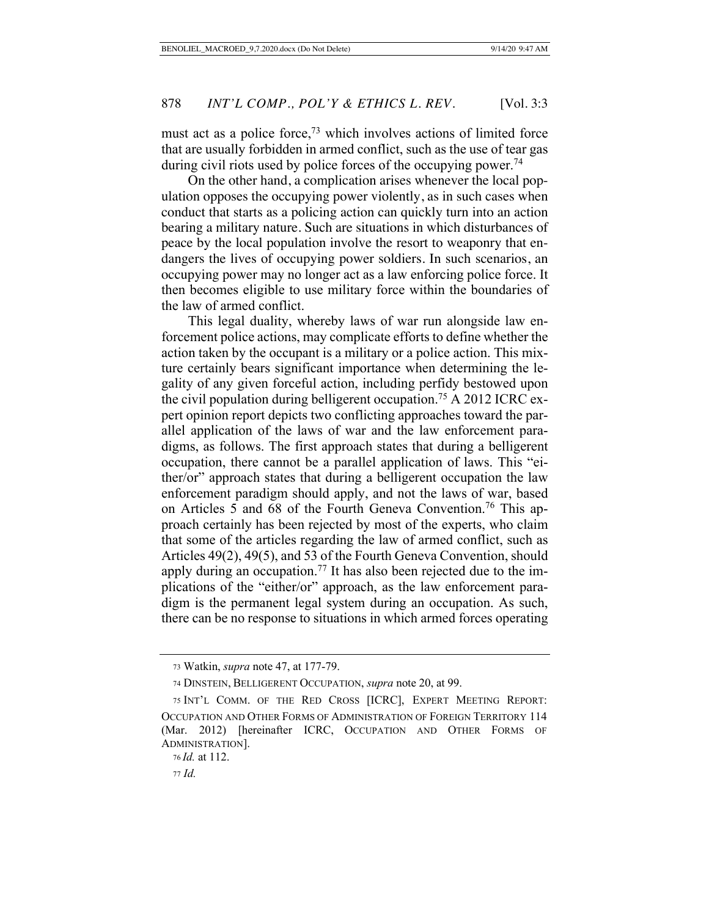must act as a police force,[73] which involves actions of limited force that are usually forbidden in armed conflict, such as the use of tear gas during civil riots used by police forces of the occupying power.[74]

On the other hand, a complication arises whenever the local population opposes the occupying power violently, as in such cases when conduct that starts as a policing action can quickly turn into an action bearing a military nature. Such are situations in which disturbances of peace by the local population involve the resort to weaponry that endangers the lives of occupying power soldiers. In such scenarios, an occupying power may no longer act as a law enforcing police force. It then becomes eligible to use military force within the boundaries of the law of armed conflict.

This legal duality, whereby laws of war run alongside law enforcement police actions, may complicate efforts to define whether the action taken by the occupant is a military or a police action. This mixture certainly bears significant importance when determining the legality of any given forceful action, including perfidy bestowed upon the civil population during belligerent occupation.[75] A 2012 ICRC expert opinion report depicts two conflicting approaches toward the parallel application of the laws of war and the law enforcement paradigms, as follows. The first approach states that during a belligerent occupation, there cannot be a parallel application of laws. This "either/or" approach states that during a belligerent occupation the law enforcement paradigm should apply, and not the laws of war, based on Articles 5 and 68 of the Fourth Geneva Convention.[76] This approach certainly has been rejected by most of the experts, who claim that some of the articles regarding the law of armed conflict, such as Articles 49(2), 49(5), and 53 of the Fourth Geneva Convention, should apply during an occupation.[77] It has also been rejected due to the implications of the "either/or" approach, as the law enforcement paradigm is the permanent legal system during an occupation. As such, there can be no response to situations in which armed forces operating

---

73 Watkin, *supra* note 47, at 177-79.

74 DINSTEIN, BELLIGERENT OCCUPATION, *supra* note 20, at 99.

75 INT'L COMM. OF THE RED CROSS [ICRC], EXPERT MEETING REPORT: OCCUPATION AND OTHER FORMS OF ADMINISTRATION OF FOREIGN TERRITORY 114 (Mar. 2012) [hereinafter ICRC, OCCUPATION AND OTHER FORMS OF ADMINISTRATION].

76 *Id.* at 112.

77 *Id.*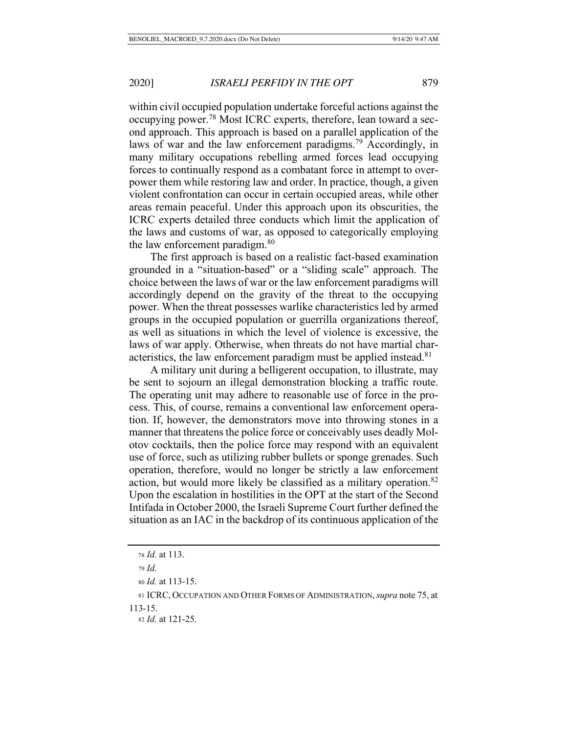within civil occupied population undertake forceful actions against the occupying power.[78] Most ICRC experts, therefore, lean toward a second approach. This approach is based on a parallel application of the laws of war and the law enforcement paradigms.[79] Accordingly, in many military occupations rebelling armed forces lead occupying forces to continually respond as a combatant force in attempt to overpower them while restoring law and order. In practice, though, a given violent confrontation can occur in certain occupied areas, while other areas remain peaceful. Under this approach upon its obscurities, the ICRC experts detailed three conducts which limit the application of the laws and customs of war, as opposed to categorically employing the law enforcement paradigm.[80]

The first approach is based on a realistic fact-based examination grounded in a "situation-based" or a "sliding scale" approach. The choice between the laws of war or the law enforcement paradigms will accordingly depend on the gravity of the threat to the occupying power. When the threat possesses warlike characteristics led by armed groups in the occupied population or guerrilla organizations thereof, as well as situations in which the level of violence is excessive, the laws of war apply. Otherwise, when threats do not have martial characteristics, the law enforcement paradigm must be applied instead.[81]

A military unit during a belligerent occupation, to illustrate, may be sent to sojourn an illegal demonstration blocking a traffic route. The operating unit may adhere to reasonable use of force in the process. This, of course, remains a conventional law enforcement operation. If, however, the demonstrators move into throwing stones in a manner that threatens the police force or conceivably uses deadly Molotov cocktails, then the police force may respond with an equivalent use of force, such as utilizing rubber bullets or sponge grenades. Such operation, therefore, would no longer be strictly a law enforcement action, but would more likely be classified as a military operation.[82] Upon the escalation in hostilities in the OPT at the start of the Second Intifada in October 2000, the Israeli Supreme Court further defined the situation as an IAC in the backdrop of its continuous application of the

---

78 *Id.* at 113.

79 *Id.*

80 *Id.* at 113-15.

81 ICRC, OCCUPATION AND OTHER FORMS OF ADMINISTRATION, *supra* note 75, at 113-15.

82 *Id.* at 121-25.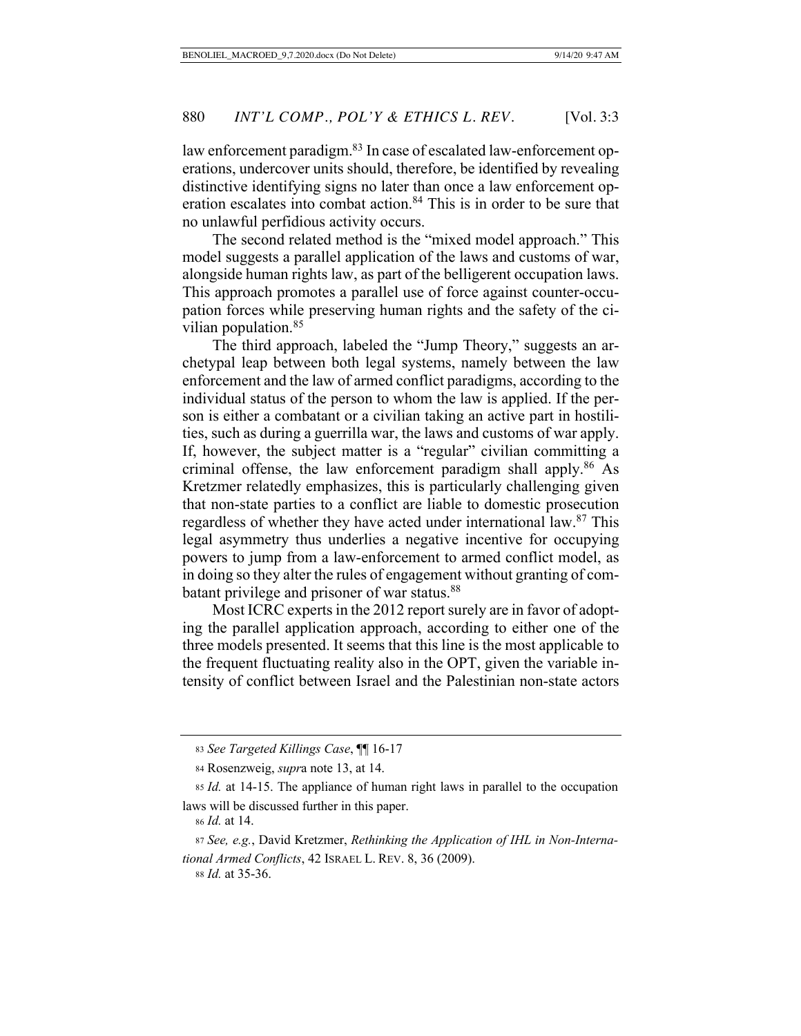law enforcement paradigm.[83] In case of escalated law-enforcement operations, undercover units should, therefore, be identified by revealing distinctive identifying signs no later than once a law enforcement operation escalates into combat action.[84] This is in order to be sure that no unlawful perfidious activity occurs.

The second related method is the "mixed model approach." This model suggests a parallel application of the laws and customs of war, alongside human rights law, as part of the belligerent occupation laws. This approach promotes a parallel use of force against counter-occupation forces while preserving human rights and the safety of the civilian population.[85]

The third approach, labeled the "Jump Theory," suggests an archetypal leap between both legal systems, namely between the law enforcement and the law of armed conflict paradigms, according to the individual status of the person to whom the law is applied. If the person is either a combatant or a civilian taking an active part in hostilities, such as during a guerrilla war, the laws and customs of war apply. If, however, the subject matter is a "regular" civilian committing a criminal offense, the law enforcement paradigm shall apply.[86] As Kretzmer relatedly emphasizes, this is particularly challenging given that non-state parties to a conflict are liable to domestic prosecution regardless of whether they have acted under international law.[87] This legal asymmetry thus underlies a negative incentive for occupying powers to jump from a law-enforcement to armed conflict model, as in doing so they alter the rules of engagement without granting of combatant privilege and prisoner of war status.[88]

Most ICRC experts in the 2012 report surely are in favor of adopting the parallel application approach, according to either one of the three models presented. It seems that this line is the most applicable to the frequent fluctuating reality also in the OPT, given the variable intensity of conflict between Israel and the Palestinian non-state actors

---

83 *See Targeted Killings Case*, ¶¶ 16-17

84 Rosenzweig, *supra* note 13, at 14.

85 *Id.* at 14-15. The appliance of human right laws in parallel to the occupation laws will be discussed further in this paper.

86 *Id.* at 14.

87 *See, e.g.*, David Kretzmer, *Rethinking the Application of IHL in Non-International Armed Conflicts*, 42 ISRAEL L. REV. 8, 36 (2009).

88 *Id.* at 35-36.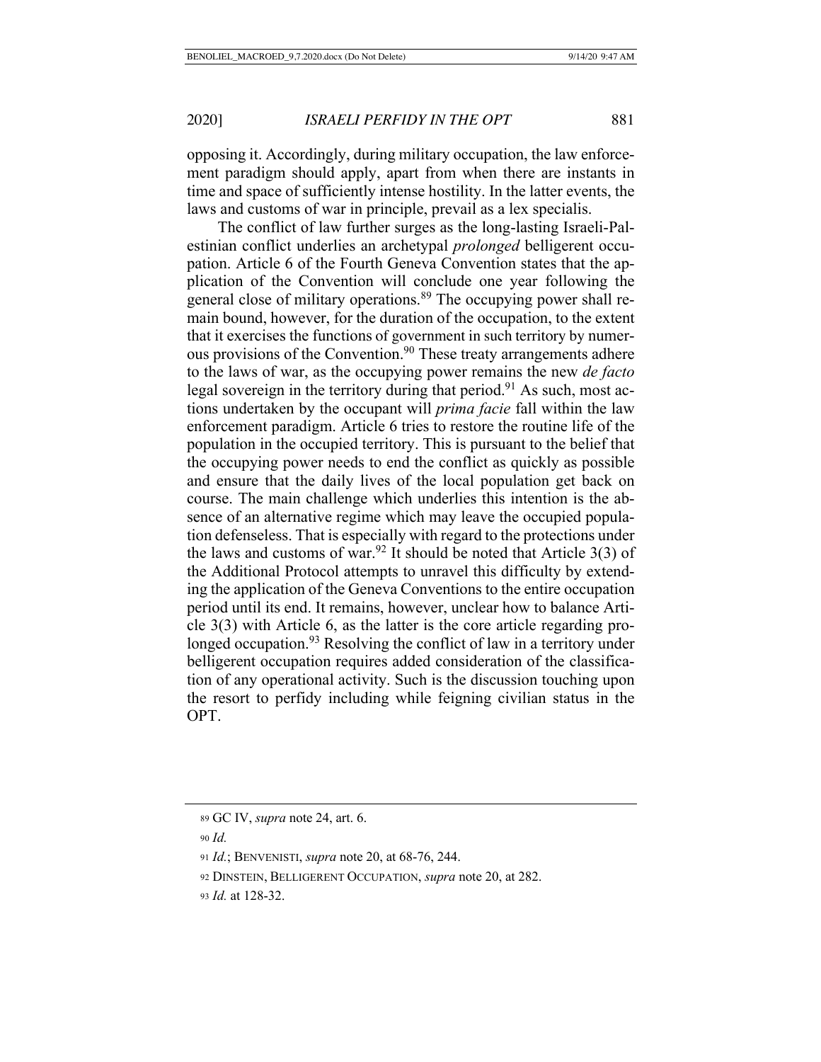opposing it. Accordingly, during military occupation, the law enforcement paradigm should apply, apart from when there are instants in time and space of sufficiently intense hostility. In the latter events, the laws and customs of war in principle, prevail as a lex specialis.

The conflict of law further surges as the long-lasting Israeli-Palestinian conflict underlies an archetypal *prolonged* belligerent occupation. Article 6 of the Fourth Geneva Convention states that the application of the Convention will conclude one year following the general close of military operations.[89] The occupying power shall remain bound, however, for the duration of the occupation, to the extent that it exercises the functions of government in such territory by numerous provisions of the Convention.[90] These treaty arrangements adhere to the laws of war, as the occupying power remains the new *de facto* legal sovereign in the territory during that period.[91] As such, most actions undertaken by the occupant will *prima facie* fall within the law enforcement paradigm. Article 6 tries to restore the routine life of the population in the occupied territory. This is pursuant to the belief that the occupying power needs to end the conflict as quickly as possible and ensure that the daily lives of the local population get back on course. The main challenge which underlies this intention is the absence of an alternative regime which may leave the occupied population defenseless. That is especially with regard to the protections under the laws and customs of war.[92] It should be noted that Article 3(3) of the Additional Protocol attempts to unravel this difficulty by extending the application of the Geneva Conventions to the entire occupation period until its end. It remains, however, unclear how to balance Article 3(3) with Article 6, as the latter is the core article regarding prolonged occupation.[93] Resolving the conflict of law in a territory under belligerent occupation requires added consideration of the classification of any operational activity. Such is the discussion touching upon the resort to perfidy including while feigning civilian status in the OPT.

---

89 GC IV, *supra* note 24, art. 6.

90 *Id.*

91 *Id.*; BENVENISTI, *supra* note 20, at 68-76, 244.

92 DINSTEIN, BELLIGERENT OCCUPATION, *supra* note 20, at 282.

93 *Id.* at 128-32.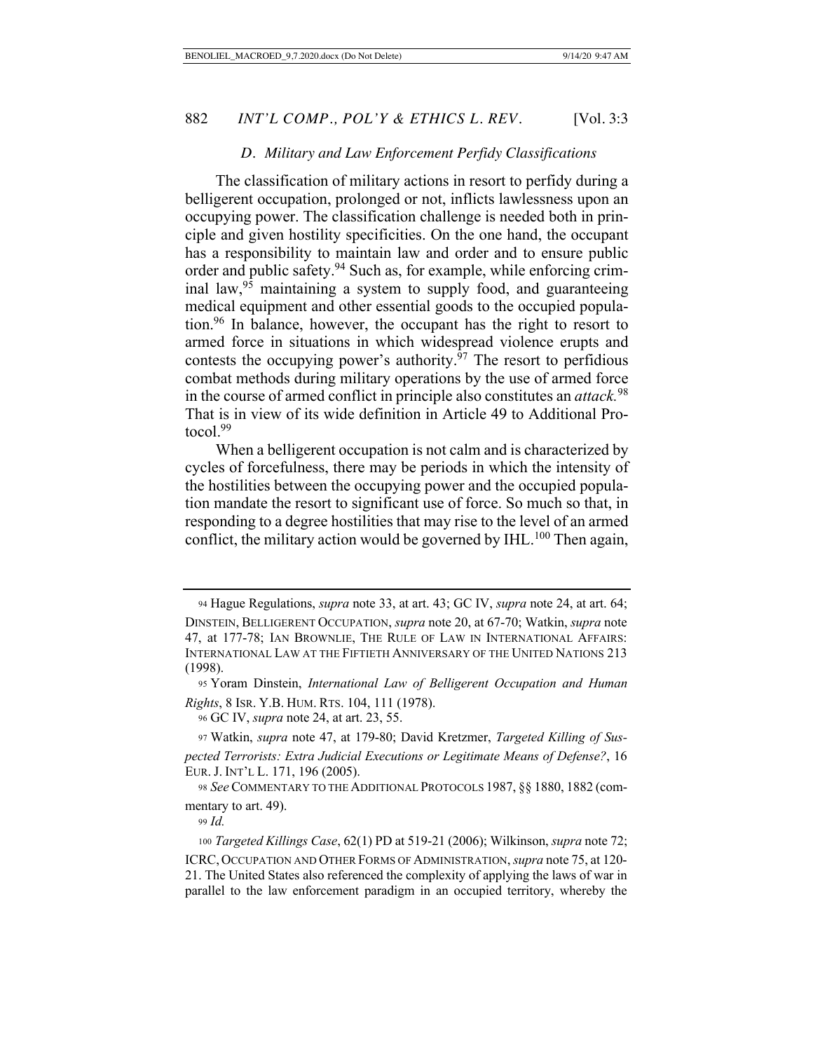### D. Military and Law Enforcement Perfidy Classifications

The classification of military actions in resort to perfidy during a belligerent occupation, prolonged or not, inflicts lawlessness upon an occupying power. The classification challenge is needed both in principle and given hostility specificities. On the one hand, the occupant has a responsibility to maintain law and order and to ensure public order and public safety.[94] Such as, for example, while enforcing criminal law,[95] maintaining a system to supply food, and guaranteeing medical equipment and other essential goods to the occupied population.[96] In balance, however, the occupant has the right to resort to armed force in situations in which widespread violence erupts and contests the occupying power's authority.[97] The resort to perfidious combat methods during military operations by the use of armed force in the course of armed conflict in principle also constitutes an *attack.*[98] That is in view of its wide definition in Article 49 to Additional Protocol.[99]

When a belligerent occupation is not calm and is characterized by cycles of forcefulness, there may be periods in which the intensity of the hostilities between the occupying power and the occupied population mandate the resort to significant use of force. So much so that, in responding to a degree hostilities that may rise to the level of an armed conflict, the military action would be governed by IHL.[100] Then again,

---

94 Hague Regulations, *supra* note 33, at art. 43; GC IV, *supra* note 24, at art. 64; DINSTEIN, BELLIGERENT OCCUPATION, *supra* note 20, at 67-70; Watkin, *supra* note 47, at 177-78; IAN BROWNLIE, THE RULE OF LAW IN INTERNATIONAL AFFAIRS: INTERNATIONAL LAW AT THE FIFTIETH ANNIVERSARY OF THE UNITED NATIONS 213 (1998).

95 Yoram Dinstein, *International Law of Belligerent Occupation and Human Rights*, 8 ISR. Y.B. HUM. RTS. 104, 111 (1978).

96 GC IV, *supra* note 24, at art. 23, 55.

97 Watkin, *supra* note 47, at 179-80; David Kretzmer, *Targeted Killing of Suspected Terrorists: Extra Judicial Executions or Legitimate Means of Defense?*, 16 EUR. J. INT'L L. 171, 196 (2005).

98 *See* COMMENTARY TO THE ADDITIONAL PROTOCOLS 1987, §§ 1880, 1882 (commentary to art. 49).

99 *Id.*

100 *Targeted Killings Case*, 62(1) PD at 519-21 (2006); Wilkinson, *supra* note 72; ICRC, OCCUPATION AND OTHER FORMS OF ADMINISTRATION, *supra* note 75, at 120-21. The United States also referenced the complexity of applying the laws of war in parallel to the law enforcement paradigm in an occupied territory, whereby the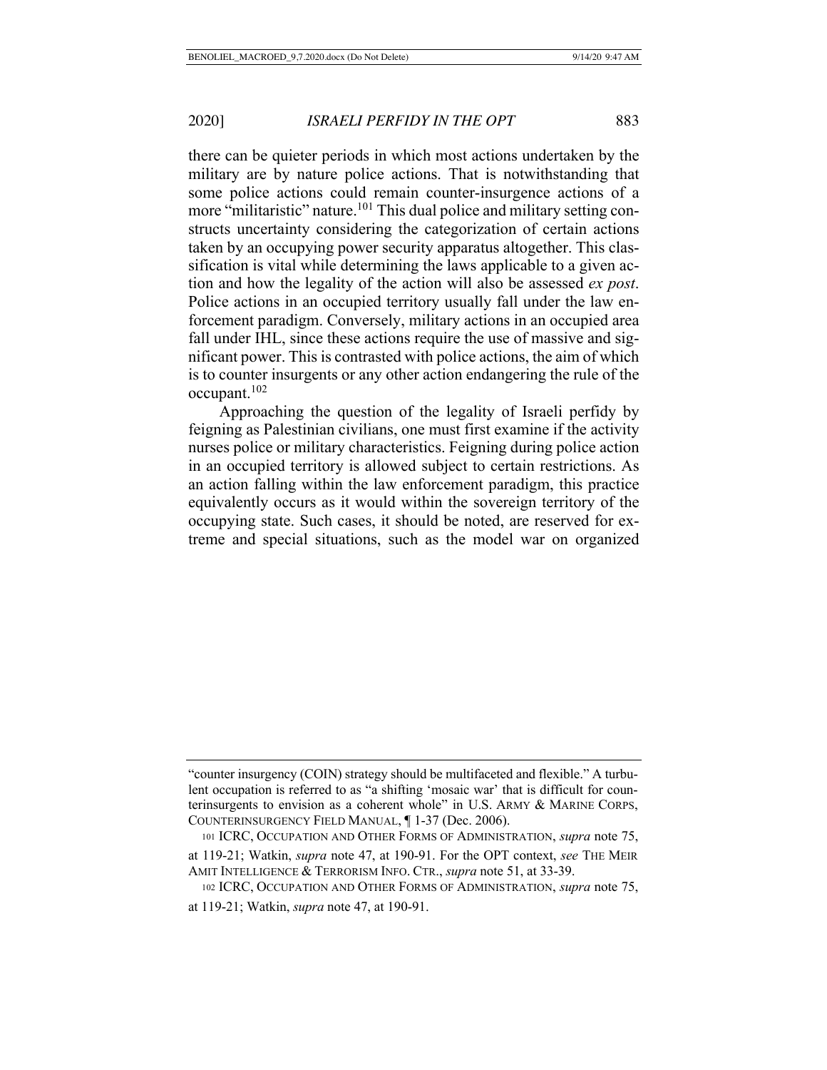there can be quieter periods in which most actions undertaken by the military are by nature police actions. That is notwithstanding that some police actions could remain counter-insurgence actions of a more "militaristic" nature.[101] This dual police and military setting constructs uncertainty considering the categorization of certain actions taken by an occupying power security apparatus altogether. This classification is vital while determining the laws applicable to a given action and how the legality of the action will also be assessed *ex post*. Police actions in an occupied territory usually fall under the law enforcement paradigm. Conversely, military actions in an occupied area fall under IHL, since these actions require the use of massive and significant power. This is contrasted with police actions, the aim of which is to counter insurgents or any other action endangering the rule of the occupant.[102]

Approaching the question of the legality of Israeli perfidy by feigning as Palestinian civilians, one must first examine if the activity nurses police or military characteristics. Feigning during police action in an occupied territory is allowed subject to certain restrictions. As an action falling within the law enforcement paradigm, this practice equivalently occurs as it would within the sovereign territory of the occupying state. Such cases, it should be noted, are reserved for extreme and special situations, such as the model war on organized

---

"counter insurgency (COIN) strategy should be multifaceted and flexible." A turbulent occupation is referred to as "a shifting 'mosaic war' that is difficult for counterinsurgents to envision as a coherent whole" in U.S. ARMY & MARINE CORPS, COUNTERINSURGENCY FIELD MANUAL, ¶ 1-37 (Dec. 2006).

[101] ICRC, OCCUPATION AND OTHER FORMS OF ADMINISTRATION, *supra* note 75, at 119-21; Watkin, *supra* note 47, at 190-91. For the OPT context, *see* THE MEIR AMIT INTELLIGENCE & TERRORISM INFO. CTR., *supra* note 51, at 33-39.

[102] ICRC, OCCUPATION AND OTHER FORMS OF ADMINISTRATION, *supra* note 75, at 119-21; Watkin, *supra* note 47, at 190-91.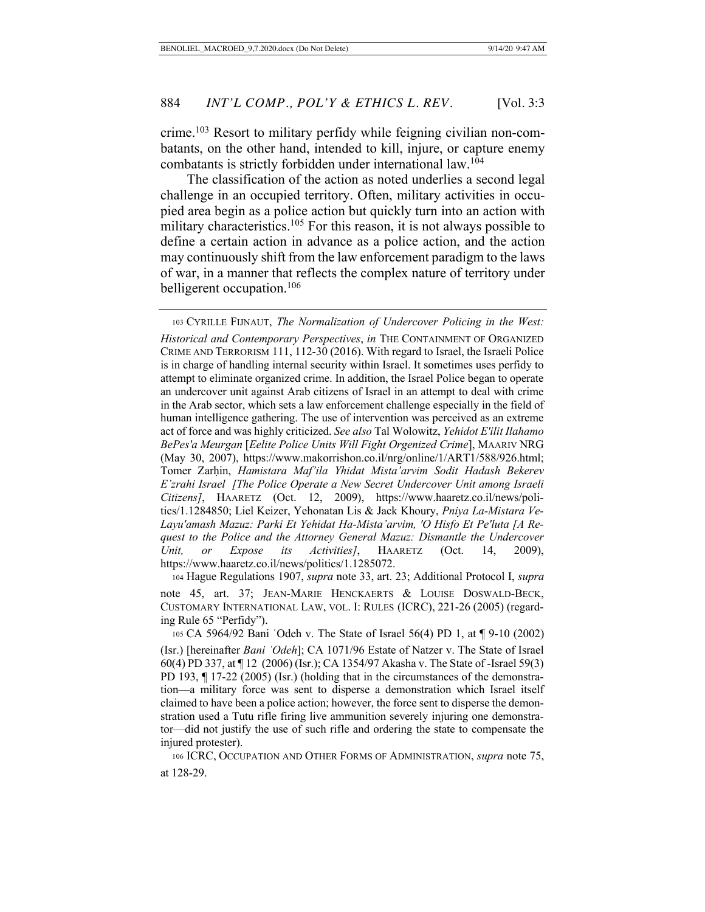crime.[103] Resort to military perfidy while feigning civilian non-combatants, on the other hand, intended to kill, injure, or capture enemy combatants is strictly forbidden under international law.[104]

The classification of the action as noted underlies a second legal challenge in an occupied territory. Often, military activities in occupied area begin as a police action but quickly turn into an action with military characteristics.[105] For this reason, it is not always possible to define a certain action in advance as a police action, and the action may continuously shift from the law enforcement paradigm to the laws of war, in a manner that reflects the complex nature of territory under belligerent occupation.[106]

---

[103] CYRILLE FIJNAUT, *The Normalization of Undercover Policing in the West: Historical and Contemporary Perspectives*, *in* THE CONTAINMENT OF ORGANIZED CRIME AND TERRORISM 111, 112-30 (2016). With regard to Israel, the Israeli Police is in charge of handling internal security within Israel. It sometimes uses perfidy to attempt to eliminate organized crime. In addition, the Israel Police began to operate an undercover unit against Arab citizens of Israel in an attempt to deal with crime in the Arab sector, which sets a law enforcement challenge especially in the field of human intelligence gathering. The use of intervention was perceived as an extreme act of force and was highly criticized. *See also* Tal Wolowitz, *Yehidot E'ilit Ilahamo BePes'a Meurgan* [*Eelite Police Units Will Fight Orgenized Crime*], MAARIV NRG (May 30, 2007), https://www.makorrishon.co.il/nrg/online/1/ART1/588/926.html; Tomer Zarḥin, *Hamistara Maf'ila Yhidat Mista'arvim Sodit Hadash Bekerev E'zrahi Israel [The Police Operate a New Secret Undercover Unit among Israeli Citizens]*, HAARETZ (Oct. 12, 2009), https://www.haaretz.co.il/news/politics/1.1284850; Liel Keizer, Yehonatan Lis & Jack Khoury, *Pniya La-Mistara Ve-Layu'amash Mazuz: Parki Et Yehidat Ha-Mista'arvim, 'O Hisfo Et Pe'luta [A Request to the Police and the Attorney General Mazuz: Dismantle the Undercover Unit, or Expose its Activities]*, HAARETZ (Oct. 14, 2009), https://www.haaretz.co.il/news/politics/1.1285072.

[104] Hague Regulations 1907, *supra* note 33, art. 23; Additional Protocol I, *supra* note 45, art. 37; JEAN-MARIE HENCKAERTS & LOUISE DOSWALD-BECK, CUSTOMARY INTERNATIONAL LAW, VOL. I: RULES (ICRC), 221-26 (2005) (regarding Rule 65 "Perfidy").

[105] CA 5964/92 Bani ʿOdeh v. The State of Israel 56(4) PD 1, at ¶ 9-10 (2002) (Isr.) [hereinafter *Bani ʿOdeh*]; CA 1071/96 Estate of Natzer v. The State of Israel 60(4) PD 337, at ¶ 12 (2006) (Isr.); CA 1354/97 Akasha v. The State of -Israel 59(3) PD 193, ¶ 17-22 (2005) (Isr.) (holding that in the circumstances of the demonstration—a military force was sent to disperse a demonstration which Israel itself claimed to have been a police action; however, the force sent to disperse the demonstration used a Tutu rifle firing live ammunition severely injuring one demonstrator—did not justify the use of such rifle and ordering the state to compensate the injured protester).

[106] ICRC, OCCUPATION AND OTHER FORMS OF ADMINISTRATION, *supra* note 75, at 128-29.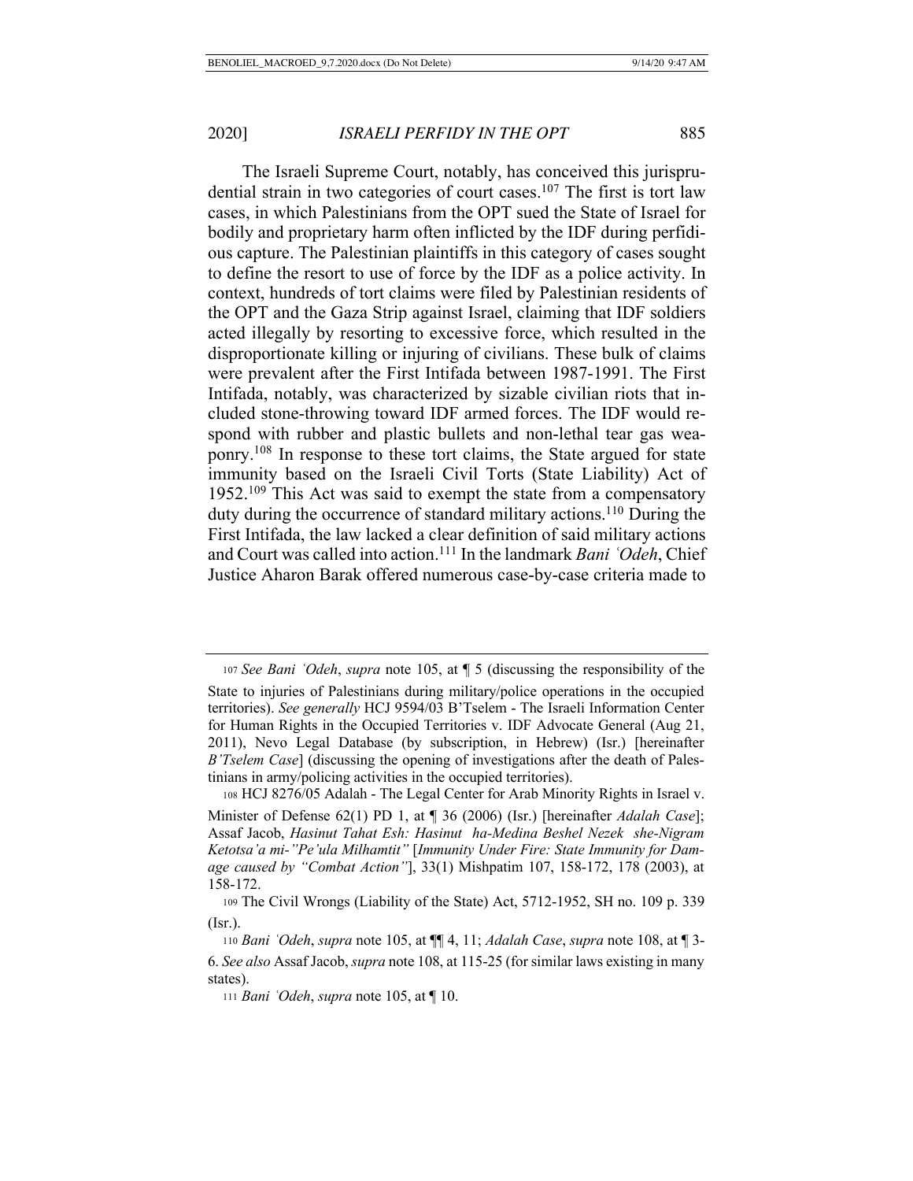The Israeli Supreme Court, notably, has conceived this jurisprudential strain in two categories of court cases.[107] The first is tort law cases, in which Palestinians from the OPT sued the State of Israel for bodily and proprietary harm often inflicted by the IDF during perfidious capture. The Palestinian plaintiffs in this category of cases sought to define the resort to use of force by the IDF as a police activity. In context, hundreds of tort claims were filed by Palestinian residents of the OPT and the Gaza Strip against Israel, claiming that IDF soldiers acted illegally by resorting to excessive force, which resulted in the disproportionate killing or injuring of civilians. These bulk of claims were prevalent after the First Intifada between 1987-1991. The First Intifada, notably, was characterized by sizable civilian riots that included stone-throwing toward IDF armed forces. The IDF would respond with rubber and plastic bullets and non-lethal tear gas weaponry.[108] In response to these tort claims, the State argued for state immunity based on the Israeli Civil Torts (State Liability) Act of 1952.[109] This Act was said to exempt the state from a compensatory duty during the occurrence of standard military actions.[110] During the First Intifada, the law lacked a clear definition of said military actions and Court was called into action.[111] In the landmark *Bani ʿOdeh*, Chief Justice Aharon Barak offered numerous case-by-case criteria made to

---

107 *See Bani ʿOdeh*, *supra* note 105, at ¶ 5 (discussing the responsibility of the State to injuries of Palestinians during military/police operations in the occupied territories). *See generally* HCJ 9594/03 B'Tselem - The Israeli Information Center for Human Rights in the Occupied Territories v. IDF Advocate General (Aug 21, 2011), Nevo Legal Database (by subscription, in Hebrew) (Isr.) [hereinafter *B'Tselem Case*] (discussing the opening of investigations after the death of Palestinians in army/policing activities in the occupied territories).

108 HCJ 8276/05 Adalah - The Legal Center for Arab Minority Rights in Israel v. Minister of Defense 62(1) PD 1, at ¶ 36 (2006) (Isr.) [hereinafter *Adalah Case*]; Assaf Jacob, *Hasinut Tahat Esh: Hasinut ha-Medina Beshel Nezek she-Nigram Ketotsa'a mi-"Pe'ula Milhamtit"* [*Immunity Under Fire: State Immunity for Damage caused by "Combat Action"*], 33(1) Mishpatim 107, 158-172, 178 (2003), at 158-172.

109 The Civil Wrongs (Liability of the State) Act, 5712-1952, SH no. 109 p. 339 (Isr.).

110 *Bani ʿOdeh*, *supra* note 105, at ¶¶ 4, 11; *Adalah Case*, *supra* note 108, at ¶ 3-6. *See also* Assaf Jacob, *supra* note 108, at 115-25 (for similar laws existing in many states).

111 *Bani ʿOdeh*, *supra* note 105, at ¶ 10.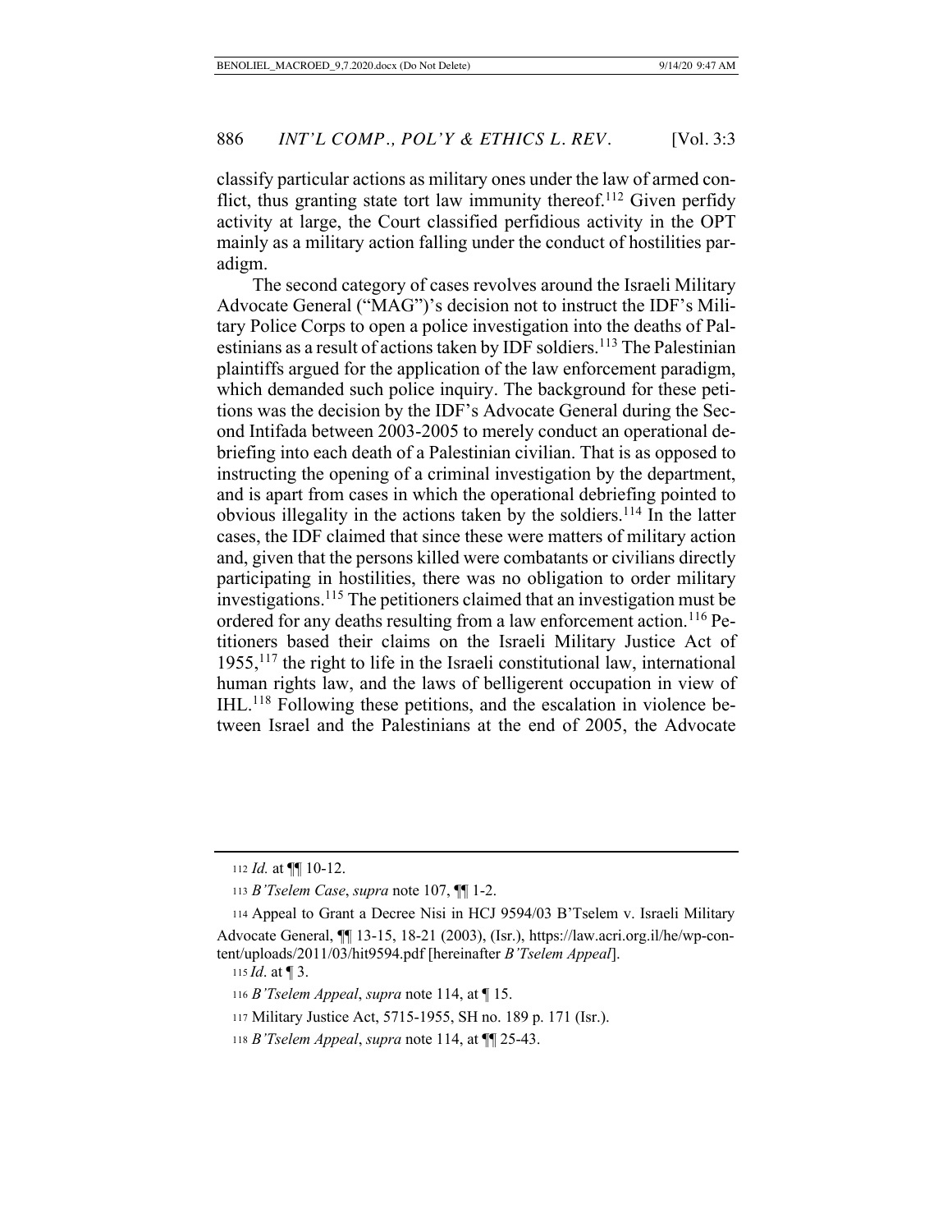classify particular actions as military ones under the law of armed conflict, thus granting state tort law immunity thereof.[112] Given perfidy activity at large, the Court classified perfidious activity in the OPT mainly as a military action falling under the conduct of hostilities paradigm.

The second category of cases revolves around the Israeli Military Advocate General ("MAG")'s decision not to instruct the IDF's Military Police Corps to open a police investigation into the deaths of Palestinians as a result of actions taken by IDF soldiers.[113] The Palestinian plaintiffs argued for the application of the law enforcement paradigm, which demanded such police inquiry. The background for these petitions was the decision by the IDF's Advocate General during the Second Intifada between 2003-2005 to merely conduct an operational debriefing into each death of a Palestinian civilian. That is as opposed to instructing the opening of a criminal investigation by the department, and is apart from cases in which the operational debriefing pointed to obvious illegality in the actions taken by the soldiers.[114] In the latter cases, the IDF claimed that since these were matters of military action and, given that the persons killed were combatants or civilians directly participating in hostilities, there was no obligation to order military investigations.[115] The petitioners claimed that an investigation must be ordered for any deaths resulting from a law enforcement action.[116] Petitioners based their claims on the Israeli Military Justice Act of 1955,[117] the right to life in the Israeli constitutional law, international human rights law, and the laws of belligerent occupation in view of IHL.[118] Following these petitions, and the escalation in violence between Israel and the Palestinians at the end of 2005, the Advocate

---

112 *Id.* at ¶¶ 10-12.

113 *B'Tselem Case*, *supra* note 107, ¶¶ 1-2.

114 Appeal to Grant a Decree Nisi in HCJ 9594/03 B'Tselem v. Israeli Military Advocate General, ¶¶ 13-15, 18-21 (2003), (Isr.), https://law.acri.org.il/he/wp-content/uploads/2011/03/hit9594.pdf [hereinafter *B'Tselem Appeal*].

115 *Id*. at ¶ 3.

116 *B'Tselem Appeal*, *supra* note 114, at ¶ 15.

117 Military Justice Act, 5715-1955, SH no. 189 p. 171 (Isr.).

118 *B'Tselem Appeal*, *supra* note 114, at ¶¶ 25-43.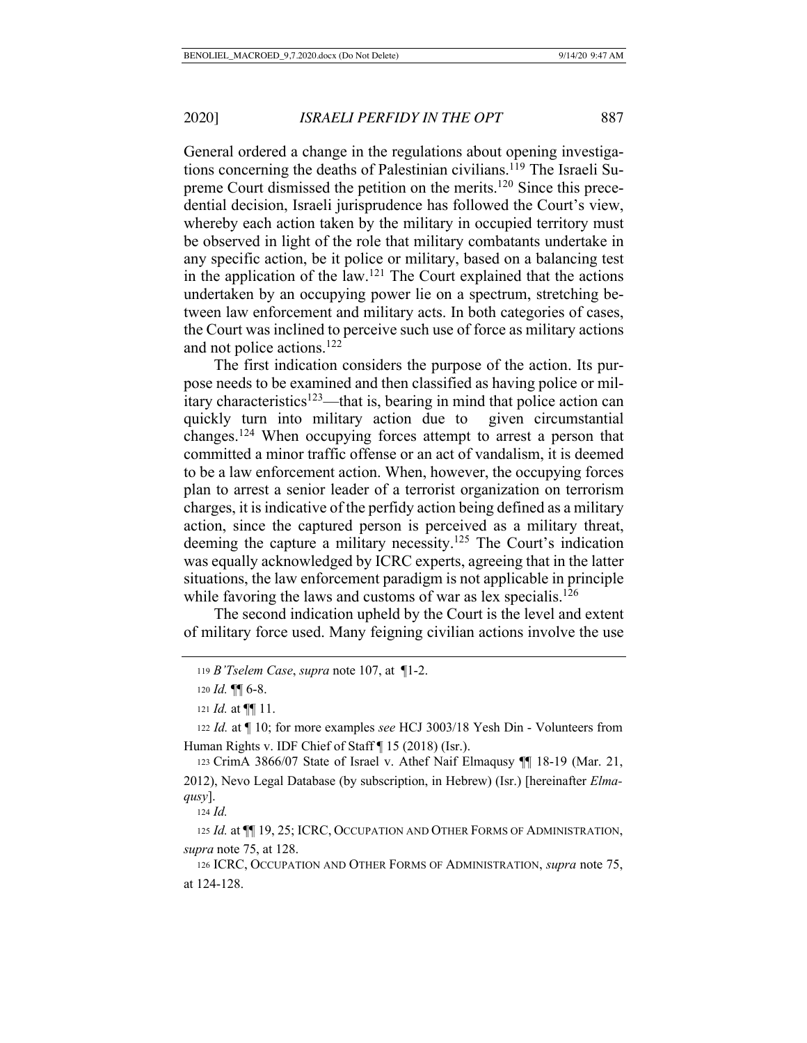General ordered a change in the regulations about opening investigations concerning the deaths of Palestinian civilians.[119] The Israeli Supreme Court dismissed the petition on the merits.[120] Since this precedential decision, Israeli jurisprudence has followed the Court's view, whereby each action taken by the military in occupied territory must be observed in light of the role that military combatants undertake in any specific action, be it police or military, based on a balancing test in the application of the law.[121] The Court explained that the actions undertaken by an occupying power lie on a spectrum, stretching between law enforcement and military acts. In both categories of cases, the Court was inclined to perceive such use of force as military actions and not police actions.[122]

The first indication considers the purpose of the action. Its purpose needs to be examined and then classified as having police or military characteristics[123]—that is, bearing in mind that police action can quickly turn into military action due to given circumstantial changes.[124] When occupying forces attempt to arrest a person that committed a minor traffic offense or an act of vandalism, it is deemed to be a law enforcement action. When, however, the occupying forces plan to arrest a senior leader of a terrorist organization on terrorism charges, it is indicative of the perfidy action being defined as a military action, since the captured person is perceived as a military threat, deeming the capture a military necessity.[125] The Court's indication was equally acknowledged by ICRC experts, agreeing that in the latter situations, the law enforcement paradigm is not applicable in principle while favoring the laws and customs of war as lex specialis.[126]

The second indication upheld by the Court is the level and extent of military force used. Many feigning civilian actions involve the use

---

119 *B'Tselem Case*, *supra* note 107, at ¶1-2.

120 *Id.* ¶¶ 6-8.

121 *Id.* at ¶¶ 11.

122 *Id.* at ¶ 10; for more examples *see* HCJ 3003/18 Yesh Din - Volunteers from Human Rights v. IDF Chief of Staff ¶ 15 (2018) (Isr.).

123 CrimA 3866/07 State of Israel v. Athef Naif Elmaqusy ¶¶ 18-19 (Mar. 21, 2012), Nevo Legal Database (by subscription, in Hebrew) (Isr.) [hereinafter *Elmaqusy*].

124 *Id.*

125 *Id.* at ¶¶ 19, 25; ICRC, OCCUPATION AND OTHER FORMS OF ADMINISTRATION, *supra* note 75, at 128.

126 ICRC, OCCUPATION AND OTHER FORMS OF ADMINISTRATION, *supra* note 75, at 124-128.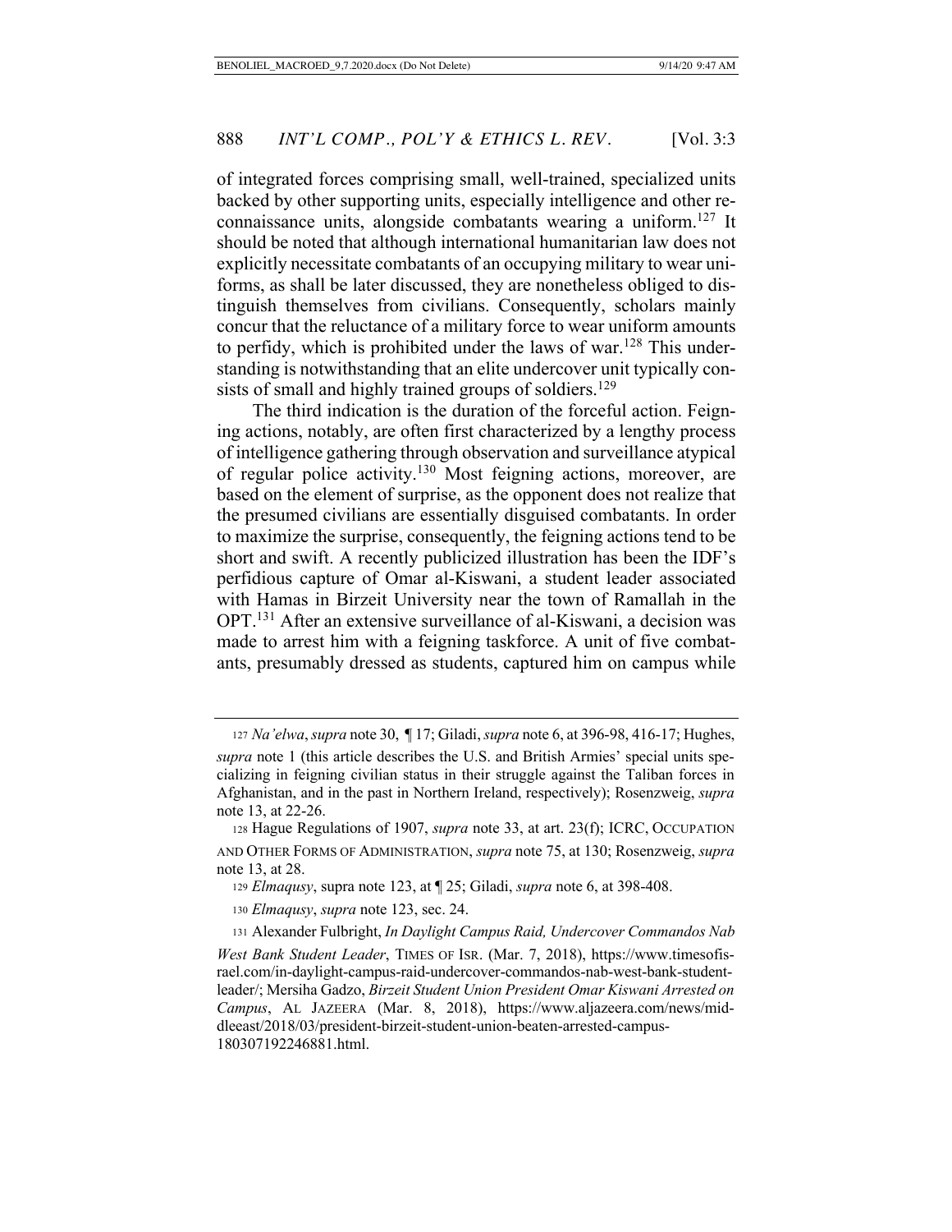of integrated forces comprising small, well-trained, specialized units backed by other supporting units, especially intelligence and other reconnaissance units, alongside combatants wearing a uniform.[127] It should be noted that although international humanitarian law does not explicitly necessitate combatants of an occupying military to wear uniforms, as shall be later discussed, they are nonetheless obliged to distinguish themselves from civilians. Consequently, scholars mainly concur that the reluctance of a military force to wear uniform amounts to perfidy, which is prohibited under the laws of war.[128] This understanding is notwithstanding that an elite undercover unit typically consists of small and highly trained groups of soldiers.[129]

The third indication is the duration of the forceful action. Feigning actions, notably, are often first characterized by a lengthy process of intelligence gathering through observation and surveillance atypical of regular police activity.[130] Most feigning actions, moreover, are based on the element of surprise, as the opponent does not realize that the presumed civilians are essentially disguised combatants. In order to maximize the surprise, consequently, the feigning actions tend to be short and swift. A recently publicized illustration has been the IDF's perfidious capture of Omar al-Kiswani, a student leader associated with Hamas in Birzeit University near the town of Ramallah in the OPT.[131] After an extensive surveillance of al-Kiswani, a decision was made to arrest him with a feigning taskforce. A unit of five combatants, presumably dressed as students, captured him on campus while

---

127 *Na'elwa*, *supra* note 30, ¶ 17; Giladi, *supra* note 6, at 396-98, 416-17; Hughes, *supra* note 1 (this article describes the U.S. and British Armies' special units specializing in feigning civilian status in their struggle against the Taliban forces in Afghanistan, and in the past in Northern Ireland, respectively); Rosenzweig, *supra* note 13, at 22-26.

128 Hague Regulations of 1907, *supra* note 33, at art. 23(f); ICRC, OCCUPATION AND OTHER FORMS OF ADMINISTRATION, *supra* note 75, at 130; Rosenzweig, *supra* note 13, at 28.

129 *Elmaqusy*, supra note 123, at ¶ 25; Giladi, *supra* note 6, at 398-408.

130 *Elmaqusy*, *supra* note 123, sec. 24.

131 Alexander Fulbright, *In Daylight Campus Raid, Undercover Commandos Nab West Bank Student Leader*, TIMES OF ISR. (Mar. 7, 2018), https://www.timesofisrael.com/in-daylight-campus-raid-undercover-commandos-nab-west-bank-student-leader/; Mersiha Gadzo, *Birzeit Student Union President Omar Kiswani Arrested on Campus*, AL JAZEERA (Mar. 8, 2018), https://www.aljazeera.com/news/middleeast/2018/03/president-birzeit-student-union-beaten-arrested-campus-180307192246881.html.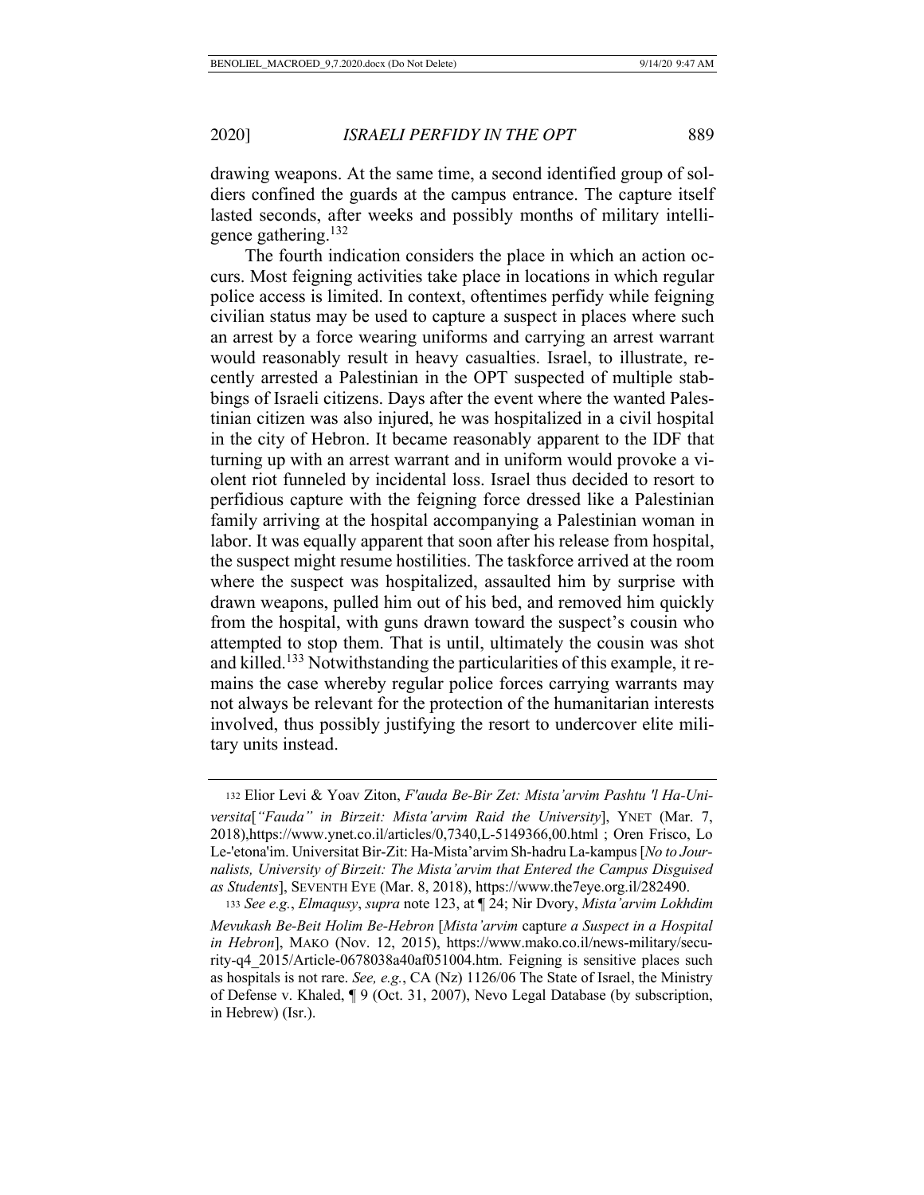drawing weapons. At the same time, a second identified group of soldiers confined the guards at the campus entrance. The capture itself lasted seconds, after weeks and possibly months of military intelligence gathering.[132]

The fourth indication considers the place in which an action occurs. Most feigning activities take place in locations in which regular police access is limited. In context, oftentimes perfidy while feigning civilian status may be used to capture a suspect in places where such an arrest by a force wearing uniforms and carrying an arrest warrant would reasonably result in heavy casualties. Israel, to illustrate, recently arrested a Palestinian in the OPT suspected of multiple stabbings of Israeli citizens. Days after the event where the wanted Palestinian citizen was also injured, he was hospitalized in a civil hospital in the city of Hebron. It became reasonably apparent to the IDF that turning up with an arrest warrant and in uniform would provoke a violent riot funneled by incidental loss. Israel thus decided to resort to perfidious capture with the feigning force dressed like a Palestinian family arriving at the hospital accompanying a Palestinian woman in labor. It was equally apparent that soon after his release from hospital, the suspect might resume hostilities. The taskforce arrived at the room where the suspect was hospitalized, assaulted him by surprise with drawn weapons, pulled him out of his bed, and removed him quickly from the hospital, with guns drawn toward the suspect's cousin who attempted to stop them. That is until, ultimately the cousin was shot and killed.[133] Notwithstanding the particularities of this example, it remains the case whereby regular police forces carrying warrants may not always be relevant for the protection of the humanitarian interests involved, thus possibly justifying the resort to undercover elite military units instead.

---

[132] Elior Levi & Yoav Ziton, *F'auda Be-Bir Zet: Mista'arvim Pashtu 'l Ha-Universita*[*"Fauda" in Birzeit: Mista'arvim Raid the University*], YNET (Mar. 7, 2018),https://www.ynet.co.il/articles/0,7340,L-5149366,00.html ; Oren Frisco, Lo Le-'etona'im. Universitat Bir-Zit: Ha-Mista'arvim Sh-hadru La-kampus [*No to Journalists, University of Birzeit: The Mista'arvim that Entered the Campus Disguised as Students*], SEVENTH EYE (Mar. 8, 2018), https://www.the7eye.org.il/282490.

[133] *See e.g.*, *Elmaqusy*, *supra* note 123, at ¶ 24; Nir Dvory, *Mista'arvim Lokhdim Mevukash Be-Beit Holim Be-Hebron* [*Mista'arvim capture a Suspect in a Hospital in Hebron*], MAKO (Nov. 12, 2015), https://www.mako.co.il/news-military/security-q4_2015/Article-0678038a40af051004.htm. Feigning is sensitive places such as hospitals is not rare. *See, e.g.*, CA (Nz) 1126/06 The State of Israel, the Ministry of Defense v. Khaled, ¶ 9 (Oct. 31, 2007), Nevo Legal Database (by subscription, in Hebrew) (Isr.).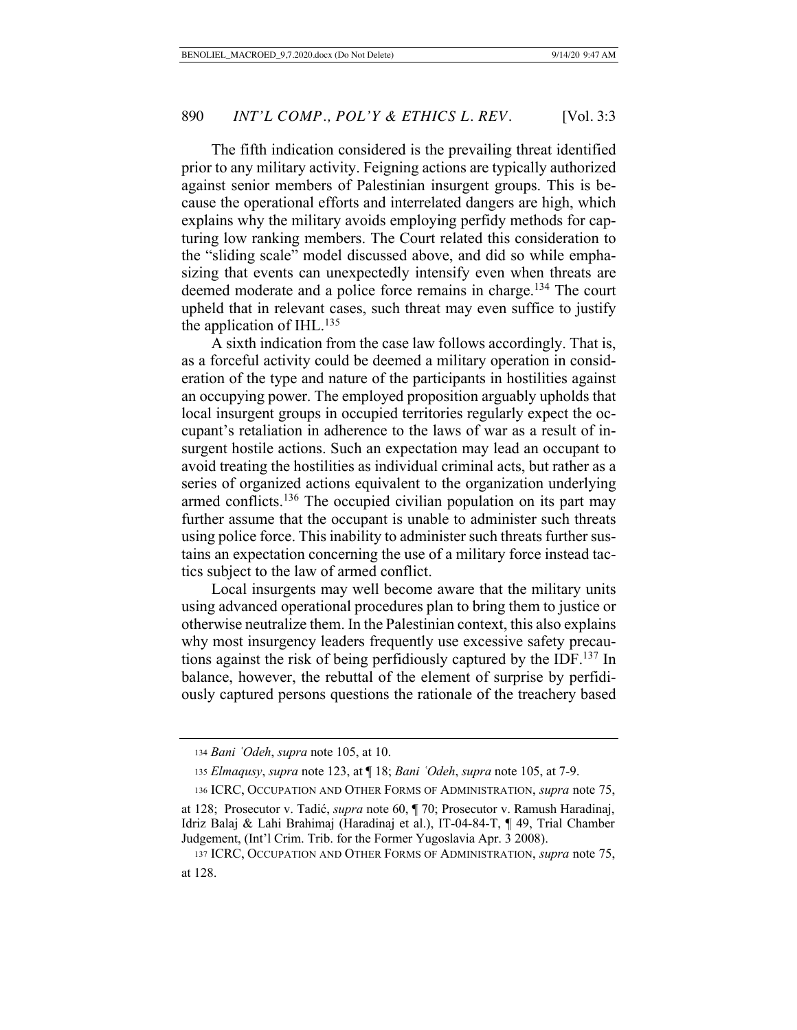The fifth indication considered is the prevailing threat identified prior to any military activity. Feigning actions are typically authorized against senior members of Palestinian insurgent groups. This is because the operational efforts and interrelated dangers are high, which explains why the military avoids employing perfidy methods for capturing low ranking members. The Court related this consideration to the "sliding scale" model discussed above, and did so while emphasizing that events can unexpectedly intensify even when threats are deemed moderate and a police force remains in charge.[134] The court upheld that in relevant cases, such threat may even suffice to justify the application of IHL.[135]

A sixth indication from the case law follows accordingly. That is, as a forceful activity could be deemed a military operation in consideration of the type and nature of the participants in hostilities against an occupying power. The employed proposition arguably upholds that local insurgent groups in occupied territories regularly expect the occupant's retaliation in adherence to the laws of war as a result of insurgent hostile actions. Such an expectation may lead an occupant to avoid treating the hostilities as individual criminal acts, but rather as a series of organized actions equivalent to the organization underlying armed conflicts.[136] The occupied civilian population on its part may further assume that the occupant is unable to administer such threats using police force. This inability to administer such threats further sustains an expectation concerning the use of a military force instead tactics subject to the law of armed conflict.

Local insurgents may well become aware that the military units using advanced operational procedures plan to bring them to justice or otherwise neutralize them. In the Palestinian context, this also explains why most insurgency leaders frequently use excessive safety precautions against the risk of being perfidiously captured by the IDF.[137] In balance, however, the rebuttal of the element of surprise by perfidiously captured persons questions the rationale of the treachery based

---

[134] *Bani ʿOdeh*, *supra* note 105, at 10.

[135] *Elmaqusy*, *supra* note 123, at ¶ 18; *Bani ʿOdeh*, *supra* note 105, at 7-9.

[136] ICRC, Occupation and Other Forms of Administration, *supra* note 75, at 128; Prosecutor v. Tadić, *supra* note 60, ¶ 70; Prosecutor v. Ramush Haradinaj, Idriz Balaj & Lahi Brahimaj (Haradinaj et al.), IT-04-84-T, ¶ 49, Trial Chamber Judgement, (Int'l Crim. Trib. for the Former Yugoslavia Apr. 3 2008).

[137] ICRC, Occupation and Other Forms of Administration, *supra* note 75, at 128.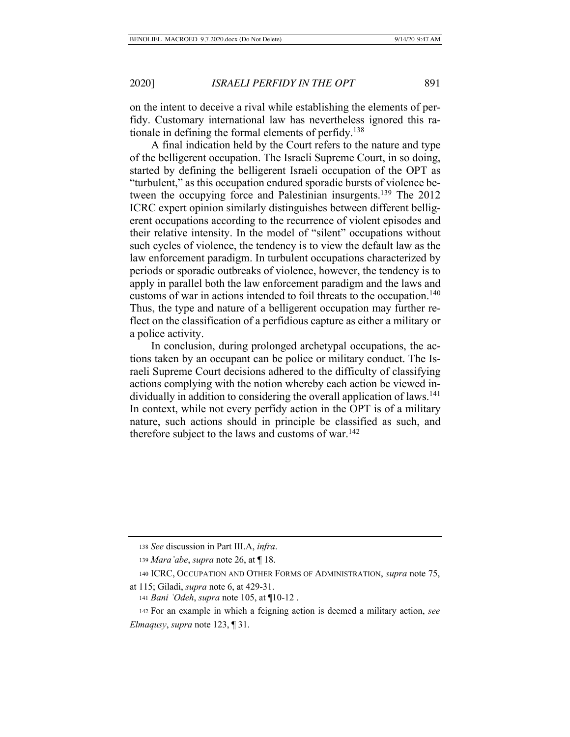on the intent to deceive a rival while establishing the elements of perfidy. Customary international law has nevertheless ignored this rationale in defining the formal elements of perfidy.[138]

A final indication held by the Court refers to the nature and type of the belligerent occupation. The Israeli Supreme Court, in so doing, started by defining the belligerent Israeli occupation of the OPT as "turbulent," as this occupation endured sporadic bursts of violence between the occupying force and Palestinian insurgents.[139] The 2012 ICRC expert opinion similarly distinguishes between different belligerent occupations according to the recurrence of violent episodes and their relative intensity. In the model of "silent" occupations without such cycles of violence, the tendency is to view the default law as the law enforcement paradigm. In turbulent occupations characterized by periods or sporadic outbreaks of violence, however, the tendency is to apply in parallel both the law enforcement paradigm and the laws and customs of war in actions intended to foil threats to the occupation.[140] Thus, the type and nature of a belligerent occupation may further reflect on the classification of a perfidious capture as either a military or a police activity.

In conclusion, during prolonged archetypal occupations, the actions taken by an occupant can be police or military conduct. The Israeli Supreme Court decisions adhered to the difficulty of classifying actions complying with the notion whereby each action be viewed individually in addition to considering the overall application of laws.[141] In context, while not every perfidy action in the OPT is of a military nature, such actions should in principle be classified as such, and therefore subject to the laws and customs of war.[142]

---

138 *See* discussion in Part III.A, *infra*.

139 *Mara'abe*, *supra* note 26, at ¶ 18.

140 ICRC, OCCUPATION AND OTHER FORMS OF ADMINISTRATION, *supra* note 75, at 115; Giladi, *supra* note 6, at 429-31.

141 *Bani ʿOdeh*, *supra* note 105, at ¶10-12 .

142 For an example in which a feigning action is deemed a military action, *see Elmaqusy*, *supra* note 123, ¶ 31.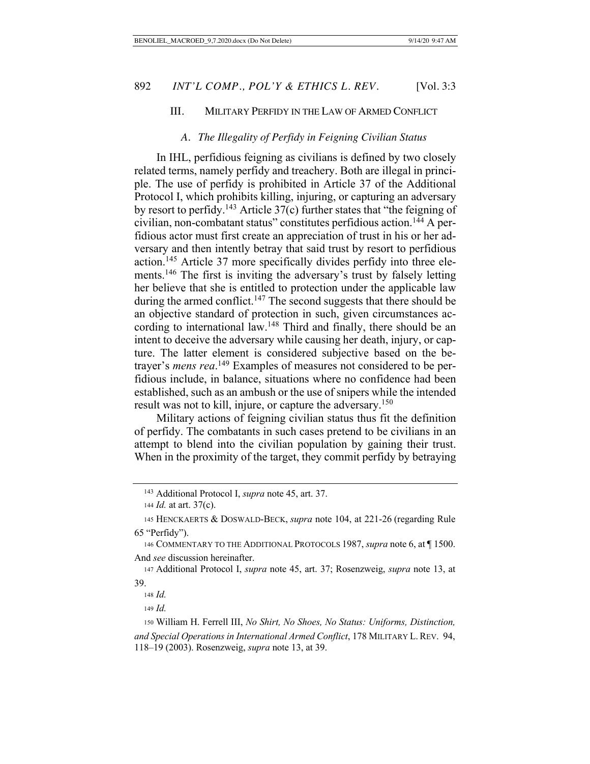## III. Military Perfidy in the Law of Armed Conflict

### *A. The Illegality of Perfidy in Feigning Civilian Status*

In IHL, perfidious feigning as civilians is defined by two closely related terms, namely perfidy and treachery. Both are illegal in principle. The use of perfidy is prohibited in Article 37 of the Additional Protocol I, which prohibits killing, injuring, or capturing an adversary by resort to perfidy.[143] Article 37(c) further states that "the feigning of civilian, non-combatant status" constitutes perfidious action.[144] A perfidious actor must first create an appreciation of trust in his or her adversary and then intently betray that said trust by resort to perfidious action.[145] Article 37 more specifically divides perfidy into three elements.[146] The first is inviting the adversary's trust by falsely letting her believe that she is entitled to protection under the applicable law during the armed conflict.[147] The second suggests that there should be an objective standard of protection in such, given circumstances according to international law.[148] Third and finally, there should be an intent to deceive the adversary while causing her death, injury, or capture. The latter element is considered subjective based on the betrayer's *mens rea*.[149] Examples of measures not considered to be perfidious include, in balance, situations where no confidence had been established, such as an ambush or the use of snipers while the intended result was not to kill, injure, or capture the adversary.[150]

Military actions of feigning civilian status thus fit the definition of perfidy. The combatants in such cases pretend to be civilians in an attempt to blend into the civilian population by gaining their trust. When in the proximity of the target, they commit perfidy by betraying

---

[143] Additional Protocol I, *supra* note 45, art. 37.

[144] *Id.* at art. 37(c).

[145] Henckaerts & Doswald-Beck, *supra* note 104, at 221-26 (regarding Rule 65 "Perfidy").

[146] Commentary to the Additional Protocols 1987, *supra* note 6, at ¶ 1500. And *see* discussion hereinafter.

[147] Additional Protocol I, *supra* note 45, art. 37; Rosenzweig, *supra* note 13, at 39.

[148] *Id.*

[149] *Id.*

[150] William H. Ferrell III, *No Shirt, No Shoes, No Status: Uniforms, Distinction, and Special Operations in International Armed Conflict*, 178 Military L. Rev. 94, 118–19 (2003). Rosenzweig, *supra* note 13, at 39.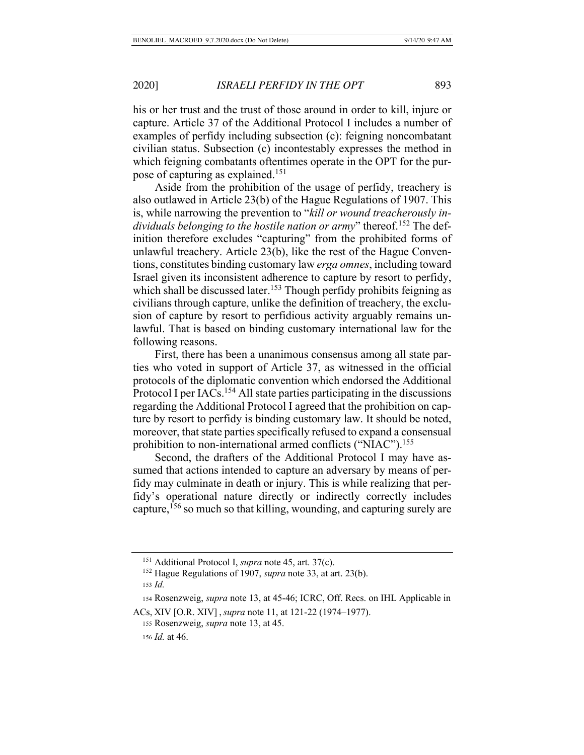his or her trust and the trust of those around in order to kill, injure or capture. Article 37 of the Additional Protocol I includes a number of examples of perfidy including subsection (c): feigning noncombatant civilian status. Subsection (c) incontestably expresses the method in which feigning combatants oftentimes operate in the OPT for the purpose of capturing as explained.[151]

Aside from the prohibition of the usage of perfidy, treachery is also outlawed in Article 23(b) of the Hague Regulations of 1907. This is, while narrowing the prevention to "*kill or wound treacherously individuals belonging to the hostile nation or army*" thereof.[152] The definition therefore excludes "capturing" from the prohibited forms of unlawful treachery. Article 23(b), like the rest of the Hague Conventions, constitutes binding customary law *erga omnes*, including toward Israel given its inconsistent adherence to capture by resort to perfidy, which shall be discussed later.[153] Though perfidy prohibits feigning as civilians through capture, unlike the definition of treachery, the exclusion of capture by resort to perfidious activity arguably remains unlawful. That is based on binding customary international law for the following reasons.

First, there has been a unanimous consensus among all state parties who voted in support of Article 37, as witnessed in the official protocols of the diplomatic convention which endorsed the Additional Protocol I per IACs.[154] All state parties participating in the discussions regarding the Additional Protocol I agreed that the prohibition on capture by resort to perfidy is binding customary law. It should be noted, moreover, that state parties specifically refused to expand a consensual prohibition to non-international armed conflicts ("NIAC").[155]

Second, the drafters of the Additional Protocol I may have assumed that actions intended to capture an adversary by means of perfidy may culminate in death or injury. This is while realizing that perfidy's operational nature directly or indirectly correctly includes capture,[156] so much so that killing, wounding, and capturing surely are

---

[151] Additional Protocol I, *supra* note 45, art. 37(c).

[152] Hague Regulations of 1907, *supra* note 33, at art. 23(b).

[153] *Id.*

[154] Rosenzweig, *supra* note 13, at 45-46; ICRC, Off. Recs. on IHL Applicable in ACs, XIV [O.R. XIV] , *supra* note 11, at 121-22 (1974–1977).

[155] Rosenzweig, *supra* note 13, at 45.

[156] *Id.* at 46.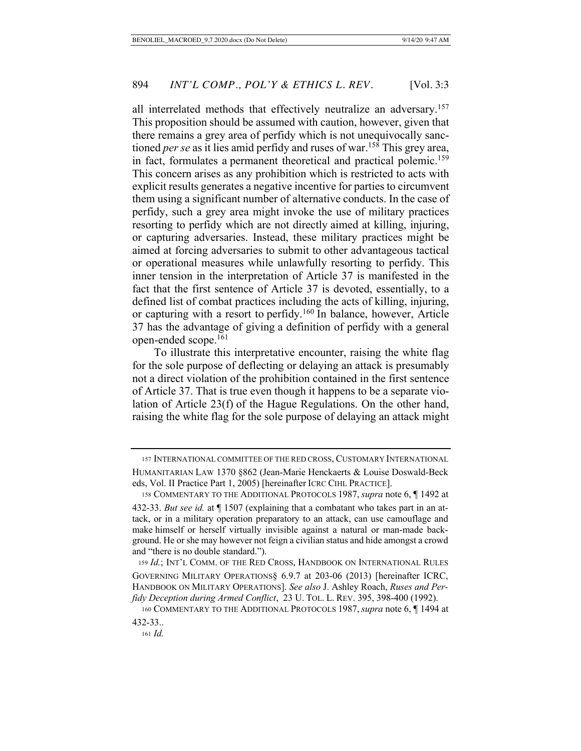all interrelated methods that effectively neutralize an adversary.[157] This proposition should be assumed with caution, however, given that there remains a grey area of perfidy which is not unequivocally sanctioned *per se* as it lies amid perfidy and ruses of war.[158] This grey area, in fact, formulates a permanent theoretical and practical polemic.[159] This concern arises as any prohibition which is restricted to acts with explicit results generates a negative incentive for parties to circumvent them using a significant number of alternative conducts. In the case of perfidy, such a grey area might invoke the use of military practices resorting to perfidy which are not directly aimed at killing, injuring, or capturing adversaries. Instead, these military practices might be aimed at forcing adversaries to submit to other advantageous tactical or operational measures while unlawfully resorting to perfidy. This inner tension in the interpretation of Article 37 is manifested in the fact that the first sentence of Article 37 is devoted, essentially, to a defined list of combat practices including the acts of killing, injuring, or capturing with a resort to perfidy.[160] In balance, however, Article 37 has the advantage of giving a definition of perfidy with a general open-ended scope.[161]

To illustrate this interpretative encounter, raising the white flag for the sole purpose of deflecting or delaying an attack is presumably not a direct violation of the prohibition contained in the first sentence of Article 37. That is true even though it happens to be a separate violation of Article 23(f) of the Hague Regulations. On the other hand, raising the white flag for the sole purpose of delaying an attack might

---

157 INTERNATIONAL COMMITTEE OF THE RED CROSS, CUSTOMARY INTERNATIONAL HUMANITARIAN LAW 1370 §862 (Jean-Marie Henckaerts & Louise Doswald-Beck eds, Vol. II Practice Part 1, 2005) [hereinafter ICRC CIHL PRACTICE].

158 COMMENTARY TO THE ADDITIONAL PROTOCOLS 1987, *supra* note 6, ¶ 1492 at 432-33. *But see id.* at ¶ 1507 (explaining that a combatant who takes part in an attack, or in a military operation preparatory to an attack, can use camouflage and make himself or herself virtually invisible against a natural or man-made background. He or she may however not feign a civilian status and hide amongst a crowd and "there is no double standard.").

159 *Id.*; INT'L COMM. OF THE RED CROSS, HANDBOOK ON INTERNATIONAL RULES GOVERNING MILITARY OPERATIONS§ 6.9.7 at 203-06 (2013) [hereinafter ICRC, HANDBOOK ON MILITARY OPERATIONS]. *See also* J. Ashley Roach, *Ruses and Perfidy Deception during Armed Conflict*, 23 U. TOL. L. REV. 395, 398-400 (1992).

160 COMMENTARY TO THE ADDITIONAL PROTOCOLS 1987, *supra* note 6, ¶ 1494 at 432-33..

161 *Id.*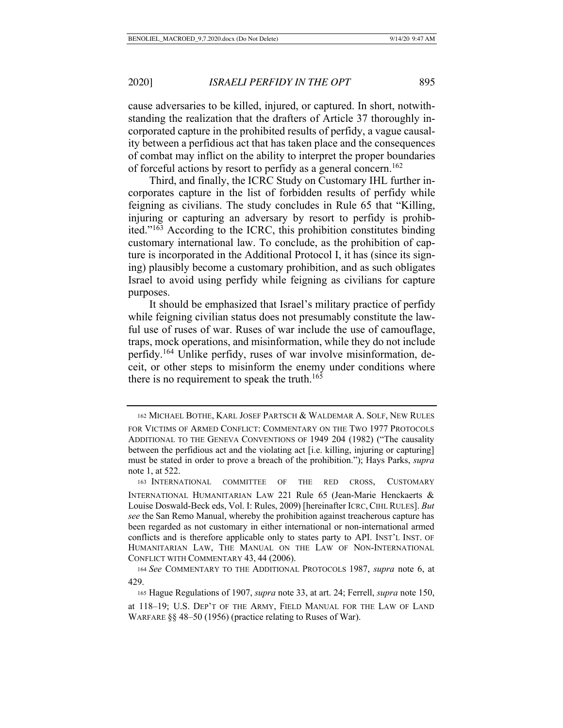cause adversaries to be killed, injured, or captured. In short, notwithstanding the realization that the drafters of Article 37 thoroughly incorporated capture in the prohibited results of perfidy, a vague causality between a perfidious act that has taken place and the consequences of combat may inflict on the ability to interpret the proper boundaries of forceful actions by resort to perfidy as a general concern.[162]

Third, and finally, the ICRC Study on Customary IHL further incorporates capture in the list of forbidden results of perfidy while feigning as civilians. The study concludes in Rule 65 that "Killing, injuring or capturing an adversary by resort to perfidy is prohibited."[163] According to the ICRC, this prohibition constitutes binding customary international law. To conclude, as the prohibition of capture is incorporated in the Additional Protocol I, it has (since its signing) plausibly become a customary prohibition, and as such obligates Israel to avoid using perfidy while feigning as civilians for capture purposes.

It should be emphasized that Israel's military practice of perfidy while feigning civilian status does not presumably constitute the lawful use of ruses of war. Ruses of war include the use of camouflage, traps, mock operations, and misinformation, while they do not include perfidy.[164] Unlike perfidy, ruses of war involve misinformation, deceit, or other steps to misinform the enemy under conditions where there is no requirement to speak the truth.[165]

---

162 MICHAEL BOTHE, KARL JOSEF PARTSCH & WALDEMAR A. SOLF, NEW RULES FOR VICTIMS OF ARMED CONFLICT: COMMENTARY ON THE TWO 1977 PROTOCOLS ADDITIONAL TO THE GENEVA CONVENTIONS OF 1949 204 (1982) ("The causality between the perfidious act and the violating act [i.e. killing, injuring or capturing] must be stated in order to prove a breach of the prohibition."); Hays Parks, *supra* note 1, at 522.

163 INTERNATIONAL COMMITTEE OF THE RED CROSS, CUSTOMARY INTERNATIONAL HUMANITARIAN LAW 221 Rule 65 (Jean-Marie Henckaerts & Louise Doswald-Beck eds, Vol. I: Rules, 2009) [hereinafter ICRC, CIHL RULES]. *But see* the San Remo Manual, whereby the prohibition against treacherous capture has been regarded as not customary in either international or non-international armed conflicts and is therefore applicable only to states party to API. INST'L INST. OF HUMANITARIAN LAW, THE MANUAL ON THE LAW OF NON-INTERNATIONAL CONFLICT WITH COMMENTARY 43, 44 (2006).

164 *See* COMMENTARY TO THE ADDITIONAL PROTOCOLS 1987, *supra* note 6, at 429.

165 Hague Regulations of 1907, *supra* note 33, at art. 24; Ferrell, *supra* note 150, at 118–19; U.S. DEP'T OF THE ARMY, FIELD MANUAL FOR THE LAW OF LAND WARFARE §§ 48–50 (1956) (practice relating to Ruses of War).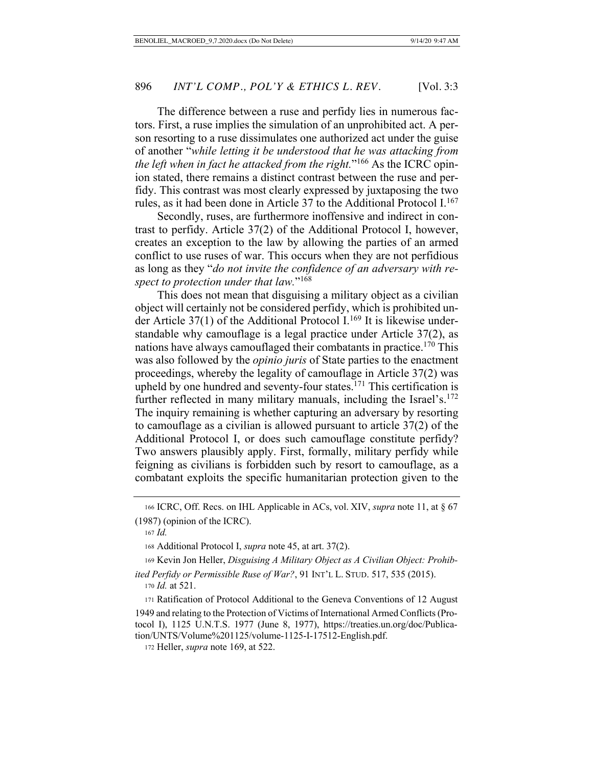The difference between a ruse and perfidy lies in numerous factors. First, a ruse implies the simulation of an unprohibited act. A person resorting to a ruse dissimulates one authorized act under the guise of another "*while letting it be understood that he was attacking from the left when in fact he attacked from the right.*"[166] As the ICRC opinion stated, there remains a distinct contrast between the ruse and perfidy. This contrast was most clearly expressed by juxtaposing the two rules, as it had been done in Article 37 to the Additional Protocol I.[167]

Secondly, ruses, are furthermore inoffensive and indirect in contrast to perfidy. Article 37(2) of the Additional Protocol I, however, creates an exception to the law by allowing the parties of an armed conflict to use ruses of war. This occurs when they are not perfidious as long as they "*do not invite the confidence of an adversary with respect to protection under that law.*"[168]

This does not mean that disguising a military object as a civilian object will certainly not be considered perfidy, which is prohibited under Article 37(1) of the Additional Protocol I.[169] It is likewise understandable why camouflage is a legal practice under Article 37(2), as nations have always camouflaged their combatants in practice.[170] This was also followed by the *opinio juris* of State parties to the enactment proceedings, whereby the legality of camouflage in Article 37(2) was upheld by one hundred and seventy-four states.[171] This certification is further reflected in many military manuals, including the Israel's.[172] The inquiry remaining is whether capturing an adversary by resorting to camouflage as a civilian is allowed pursuant to article 37(2) of the Additional Protocol I, or does such camouflage constitute perfidy? Two answers plausibly apply. First, formally, military perfidy while feigning as civilians is forbidden such by resort to camouflage, as a combatant exploits the specific humanitarian protection given to the

---

[166] ICRC, Off. Recs. on IHL Applicable in ACs, vol. XIV, *supra* note 11, at § 67 (1987) (opinion of the ICRC).

[167] *Id.*

[168] Additional Protocol I, *supra* note 45, at art. 37(2).

[169] Kevin Jon Heller, *Disguising A Military Object as A Civilian Object: Prohibited Perfidy or Permissible Ruse of War?*, 91 INT'L L. STUD. 517, 535 (2015).

[170] *Id.* at 521.

[171] Ratification of Protocol Additional to the Geneva Conventions of 12 August 1949 and relating to the Protection of Victims of International Armed Conflicts (Protocol I), 1125 U.N.T.S. 1977 (June 8, 1977), https://treaties.un.org/doc/Publication/UNTS/Volume%201125/volume-1125-I-17512-English.pdf.

[172] Heller, *supra* note 169, at 522.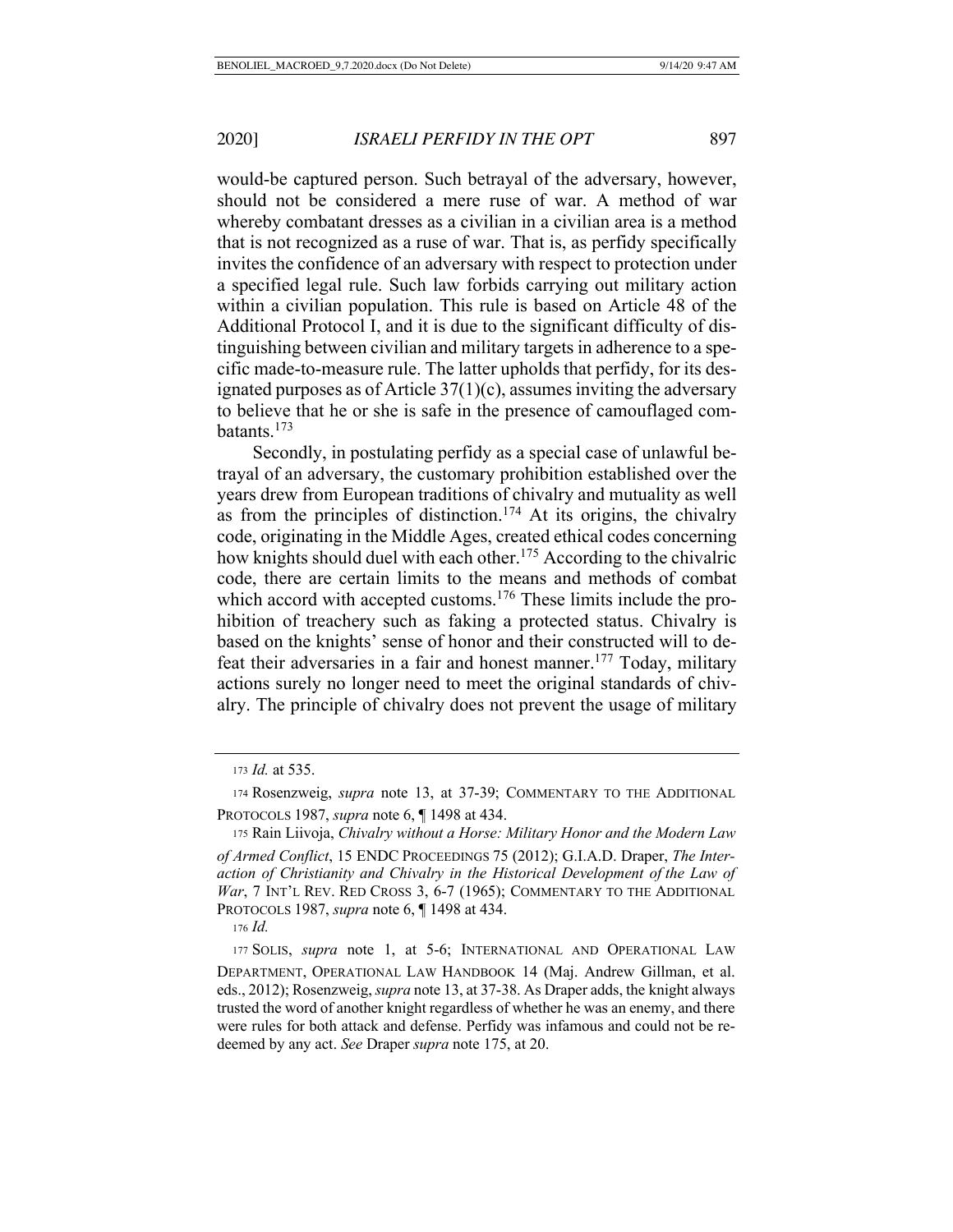would-be captured person. Such betrayal of the adversary, however, should not be considered a mere ruse of war. A method of war whereby combatant dresses as a civilian in a civilian area is a method that is not recognized as a ruse of war. That is, as perfidy specifically invites the confidence of an adversary with respect to protection under a specified legal rule. Such law forbids carrying out military action within a civilian population. This rule is based on Article 48 of the Additional Protocol I, and it is due to the significant difficulty of distinguishing between civilian and military targets in adherence to a specific made-to-measure rule. The latter upholds that perfidy, for its designated purposes as of Article 37(1)(c), assumes inviting the adversary to believe that he or she is safe in the presence of camouflaged combatants.[173]

Secondly, in postulating perfidy as a special case of unlawful betrayal of an adversary, the customary prohibition established over the years drew from European traditions of chivalry and mutuality as well as from the principles of distinction.[174] At its origins, the chivalry code, originating in the Middle Ages, created ethical codes concerning how knights should duel with each other.[175] According to the chivalric code, there are certain limits to the means and methods of combat which accord with accepted customs.[176] These limits include the prohibition of treachery such as faking a protected status. Chivalry is based on the knights' sense of honor and their constructed will to defeat their adversaries in a fair and honest manner.[177] Today, military actions surely no longer need to meet the original standards of chivalry. The principle of chivalry does not prevent the usage of military

---

173 *Id.* at 535.

174 Rosenzweig, *supra* note 13, at 37-39; COMMENTARY TO THE ADDITIONAL PROTOCOLS 1987, *supra* note 6, ¶ 1498 at 434.

175 Rain Liivoja, *Chivalry without a Horse: Military Honor and the Modern Law of Armed Conflict*, 15 ENDC PROCEEDINGS 75 (2012); G.I.A.D. Draper, *The Interaction of Christianity and Chivalry in the Historical Development of the Law of War*, 7 INT'L REV. RED CROSS 3, 6-7 (1965); COMMENTARY TO THE ADDITIONAL PROTOCOLS 1987, *supra* note 6, ¶ 1498 at 434.

176 *Id.*

177 SOLIS, *supra* note 1, at 5-6; INTERNATIONAL AND OPERATIONAL LAW DEPARTMENT, OPERATIONAL LAW HANDBOOK 14 (Maj. Andrew Gillman, et al. eds., 2012); Rosenzweig, *supra* note 13, at 37-38. As Draper adds, the knight always trusted the word of another knight regardless of whether he was an enemy, and there were rules for both attack and defense. Perfidy was infamous and could not be redeemed by any act. *See* Draper *supra* note 175, at 20.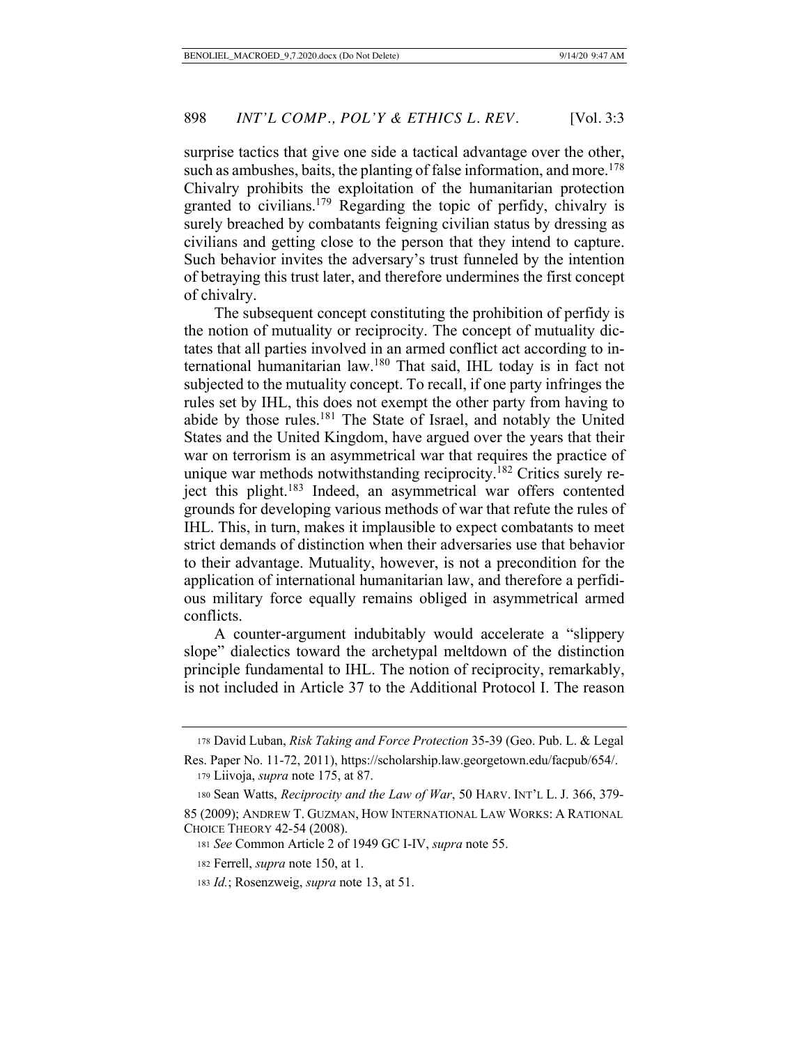surprise tactics that give one side a tactical advantage over the other, such as ambushes, baits, the planting of false information, and more.[178] Chivalry prohibits the exploitation of the humanitarian protection granted to civilians.[179] Regarding the topic of perfidy, chivalry is surely breached by combatants feigning civilian status by dressing as civilians and getting close to the person that they intend to capture. Such behavior invites the adversary's trust funneled by the intention of betraying this trust later, and therefore undermines the first concept of chivalry.

The subsequent concept constituting the prohibition of perfidy is the notion of mutuality or reciprocity. The concept of mutuality dictates that all parties involved in an armed conflict act according to international humanitarian law.[180] That said, IHL today is in fact not subjected to the mutuality concept. To recall, if one party infringes the rules set by IHL, this does not exempt the other party from having to abide by those rules.[181] The State of Israel, and notably the United States and the United Kingdom, have argued over the years that their war on terrorism is an asymmetrical war that requires the practice of unique war methods notwithstanding reciprocity.[182] Critics surely reject this plight.[183] Indeed, an asymmetrical war offers contented grounds for developing various methods of war that refute the rules of IHL. This, in turn, makes it implausible to expect combatants to meet strict demands of distinction when their adversaries use that behavior to their advantage. Mutuality, however, is not a precondition for the application of international humanitarian law, and therefore a perfidious military force equally remains obliged in asymmetrical armed conflicts.

A counter-argument indubitably would accelerate a "slippery slope" dialectics toward the archetypal meltdown of the distinction principle fundamental to IHL. The notion of reciprocity, remarkably, is not included in Article 37 to the Additional Protocol I. The reason

---

[178] David Luban, *Risk Taking and Force Protection* 35-39 (Geo. Pub. L. & Legal Res. Paper No. 11-72, 2011), https://scholarship.law.georgetown.edu/facpub/654/.

[179] Liivoja, *supra* note 175, at 87.

[180] Sean Watts, *Reciprocity and the Law of War*, 50 HARV. INT'L L. J. 366, 379-85 (2009); ANDREW T. GUZMAN, HOW INTERNATIONAL LAW WORKS: A RATIONAL CHOICE THEORY 42-54 (2008).

[181] *See* Common Article 2 of 1949 GC I-IV, *supra* note 55.

[182] Ferrell, *supra* note 150, at 1.

[183] *Id.*; Rosenzweig, *supra* note 13, at 51.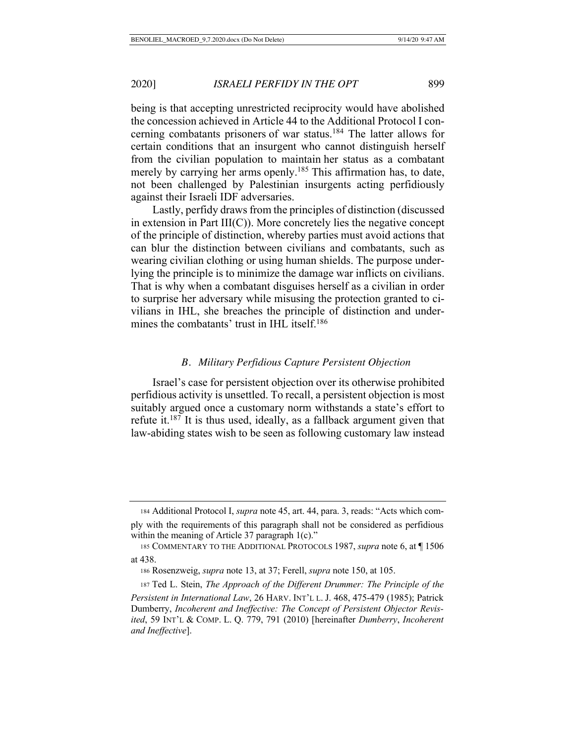being is that accepting unrestricted reciprocity would have abolished the concession achieved in Article 44 to the Additional Protocol I concerning combatants prisoners of war status.[184] The latter allows for certain conditions that an insurgent who cannot distinguish herself from the civilian population to maintain her status as a combatant merely by carrying her arms openly.[185] This affirmation has, to date, not been challenged by Palestinian insurgents acting perfidiously against their Israeli IDF adversaries.

Lastly, perfidy draws from the principles of distinction (discussed in extension in Part III(C)). More concretely lies the negative concept of the principle of distinction, whereby parties must avoid actions that can blur the distinction between civilians and combatants, such as wearing civilian clothing or using human shields. The purpose underlying the principle is to minimize the damage war inflicts on civilians. That is why when a combatant disguises herself as a civilian in order to surprise her adversary while misusing the protection granted to civilians in IHL, she breaches the principle of distinction and undermines the combatants' trust in IHL itself.[186]

### *B. Military Perfidious Capture Persistent Objection*

Israel's case for persistent objection over its otherwise prohibited perfidious activity is unsettled. To recall, a persistent objection is most suitably argued once a customary norm withstands a state's effort to refute it.[187] It is thus used, ideally, as a fallback argument given that law-abiding states wish to be seen as following customary law instead

---

[184] Additional Protocol I, *supra* note 45, art. 44, para. 3, reads: "Acts which comply with the requirements of this paragraph shall not be considered as perfidious within the meaning of Article 37 paragraph 1(c)."

[185] COMMENTARY TO THE ADDITIONAL PROTOCOLS 1987, *supra* note 6, at ¶ 1506 at 438.

[186] Rosenzweig, *supra* note 13, at 37; Ferell, *supra* note 150, at 105.

[187] Ted L. Stein, *The Approach of the Different Drummer: The Principle of the Persistent in International Law*, 26 HARV. INT'L L. J. 468, 475-479 (1985); Patrick Dumberry, *Incoherent and Ineffective: The Concept of Persistent Objector Revisited*, 59 INT'L & COMP. L. Q. 779, 791 (2010) [hereinafter *Dumberry*, *Incoherent and Ineffective*].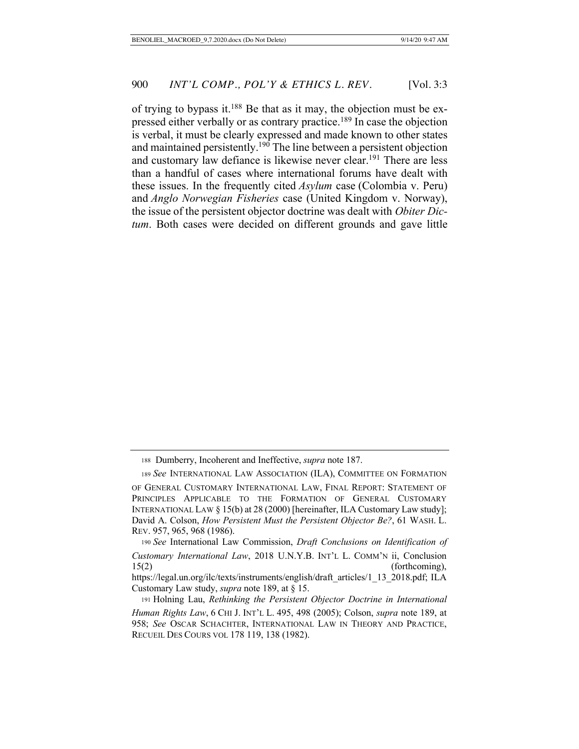of trying to bypass it.[188] Be that as it may, the objection must be expressed either verbally or as contrary practice.[189] In case the objection is verbal, it must be clearly expressed and made known to other states and maintained persistently.[190] The line between a persistent objection and customary law defiance is likewise never clear.[191] There are less than a handful of cases where international forums have dealt with these issues. In the frequently cited *Asylum* case (Colombia v. Peru) and *Anglo Norwegian Fisheries* case (United Kingdom v. Norway), the issue of the persistent objector doctrine was dealt with *Obiter Dictum*. Both cases were decided on different grounds and gave little

---

188 Dumberry, Incoherent and Ineffective, *supra* note 187.

189 *See* INTERNATIONAL LAW ASSOCIATION (ILA), COMMITTEE ON FORMATION OF GENERAL CUSTOMARY INTERNATIONAL LAW, FINAL REPORT: STATEMENT OF PRINCIPLES APPLICABLE TO THE FORMATION OF GENERAL CUSTOMARY INTERNATIONAL LAW § 15(b) at 28 (2000) [hereinafter, ILA Customary Law study]; David A. Colson, *How Persistent Must the Persistent Objector Be?*, 61 WASH. L. REV. 957, 965, 968 (1986).

190 *See* International Law Commission, *Draft Conclusions on Identification of Customary International Law*, 2018 U.N.Y.B. INT'L L. COMM'N ii, Conclusion 15(2) (forthcoming), https://legal.un.org/ilc/texts/instruments/english/draft_articles/1_13_2018.pdf; ILA Customary Law study, *supra* note 189, at § 15.

191 Holning Lau, *Rethinking the Persistent Objector Doctrine in International Human Rights Law*, 6 CHI J. INT'L L. 495, 498 (2005); Colson, *supra* note 189, at 958; *See* OSCAR SCHACHTER, INTERNATIONAL LAW IN THEORY AND PRACTICE, RECUEIL DES COURS VOL 178 119, 138 (1982).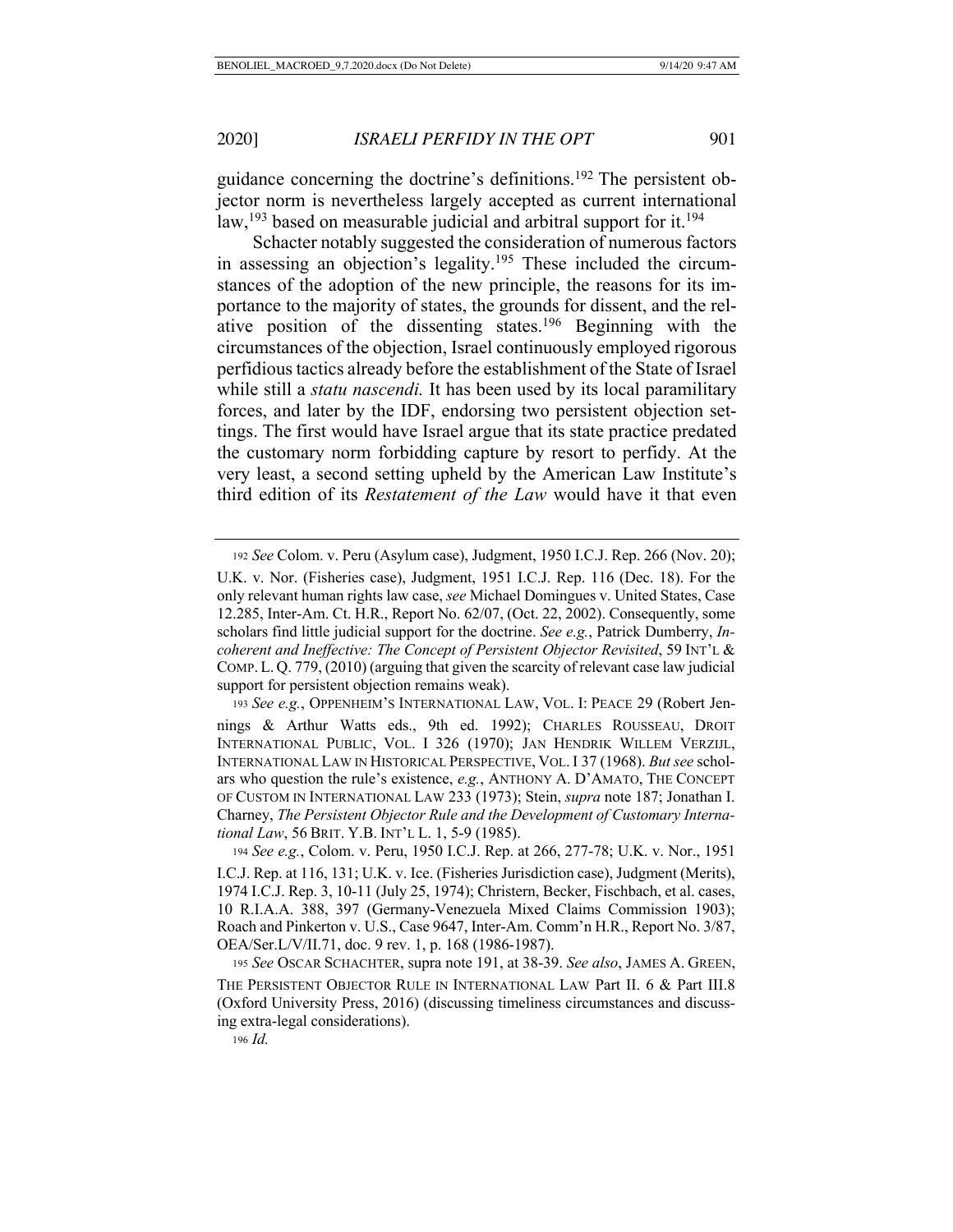guidance concerning the doctrine's definitions.[192] The persistent objector norm is nevertheless largely accepted as current international law,[193] based on measurable judicial and arbitral support for it.[194]

Schacter notably suggested the consideration of numerous factors in assessing an objection's legality.[195] These included the circumstances of the adoption of the new principle, the reasons for its importance to the majority of states, the grounds for dissent, and the relative position of the dissenting states.[196] Beginning with the circumstances of the objection, Israel continuously employed rigorous perfidious tactics already before the establishment of the State of Israel while still a *statu nascendi.* It has been used by its local paramilitary forces, and later by the IDF, endorsing two persistent objection settings. The first would have Israel argue that its state practice predated the customary norm forbidding capture by resort to perfidy. At the very least, a second setting upheld by the American Law Institute's third edition of its *Restatement of the Law* would have it that even

---

192 *See* Colom. v. Peru (Asylum case), Judgment, 1950 I.C.J. Rep. 266 (Nov. 20); U.K. v. Nor. (Fisheries case), Judgment, 1951 I.C.J. Rep. 116 (Dec. 18). For the only relevant human rights law case, *see* Michael Domingues v. United States, Case 12.285, Inter-Am. Ct. H.R., Report No. 62/07, (Oct. 22, 2002). Consequently, some scholars find little judicial support for the doctrine. *See e.g.*, Patrick Dumberry, *Incoherent and Ineffective: The Concept of Persistent Objector Revisited*, 59 INT'L & COMP. L. Q. 779, (2010) (arguing that given the scarcity of relevant case law judicial support for persistent objection remains weak).

193 *See e.g.*, OPPENHEIM'S INTERNATIONAL LAW, VOL. I: PEACE 29 (Robert Jennings & Arthur Watts eds., 9th ed. 1992); CHARLES ROUSSEAU, DROIT INTERNATIONAL PUBLIC, VOL. I 326 (1970); JAN HENDRIK WILLEM VERZIJL, INTERNATIONAL LAW IN HISTORICAL PERSPECTIVE, VOL. I 37 (1968). *But see* scholars who question the rule's existence, *e.g.*, ANTHONY A. D'AMATO, THE CONCEPT OF CUSTOM IN INTERNATIONAL LAW 233 (1973); Stein, *supra* note 187; Jonathan I. Charney, *The Persistent Objector Rule and the Development of Customary International Law*, 56 BRIT. Y.B. INT'L L. 1, 5-9 (1985).

194 *See e.g.*, Colom. v. Peru, 1950 I.C.J. Rep. at 266, 277-78; U.K. v. Nor., 1951 I.C.J. Rep. at 116, 131; U.K. v. Ice. (Fisheries Jurisdiction case), Judgment (Merits), 1974 I.C.J. Rep. 3, 10-11 (July 25, 1974); Christern, Becker, Fischbach, et al. cases, 10 R.I.A.A. 388, 397 (Germany-Venezuela Mixed Claims Commission 1903); Roach and Pinkerton v. U.S., Case 9647, Inter-Am. Comm'n H.R., Report No. 3/87, OEA/Ser.L/V/II.71, doc. 9 rev. 1, p. 168 (1986-1987).

195 *See* OSCAR SCHACHTER, supra note 191, at 38-39. *See also*, JAMES A. GREEN, THE PERSISTENT OBJECTOR RULE IN INTERNATIONAL LAW Part II. 6 & Part III.8 (Oxford University Press, 2016) (discussing timeliness circumstances and discussing extra-legal considerations).

196 *Id.*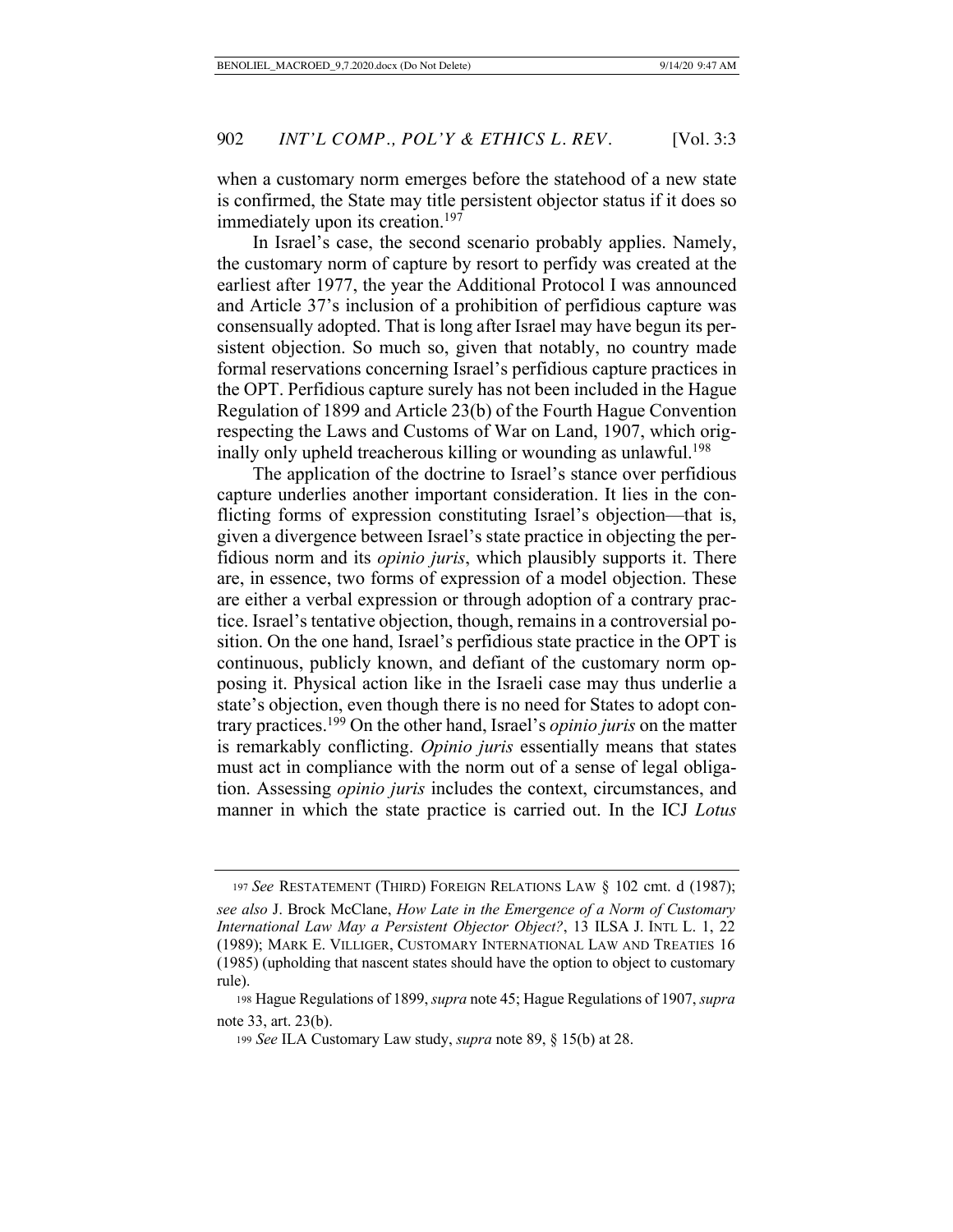when a customary norm emerges before the statehood of a new state is confirmed, the State may title persistent objector status if it does so immediately upon its creation.[197]

In Israel's case, the second scenario probably applies. Namely, the customary norm of capture by resort to perfidy was created at the earliest after 1977, the year the Additional Protocol I was announced and Article 37's inclusion of a prohibition of perfidious capture was consensually adopted. That is long after Israel may have begun its persistent objection. So much so, given that notably, no country made formal reservations concerning Israel's perfidious capture practices in the OPT. Perfidious capture surely has not been included in the Hague Regulation of 1899 and Article 23(b) of the Fourth Hague Convention respecting the Laws and Customs of War on Land, 1907, which originally only upheld treacherous killing or wounding as unlawful.[198]

The application of the doctrine to Israel's stance over perfidious capture underlies another important consideration. It lies in the conflicting forms of expression constituting Israel's objection—that is, given a divergence between Israel's state practice in objecting the perfidious norm and its *opinio juris*, which plausibly supports it. There are, in essence, two forms of expression of a model objection. These are either a verbal expression or through adoption of a contrary practice. Israel's tentative objection, though, remains in a controversial position. On the one hand, Israel's perfidious state practice in the OPT is continuous, publicly known, and defiant of the customary norm opposing it. Physical action like in the Israeli case may thus underlie a state's objection, even though there is no need for States to adopt contrary practices.[199] On the other hand, Israel's *opinio juris* on the matter is remarkably conflicting. *Opinio juris* essentially means that states must act in compliance with the norm out of a sense of legal obligation. Assessing *opinio juris* includes the context, circumstances, and manner in which the state practice is carried out. In the ICJ *Lotus*

---

[197] *See* RESTATEMENT (THIRD) FOREIGN RELATIONS LAW § 102 cmt. d (1987); *see also* J. Brock McClane, *How Late in the Emergence of a Norm of Customary International Law May a Persistent Objector Object?*, 13 ILSA J. INTL L. 1, 22 (1989); MARK E. VILLIGER, CUSTOMARY INTERNATIONAL LAW AND TREATIES 16 (1985) (upholding that nascent states should have the option to object to customary rule).

[198] Hague Regulations of 1899, *supra* note 45; Hague Regulations of 1907, *supra* note 33, art. 23(b).

[199] *See* ILA Customary Law study, *supra* note 89, § 15(b) at 28.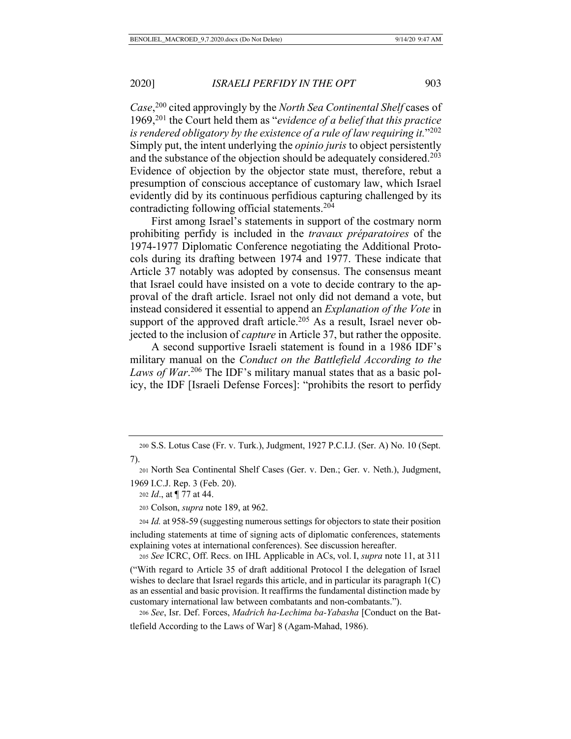*Case*,[200] cited approvingly by the *North Sea Continental Shelf* cases of 1969,[201] the Court held them as "*evidence of a belief that this practice is rendered obligatory by the existence of a rule of law requiring it.*"[202] Simply put, the intent underlying the *opinio juris* to object persistently and the substance of the objection should be adequately considered.[203] Evidence of objection by the objector state must, therefore, rebut a presumption of conscious acceptance of customary law, which Israel evidently did by its continuous perfidious capturing challenged by its contradicting following official statements.[204]

First among Israel's statements in support of the costmary norm prohibiting perfidy is included in the *travaux préparatoires* of the 1974-1977 Diplomatic Conference negotiating the Additional Protocols during its drafting between 1974 and 1977. These indicate that Article 37 notably was adopted by consensus. The consensus meant that Israel could have insisted on a vote to decide contrary to the approval of the draft article. Israel not only did not demand a vote, but instead considered it essential to append an *Explanation of the Vote* in support of the approved draft article.[205] As a result, Israel never objected to the inclusion of *capture* in Article 37, but rather the opposite.

A second supportive Israeli statement is found in a 1986 IDF's military manual on the *Conduct on the Battlefield According to the Laws of War*.[206] The IDF's military manual states that as a basic policy, the IDF [Israeli Defense Forces]: "prohibits the resort to perfidy

---

[200] S.S. Lotus Case (Fr. v. Turk.), Judgment, 1927 P.C.I.J. (Ser. A) No. 10 (Sept. 7).

[201] North Sea Continental Shelf Cases (Ger. v. Den.; Ger. v. Neth.), Judgment, 1969 I.C.J. Rep. 3 (Feb. 20).

[202] *Id*., at ¶ 77 at 44.

[203] Colson, *supra* note 189, at 962.

[204] *Id.* at 958-59 (suggesting numerous settings for objectors to state their position including statements at time of signing acts of diplomatic conferences, statements explaining votes at international conferences). See discussion hereafter.

[205] *See* ICRC, Off. Recs. on IHL Applicable in ACs, vol. I, *supra* note 11, at 311 ("With regard to Article 35 of draft additional Protocol I the delegation of Israel wishes to declare that Israel regards this article, and in particular its paragraph 1(C) as an essential and basic provision. It reaffirms the fundamental distinction made by customary international law between combatants and non-combatants.").

[206] *See*, Isr. Def. Forces, *Madrich ha-Lechima ba-Yabasha* [Conduct on the Battlefield According to the Laws of War] 8 (Agam-Mahad, 1986).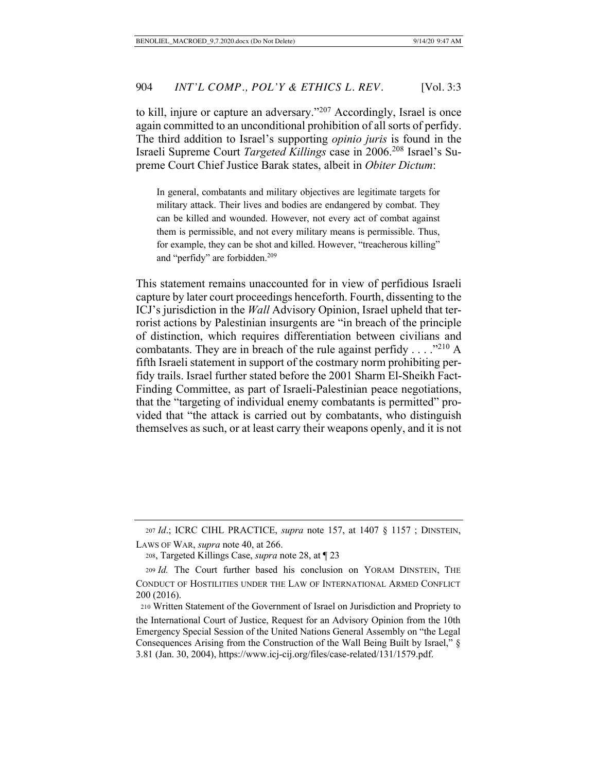to kill, injure or capture an adversary."[207] Accordingly, Israel is once again committed to an unconditional prohibition of all sorts of perfidy. The third addition to Israel's supporting *opinio juris* is found in the Israeli Supreme Court *Targeted Killings* case in 2006.[208] Israel's Supreme Court Chief Justice Barak states, albeit in *Obiter Dictum*:

> In general, combatants and military objectives are legitimate targets for military attack. Their lives and bodies are endangered by combat. They can be killed and wounded. However, not every act of combat against them is permissible, and not every military means is permissible. Thus, for example, they can be shot and killed. However, "treacherous killing" and "perfidy" are forbidden.[209]

This statement remains unaccounted for in view of perfidious Israeli capture by later court proceedings henceforth. Fourth, dissenting to the ICJ's jurisdiction in the *Wall* Advisory Opinion, Israel upheld that terrorist actions by Palestinian insurgents are "in breach of the principle of distinction, which requires differentiation between civilians and combatants. They are in breach of the rule against perfidy . . . ."[210] A fifth Israeli statement in support of the costmary norm prohibiting perfidy trails. Israel further stated before the 2001 Sharm El-Sheikh Fact-Finding Committee, as part of Israeli-Palestinian peace negotiations, that the "targeting of individual enemy combatants is permitted" provided that "the attack is carried out by combatants, who distinguish themselves as such, or at least carry their weapons openly, and it is not

---

207 *Id*.; ICRC CIHL PRACTICE, *supra* note 157, at 1407 § 1157 ; DINSTEIN, LAWS OF WAR, *supra* note 40, at 266.

208, Targeted Killings Case, *supra* note 28, at ¶ 23

209 *Id.* The Court further based his conclusion on YORAM DINSTEIN, THE CONDUCT OF HOSTILITIES UNDER THE LAW OF INTERNATIONAL ARMED CONFLICT 200 (2016).

210 Written Statement of the Government of Israel on Jurisdiction and Propriety to the International Court of Justice, Request for an Advisory Opinion from the 10th Emergency Special Session of the United Nations General Assembly on "the Legal Consequences Arising from the Construction of the Wall Being Built by Israel," § 3.81 (Jan. 30, 2004), https://www.icj-cij.org/files/case-related/131/1579.pdf.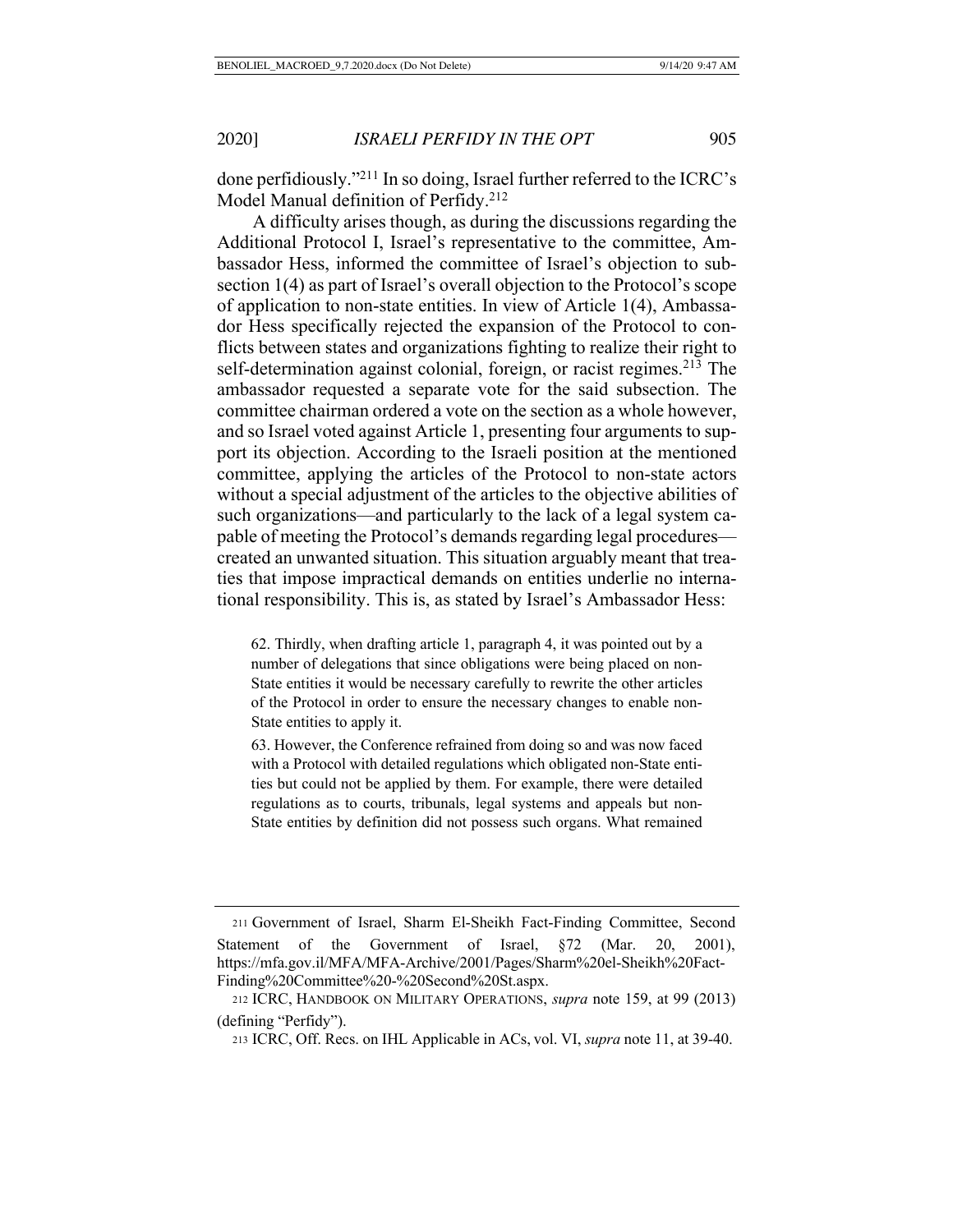done perfidiously."[211] In so doing, Israel further referred to the ICRC's Model Manual definition of Perfidy.[212]

A difficulty arises though, as during the discussions regarding the Additional Protocol I, Israel's representative to the committee, Ambassador Hess, informed the committee of Israel's objection to subsection 1(4) as part of Israel's overall objection to the Protocol's scope of application to non-state entities. In view of Article 1(4), Ambassador Hess specifically rejected the expansion of the Protocol to conflicts between states and organizations fighting to realize their right to self-determination against colonial, foreign, or racist regimes.[213] The ambassador requested a separate vote for the said subsection. The committee chairman ordered a vote on the section as a whole however, and so Israel voted against Article 1, presenting four arguments to support its objection. According to the Israeli position at the mentioned committee, applying the articles of the Protocol to non-state actors without a special adjustment of the articles to the objective abilities of such organizations—and particularly to the lack of a legal system capable of meeting the Protocol's demands regarding legal procedures—created an unwanted situation. This situation arguably meant that treaties that impose impractical demands on entities underlie no international responsibility. This is, as stated by Israel's Ambassador Hess:

> 62. Thirdly, when drafting article 1, paragraph 4, it was pointed out by a number of delegations that since obligations were being placed on non-State entities it would be necessary carefully to rewrite the other articles of the Protocol in order to ensure the necessary changes to enable non-State entities to apply it.
>
> 63. However, the Conference refrained from doing so and was now faced with a Protocol with detailed regulations which obligated non-State entities but could not be applied by them. For example, there were detailed regulations as to courts, tribunals, legal systems and appeals but non-State entities by definition did not possess such organs. What remained

---

211 Government of Israel, Sharm El-Sheikh Fact-Finding Committee, Second Statement of the Government of Israel, §72 (Mar. 20, 2001), https://mfa.gov.il/MFA/MFA-Archive/2001/Pages/Sharm%20el-Sheikh%20Fact-Finding%20Committee%20-%20Second%20St.aspx.

212 ICRC, HANDBOOK ON MILITARY OPERATIONS, *supra* note 159, at 99 (2013) (defining "Perfidy").

213 ICRC, Off. Recs. on IHL Applicable in ACs, vol. VI, *supra* note 11, at 39-40.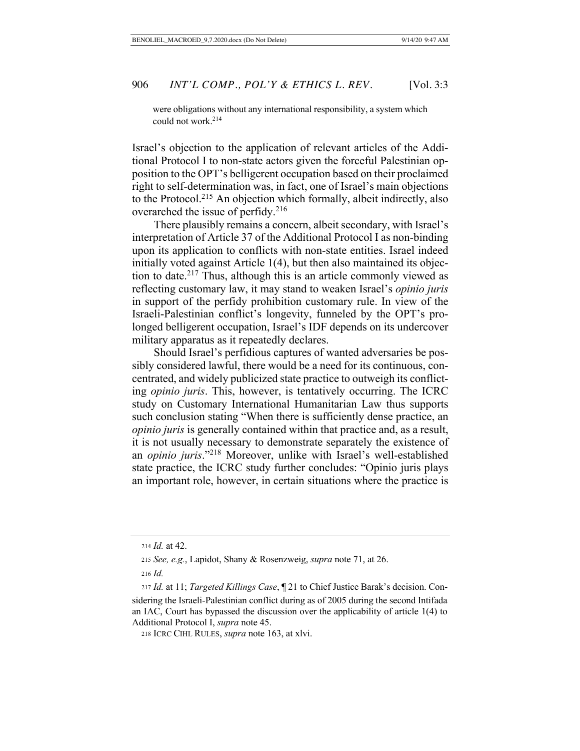were obligations without any international responsibility, a system which could not work.[214]

Israel's objection to the application of relevant articles of the Additional Protocol I to non-state actors given the forceful Palestinian opposition to the OPT's belligerent occupation based on their proclaimed right to self-determination was, in fact, one of Israel's main objections to the Protocol.[215] An objection which formally, albeit indirectly, also overarched the issue of perfidy.[216]

There plausibly remains a concern, albeit secondary, with Israel's interpretation of Article 37 of the Additional Protocol I as non-binding upon its application to conflicts with non-state entities. Israel indeed initially voted against Article 1(4), but then also maintained its objection to date.[217] Thus, although this is an article commonly viewed as reflecting customary law, it may stand to weaken Israel's *opinio juris* in support of the perfidy prohibition customary rule. In view of the Israeli-Palestinian conflict's longevity, funneled by the OPT's prolonged belligerent occupation, Israel's IDF depends on its undercover military apparatus as it repeatedly declares.

Should Israel's perfidious captures of wanted adversaries be possibly considered lawful, there would be a need for its continuous, concentrated, and widely publicized state practice to outweigh its conflicting *opinio juris*. This, however, is tentatively occurring. The ICRC study on Customary International Humanitarian Law thus supports such conclusion stating "When there is sufficiently dense practice, an *opinio juris* is generally contained within that practice and, as a result, it is not usually necessary to demonstrate separately the existence of an *opinio juris*."[218] Moreover, unlike with Israel's well-established state practice, the ICRC study further concludes: "Opinio juris plays an important role, however, in certain situations where the practice is

---

[214] *Id.* at 42.

[215] *See, e.g.*, Lapidot, Shany & Rosenzweig, *supra* note 71, at 26.

[216] *Id.*

[217] *Id.* at 11; *Targeted Killings Case*, ¶ 21 to Chief Justice Barak's decision. Considering the Israeli-Palestinian conflict during as of 2005 during the second Intifada an IAC, Court has bypassed the discussion over the applicability of article 1(4) to Additional Protocol I, *supra* note 45.

[218] ICRC CIHL RULES, *supra* note 163, at xlvi.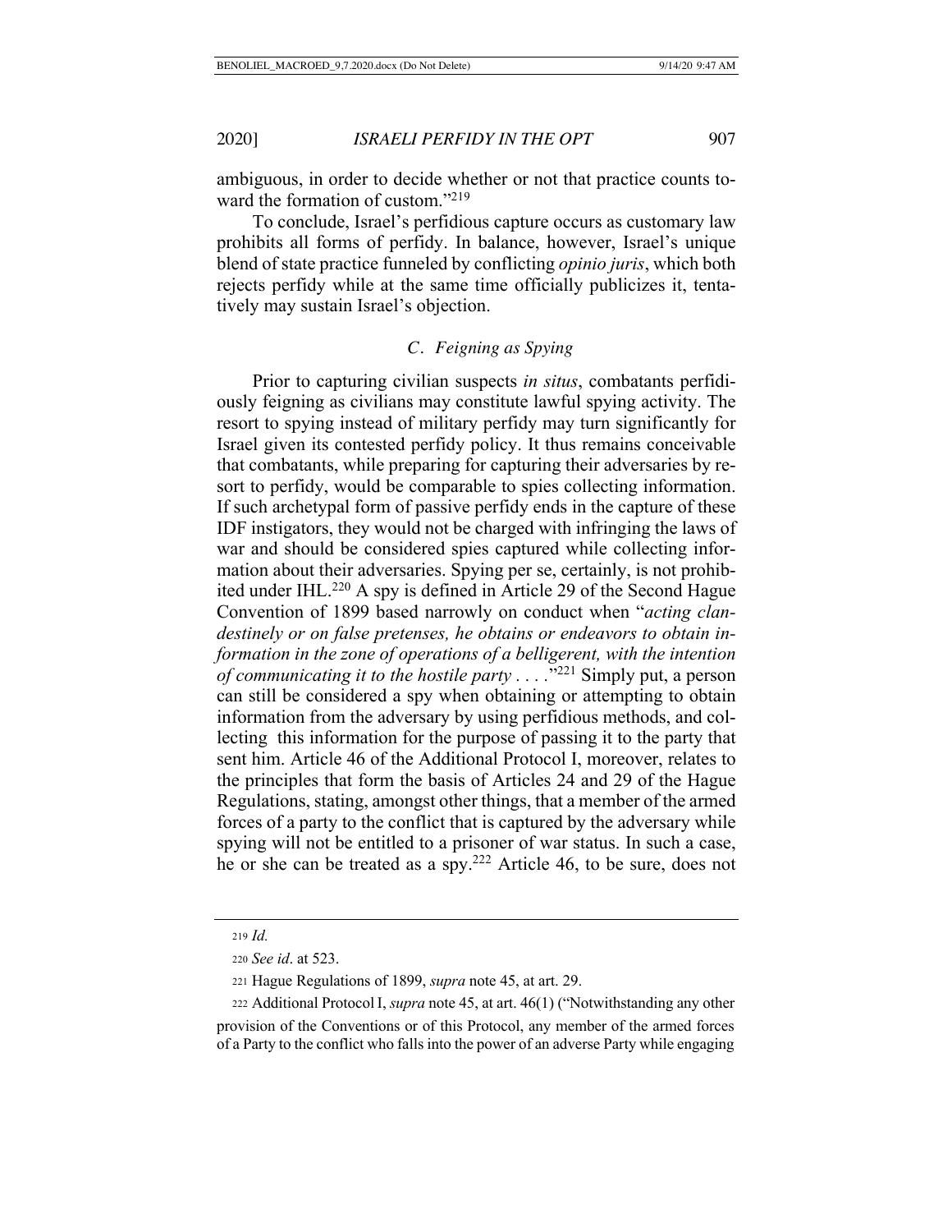ambiguous, in order to decide whether or not that practice counts toward the formation of custom."[219]

To conclude, Israel's perfidious capture occurs as customary law prohibits all forms of perfidy. In balance, however, Israel's unique blend of state practice funneled by conflicting *opinio juris*, which both rejects perfidy while at the same time officially publicizes it, tentatively may sustain Israel's objection.

### *C. Feigning as Spying*

Prior to capturing civilian suspects *in situs*, combatants perfidiously feigning as civilians may constitute lawful spying activity. The resort to spying instead of military perfidy may turn significantly for Israel given its contested perfidy policy. It thus remains conceivable that combatants, while preparing for capturing their adversaries by resort to perfidy, would be comparable to spies collecting information. If such archetypal form of passive perfidy ends in the capture of these IDF instigators, they would not be charged with infringing the laws of war and should be considered spies captured while collecting information about their adversaries. Spying per se, certainly, is not prohibited under IHL.[220] A spy is defined in Article 29 of the Second Hague Convention of 1899 based narrowly on conduct when "*acting clandestinely or on false pretenses, he obtains or endeavors to obtain information in the zone of operations of a belligerent, with the intention of communicating it to the hostile party* . . . ."[221] Simply put, a person can still be considered a spy when obtaining or attempting to obtain information from the adversary by using perfidious methods, and collecting this information for the purpose of passing it to the party that sent him. Article 46 of the Additional Protocol I, moreover, relates to the principles that form the basis of Articles 24 and 29 of the Hague Regulations, stating, amongst other things, that a member of the armed forces of a party to the conflict that is captured by the adversary while spying will not be entitled to a prisoner of war status. In such a case, he or she can be treated as a spy.[222] Article 46, to be sure, does not

---

219 *Id.*

220 *See id*. at 523.

221 Hague Regulations of 1899, *supra* note 45, at art. 29.

222 Additional Protocol I, *supra* note 45, at art. 46(1) ("Notwithstanding any other provision of the Conventions or of this Protocol, any member of the armed forces of a Party to the conflict who falls into the power of an adverse Party while engaging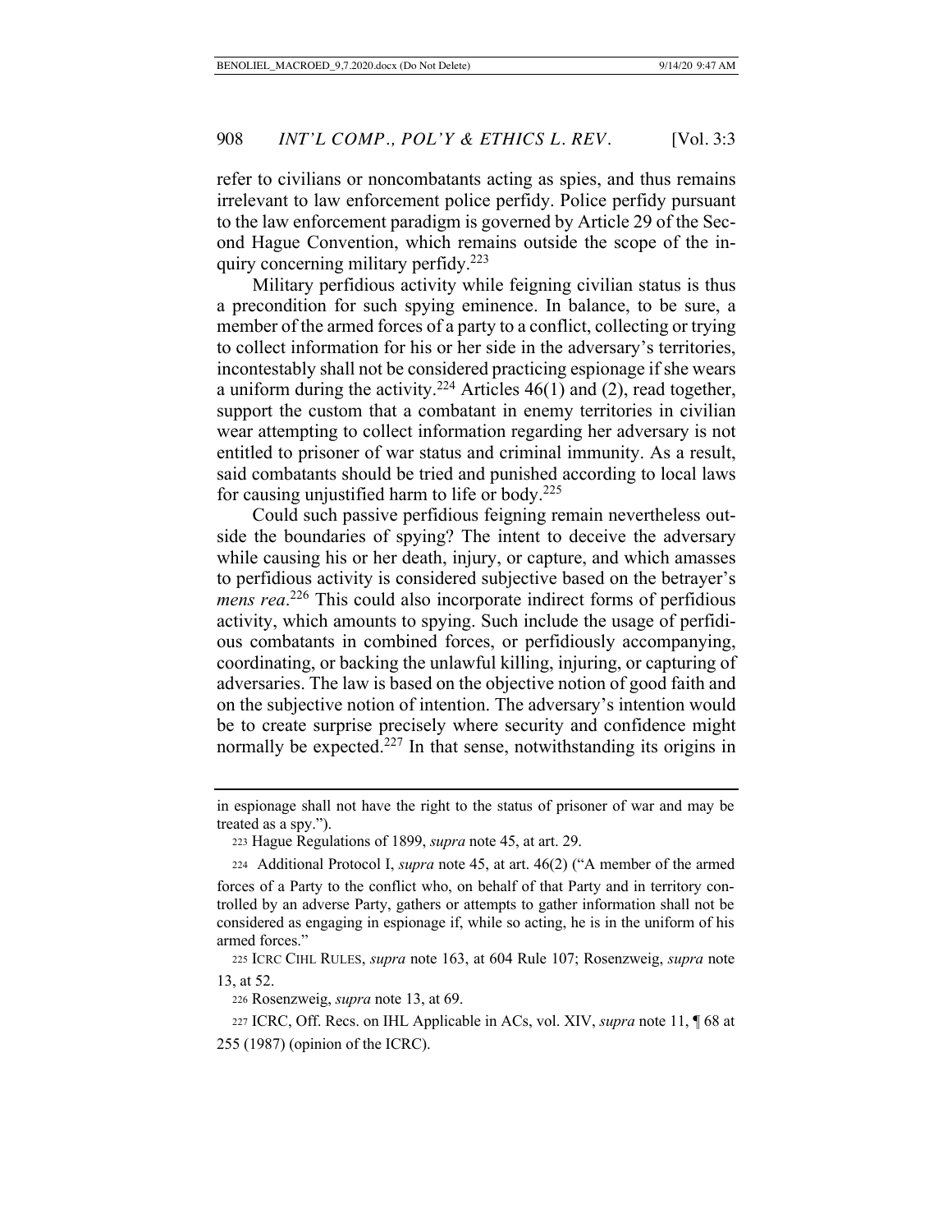refer to civilians or noncombatants acting as spies, and thus remains irrelevant to law enforcement police perfidy. Police perfidy pursuant to the law enforcement paradigm is governed by Article 29 of the Second Hague Convention, which remains outside the scope of the inquiry concerning military perfidy.[223]

Military perfidious activity while feigning civilian status is thus a precondition for such spying eminence. In balance, to be sure, a member of the armed forces of a party to a conflict, collecting or trying to collect information for his or her side in the adversary's territories, incontestably shall not be considered practicing espionage if she wears a uniform during the activity.[224] Articles 46(1) and (2), read together, support the custom that a combatant in enemy territories in civilian wear attempting to collect information regarding her adversary is not entitled to prisoner of war status and criminal immunity. As a result, said combatants should be tried and punished according to local laws for causing unjustified harm to life or body.[225]

Could such passive perfidious feigning remain nevertheless outside the boundaries of spying? The intent to deceive the adversary while causing his or her death, injury, or capture, and which amasses to perfidious activity is considered subjective based on the betrayer's *mens rea*.[226] This could also incorporate indirect forms of perfidious activity, which amounts to spying. Such include the usage of perfidious combatants in combined forces, or perfidiously accompanying, coordinating, or backing the unlawful killing, injuring, or capturing of adversaries. The law is based on the objective notion of good faith and on the subjective notion of intention. The adversary's intention would be to create surprise precisely where security and confidence might normally be expected.[227] In that sense, notwithstanding its origins in

---

in espionage shall not have the right to the status of prisoner of war and may be treated as a spy.").

223 Hague Regulations of 1899, *supra* note 45, at art. 29.

224 Additional Protocol I, *supra* note 45, at art. 46(2) ("A member of the armed forces of a Party to the conflict who, on behalf of that Party and in territory controlled by an adverse Party, gathers or attempts to gather information shall not be considered as engaging in espionage if, while so acting, he is in the uniform of his armed forces."

225 ICRC CIHL RULES, *supra* note 163, at 604 Rule 107; Rosenzweig, *supra* note 13, at 52.

226 Rosenzweig, *supra* note 13, at 69.

227 ICRC, Off. Recs. on IHL Applicable in ACs, vol. XIV, *supra* note 11, ¶ 68 at 255 (1987) (opinion of the ICRC).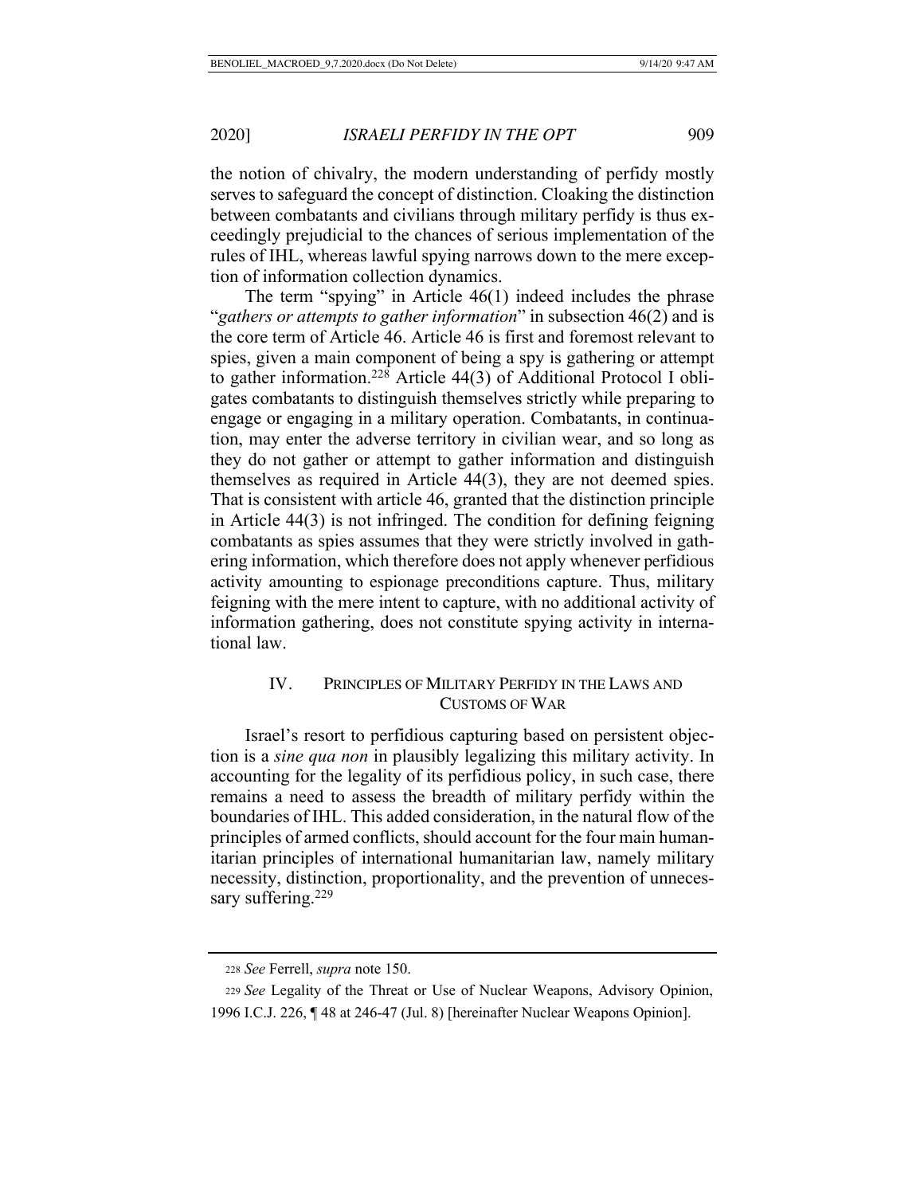the notion of chivalry, the modern understanding of perfidy mostly serves to safeguard the concept of distinction. Cloaking the distinction between combatants and civilians through military perfidy is thus exceedingly prejudicial to the chances of serious implementation of the rules of IHL, whereas lawful spying narrows down to the mere exception of information collection dynamics.

The term "spying" in Article 46(1) indeed includes the phrase "*gathers or attempts to gather information*" in subsection 46(2) and is the core term of Article 46. Article 46 is first and foremost relevant to spies, given a main component of being a spy is gathering or attempt to gather information.[228] Article 44(3) of Additional Protocol I obligates combatants to distinguish themselves strictly while preparing to engage or engaging in a military operation. Combatants, in continuation, may enter the adverse territory in civilian wear, and so long as they do not gather or attempt to gather information and distinguish themselves as required in Article 44(3), they are not deemed spies. That is consistent with article 46, granted that the distinction principle in Article 44(3) is not infringed. The condition for defining feigning combatants as spies assumes that they were strictly involved in gathering information, which therefore does not apply whenever perfidious activity amounting to espionage preconditions capture. Thus, military feigning with the mere intent to capture, with no additional activity of information gathering, does not constitute spying activity in international law.

## IV. Principles of Military Perfidy in the Laws and Customs of War

Israel's resort to perfidious capturing based on persistent objection is a *sine qua non* in plausibly legalizing this military activity. In accounting for the legality of its perfidious policy, in such case, there remains a need to assess the breadth of military perfidy within the boundaries of IHL. This added consideration, in the natural flow of the principles of armed conflicts, should account for the four main humanitarian principles of international humanitarian law, namely military necessity, distinction, proportionality, and the prevention of unnecessary suffering.[229]

---

228 *See* Ferrell, *supra* note 150.

229 *See* Legality of the Threat or Use of Nuclear Weapons, Advisory Opinion, 1996 I.C.J. 226, ¶ 48 at 246-47 (Jul. 8) [hereinafter Nuclear Weapons Opinion].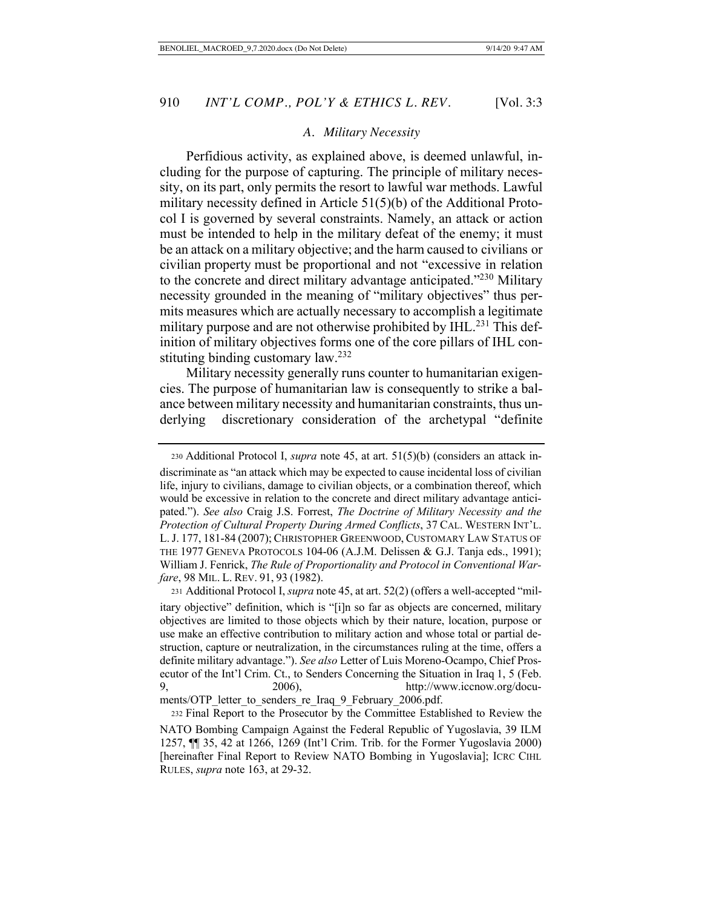### A. *Military Necessity*

Perfidious activity, as explained above, is deemed unlawful, including for the purpose of capturing. The principle of military necessity, on its part, only permits the resort to lawful war methods. Lawful military necessity defined in Article 51(5)(b) of the Additional Protocol I is governed by several constraints. Namely, an attack or action must be intended to help in the military defeat of the enemy; it must be an attack on a military objective; and the harm caused to civilians or civilian property must be proportional and not "excessive in relation to the concrete and direct military advantage anticipated."[230] Military necessity grounded in the meaning of "military objectives" thus permits measures which are actually necessary to accomplish a legitimate military purpose and are not otherwise prohibited by IHL.[231] This definition of military objectives forms one of the core pillars of IHL constituting binding customary law.[232]

Military necessity generally runs counter to humanitarian exigencies. The purpose of humanitarian law is consequently to strike a balance between military necessity and humanitarian constraints, thus underlying discretionary consideration of the archetypal "definite

---

230 Additional Protocol I, *supra* note 45, at art. 51(5)(b) (considers an attack indiscriminate as "an attack which may be expected to cause incidental loss of civilian life, injury to civilians, damage to civilian objects, or a combination thereof, which would be excessive in relation to the concrete and direct military advantage anticipated."). *See also* Craig J.S. Forrest, *The Doctrine of Military Necessity and the Protection of Cultural Property During Armed Conflicts*, 37 CAL. WESTERN INT'L. L. J. 177, 181-84 (2007); CHRISTOPHER GREENWOOD, CUSTOMARY LAW STATUS OF THE 1977 GENEVA PROTOCOLS 104-06 (A.J.M. Delissen & G.J. Tanja eds., 1991); William J. Fenrick, *The Rule of Proportionality and Protocol in Conventional Warfare*, 98 MIL. L. REV. 91, 93 (1982).

231 Additional Protocol I, *supra* note 45, at art. 52(2) (offers a well-accepted "military objective" definition, which is "[i]n so far as objects are concerned, military objectives are limited to those objects which by their nature, location, purpose or use make an effective contribution to military action and whose total or partial destruction, capture or neutralization, in the circumstances ruling at the time, offers a definite military advantage."). *See also* Letter of Luis Moreno-Ocampo, Chief Prosecutor of the Int'l Crim. Ct., to Senders Concerning the Situation in Iraq 1, 5 (Feb. 9, 2006), http://www.iccnow.org/documents/OTP_letter_to_senders_re_Iraq_9_February_2006.pdf.

232 Final Report to the Prosecutor by the Committee Established to Review the NATO Bombing Campaign Against the Federal Republic of Yugoslavia, 39 ILM 1257, ¶¶ 35, 42 at 1266, 1269 (Int'l Crim. Trib. for the Former Yugoslavia 2000) [hereinafter Final Report to Review NATO Bombing in Yugoslavia]; ICRC CIHL RULES, *supra* note 163, at 29-32.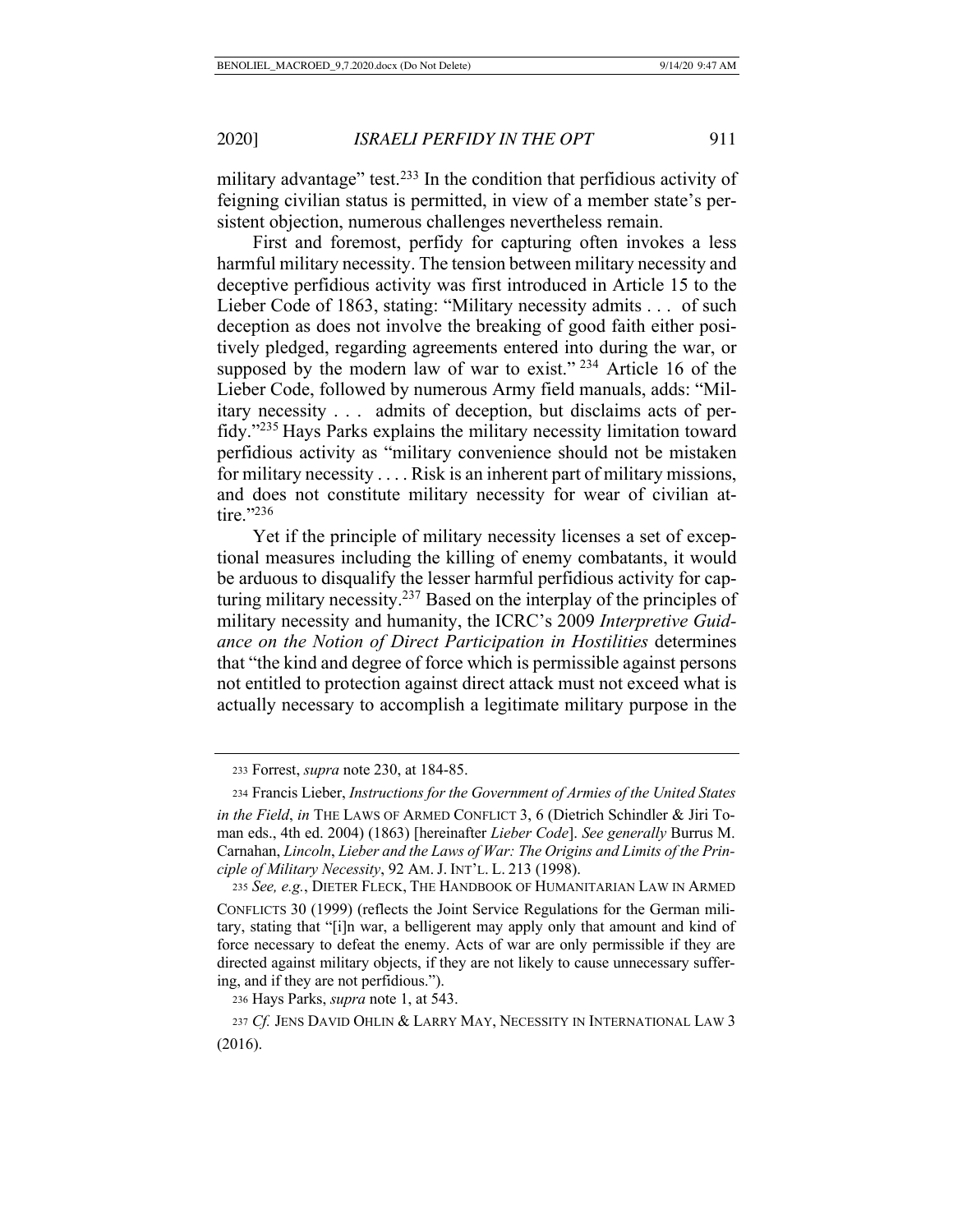military advantage" test.[233] In the condition that perfidious activity of feigning civilian status is permitted, in view of a member state's persistent objection, numerous challenges nevertheless remain.

First and foremost, perfidy for capturing often invokes a less harmful military necessity. The tension between military necessity and deceptive perfidious activity was first introduced in Article 15 to the Lieber Code of 1863, stating: "Military necessity admits . . . of such deception as does not involve the breaking of good faith either positively pledged, regarding agreements entered into during the war, or supposed by the modern law of war to exist." [234] Article 16 of the Lieber Code, followed by numerous Army field manuals, adds: "Military necessity . . . admits of deception, but disclaims acts of perfidy."[235] Hays Parks explains the military necessity limitation toward perfidious activity as "military convenience should not be mistaken for military necessity . . . . Risk is an inherent part of military missions, and does not constitute military necessity for wear of civilian attire."[236]

Yet if the principle of military necessity licenses a set of exceptional measures including the killing of enemy combatants, it would be arduous to disqualify the lesser harmful perfidious activity for capturing military necessity.[237] Based on the interplay of the principles of military necessity and humanity, the ICRC's 2009 *Interpretive Guidance on the Notion of Direct Participation in Hostilities* determines that "the kind and degree of force which is permissible against persons not entitled to protection against direct attack must not exceed what is actually necessary to accomplish a legitimate military purpose in the

---

[233] Forrest, *supra* note 230, at 184-85.

[234] Francis Lieber, *Instructions for the Government of Armies of the United States in the Field*, *in* THE LAWS OF ARMED CONFLICT 3, 6 (Dietrich Schindler & Jiri Toman eds., 4th ed. 2004) (1863) [hereinafter *Lieber Code*]. *See generally* Burrus M. Carnahan, *Lincoln*, *Lieber and the Laws of War: The Origins and Limits of the Principle of Military Necessity*, 92 AM. J. INT'L. L. 213 (1998).

[235] *See, e.g.*, DIETER FLECK, THE HANDBOOK OF HUMANITARIAN LAW IN ARMED CONFLICTS 30 (1999) (reflects the Joint Service Regulations for the German military, stating that "[i]n war, a belligerent may apply only that amount and kind of force necessary to defeat the enemy. Acts of war are only permissible if they are directed against military objects, if they are not likely to cause unnecessary suffering, and if they are not perfidious.").

[236] Hays Parks, *supra* note 1, at 543.

[237] *Cf.* JENS DAVID OHLIN & LARRY MAY, NECESSITY IN INTERNATIONAL LAW 3 (2016).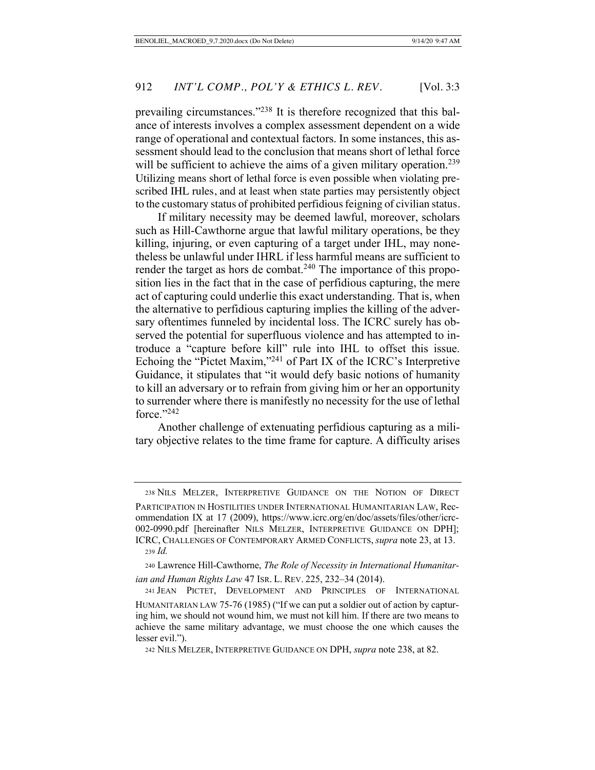prevailing circumstances."[238] It is therefore recognized that this balance of interests involves a complex assessment dependent on a wide range of operational and contextual factors. In some instances, this assessment should lead to the conclusion that means short of lethal force will be sufficient to achieve the aims of a given military operation.[239] Utilizing means short of lethal force is even possible when violating prescribed IHL rules, and at least when state parties may persistently object to the customary status of prohibited perfidious feigning of civilian status.

If military necessity may be deemed lawful, moreover, scholars such as Hill-Cawthorne argue that lawful military operations, be they killing, injuring, or even capturing of a target under IHL, may nonetheless be unlawful under IHRL if less harmful means are sufficient to render the target as hors de combat.[240] The importance of this proposition lies in the fact that in the case of perfidious capturing, the mere act of capturing could underlie this exact understanding. That is, when the alternative to perfidious capturing implies the killing of the adversary oftentimes funneled by incidental loss. The ICRC surely has observed the potential for superfluous violence and has attempted to introduce a "capture before kill" rule into IHL to offset this issue. Echoing the "Pictet Maxim,"[241] of Part IX of the ICRC's Interpretive Guidance, it stipulates that "it would defy basic notions of humanity to kill an adversary or to refrain from giving him or her an opportunity to surrender where there is manifestly no necessity for the use of lethal force."[242]

Another challenge of extenuating perfidious capturing as a military objective relates to the time frame for capture. A difficulty arises

---

[238] NILS MELZER, INTERPRETIVE GUIDANCE ON THE NOTION OF DIRECT PARTICIPATION IN HOSTILITIES UNDER INTERNATIONAL HUMANITARIAN LAW, Recommendation IX at 17 (2009), https://www.icrc.org/en/doc/assets/files/other/icrc-002-0990.pdf [hereinafter NILS MELZER, INTERPRETIVE GUIDANCE ON DPH]; ICRC, CHALLENGES OF CONTEMPORARY ARMED CONFLICTS, *supra* note 23, at 13.

[239] *Id.*

[240] Lawrence Hill-Cawthorne, *The Role of Necessity in International Humanitarian and Human Rights Law* 47 ISR. L. REV. 225, 232–34 (2014).

[241] JEAN PICTET, DEVELOPMENT AND PRINCIPLES OF INTERNATIONAL HUMANITARIAN LAW 75-76 (1985) ("If we can put a soldier out of action by capturing him, we should not wound him, we must not kill him. If there are two means to achieve the same military advantage, we must choose the one which causes the lesser evil.").

[242] NILS MELZER, INTERPRETIVE GUIDANCE ON DPH, *supra* note 238, at 82.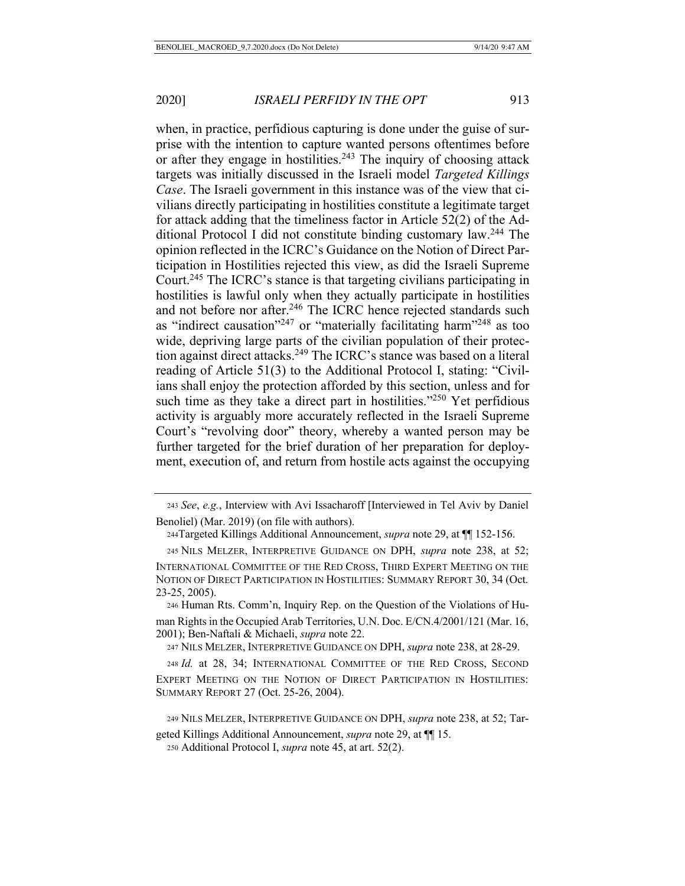when, in practice, perfidious capturing is done under the guise of surprise with the intention to capture wanted persons oftentimes before or after they engage in hostilities.[243] The inquiry of choosing attack targets was initially discussed in the Israeli model *Targeted Killings Case*. The Israeli government in this instance was of the view that civilians directly participating in hostilities constitute a legitimate target for attack adding that the timeliness factor in Article 52(2) of the Additional Protocol I did not constitute binding customary law.[244] The opinion reflected in the ICRC's Guidance on the Notion of Direct Participation in Hostilities rejected this view, as did the Israeli Supreme Court.[245] The ICRC's stance is that targeting civilians participating in hostilities is lawful only when they actually participate in hostilities and not before nor after.[246] The ICRC hence rejected standards such as "indirect causation"[247] or "materially facilitating harm"[248] as too wide, depriving large parts of the civilian population of their protection against direct attacks.[249] The ICRC's stance was based on a literal reading of Article 51(3) to the Additional Protocol I, stating: "Civilians shall enjoy the protection afforded by this section, unless and for such time as they take a direct part in hostilities."[250] Yet perfidious activity is arguably more accurately reflected in the Israeli Supreme Court's "revolving door" theory, whereby a wanted person may be further targeted for the brief duration of her preparation for deployment, execution of, and return from hostile acts against the occupying

---

[243] *See*, *e.g.*, Interview with Avi Issacharoff [Interviewed in Tel Aviv by Daniel Benoliel) (Mar. 2019) (on file with authors).

[244] Targeted Killings Additional Announcement, *supra* note 29, at ¶¶ 152-156.

[245] NILS MELZER, INTERPRETIVE GUIDANCE ON DPH, *supra* note 238, at 52; INTERNATIONAL COMMITTEE OF THE RED CROSS, THIRD EXPERT MEETING ON THE NOTION OF DIRECT PARTICIPATION IN HOSTILITIES: SUMMARY REPORT 30, 34 (Oct. 23-25, 2005).

[246] Human Rts. Comm'n, Inquiry Rep. on the Question of the Violations of Human Rights in the Occupied Arab Territories, U.N. Doc. E/CN.4/2001/121 (Mar. 16, 2001); Ben-Naftali & Michaeli, *supra* note 22.

[247] NILS MELZER, INTERPRETIVE GUIDANCE ON DPH, *supra* note 238, at 28-29.

[248] *Id.* at 28, 34; INTERNATIONAL COMMITTEE OF THE RED CROSS, SECOND EXPERT MEETING ON THE NOTION OF DIRECT PARTICIPATION IN HOSTILITIES: SUMMARY REPORT 27 (Oct. 25-26, 2004).

[249] NILS MELZER, INTERPRETIVE GUIDANCE ON DPH, *supra* note 238, at 52; Targeted Killings Additional Announcement, *supra* note 29, at ¶¶ 15.

[250] Additional Protocol I, *supra* note 45, at art. 52(2).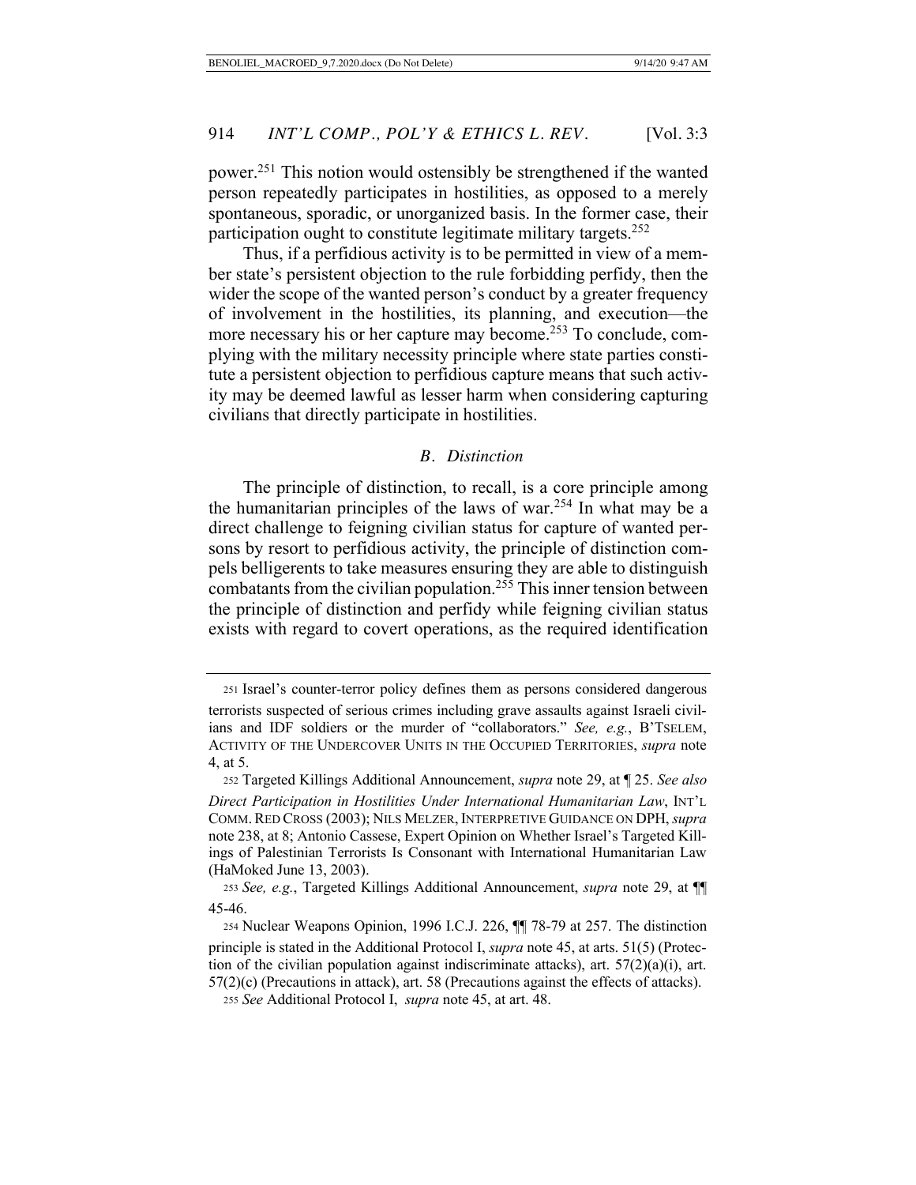power.[251] This notion would ostensibly be strengthened if the wanted person repeatedly participates in hostilities, as opposed to a merely spontaneous, sporadic, or unorganized basis. In the former case, their participation ought to constitute legitimate military targets.[252]

Thus, if a perfidious activity is to be permitted in view of a member state's persistent objection to the rule forbidding perfidy, then the wider the scope of the wanted person's conduct by a greater frequency of involvement in the hostilities, its planning, and execution—the more necessary his or her capture may become.[253] To conclude, complying with the military necessity principle where state parties constitute a persistent objection to perfidious capture means that such activity may be deemed lawful as lesser harm when considering capturing civilians that directly participate in hostilities.

### *B. Distinction*

The principle of distinction, to recall, is a core principle among the humanitarian principles of the laws of war.[254] In what may be a direct challenge to feigning civilian status for capture of wanted persons by resort to perfidious activity, the principle of distinction compels belligerents to take measures ensuring they are able to distinguish combatants from the civilian population.[255] This inner tension between the principle of distinction and perfidy while feigning civilian status exists with regard to covert operations, as the required identification

---

[251] Israel's counter-terror policy defines them as persons considered dangerous terrorists suspected of serious crimes including grave assaults against Israeli civilians and IDF soldiers or the murder of "collaborators." *See, e.g.*, B'TSELEM, ACTIVITY OF THE UNDERCOVER UNITS IN THE OCCUPIED TERRITORIES, *supra* note 4, at 5.

[252] Targeted Killings Additional Announcement, *supra* note 29, at ¶ 25. *See also Direct Participation in Hostilities Under International Humanitarian Law*, INT'L COMM. RED CROSS (2003); NILS MELZER, INTERPRETIVE GUIDANCE ON DPH, *supra* note 238, at 8; Antonio Cassese, Expert Opinion on Whether Israel's Targeted Killings of Palestinian Terrorists Is Consonant with International Humanitarian Law (HaMoked June 13, 2003).

[253] *See, e.g.*, Targeted Killings Additional Announcement, *supra* note 29, at ¶¶ 45-46.

[254] Nuclear Weapons Opinion, 1996 I.C.J. 226, ¶¶ 78-79 at 257. The distinction principle is stated in the Additional Protocol I, *supra* note 45, at arts. 51(5) (Protection of the civilian population against indiscriminate attacks), art. 57(2)(a)(i), art. 57(2)(c) (Precautions in attack), art. 58 (Precautions against the effects of attacks).

[255] *See* Additional Protocol I, *supra* note 45, at art. 48.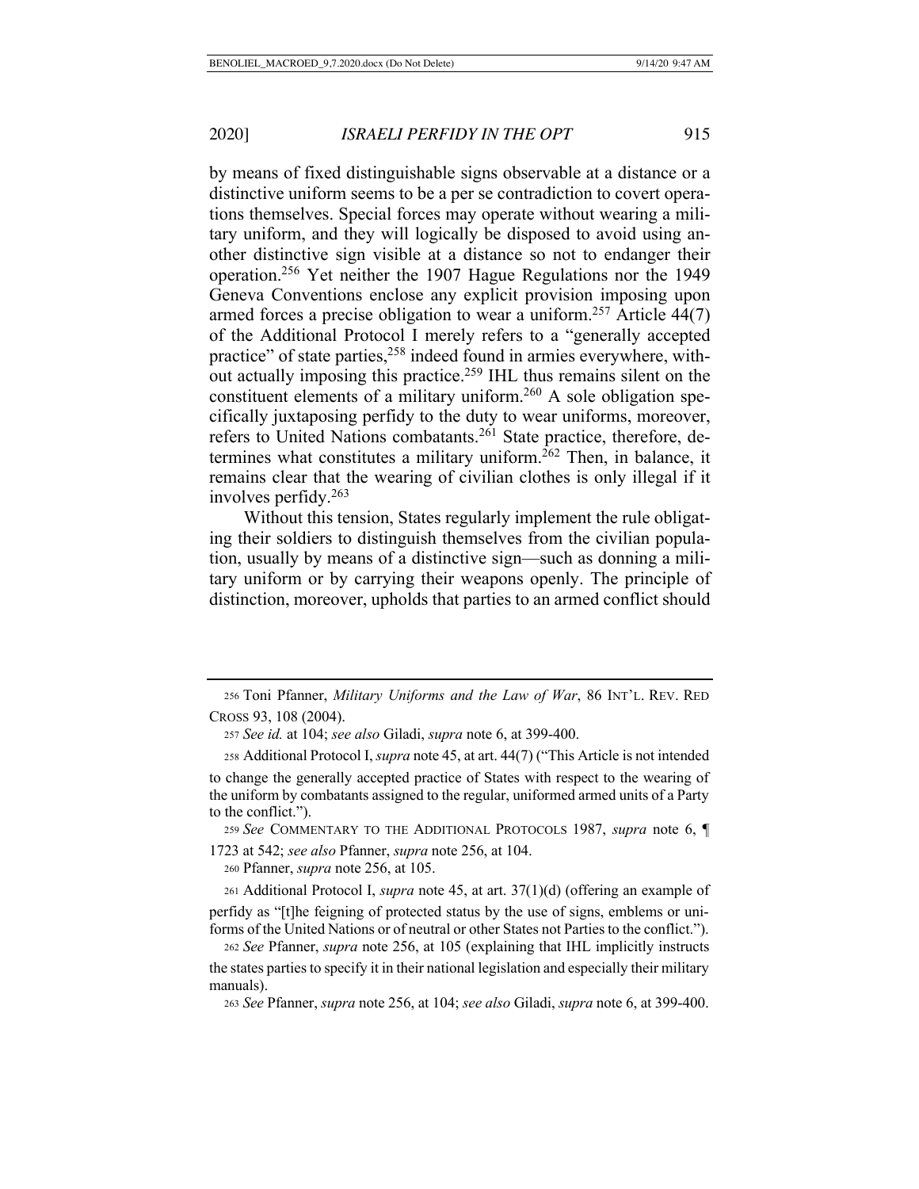by means of fixed distinguishable signs observable at a distance or a distinctive uniform seems to be a per se contradiction to covert operations themselves. Special forces may operate without wearing a military uniform, and they will logically be disposed to avoid using another distinctive sign visible at a distance so not to endanger their operation.[256] Yet neither the 1907 Hague Regulations nor the 1949 Geneva Conventions enclose any explicit provision imposing upon armed forces a precise obligation to wear a uniform.[257] Article 44(7) of the Additional Protocol I merely refers to a "generally accepted practice" of state parties,[258] indeed found in armies everywhere, without actually imposing this practice.[259] IHL thus remains silent on the constituent elements of a military uniform.[260] A sole obligation specifically juxtaposing perfidy to the duty to wear uniforms, moreover, refers to United Nations combatants.[261] State practice, therefore, determines what constitutes a military uniform.[262] Then, in balance, it remains clear that the wearing of civilian clothes is only illegal if it involves perfidy.[263]

Without this tension, States regularly implement the rule obligating their soldiers to distinguish themselves from the civilian population, usually by means of a distinctive sign—such as donning a military uniform or by carrying their weapons openly. The principle of distinction, moreover, upholds that parties to an armed conflict should

---

256 Toni Pfanner, *Military Uniforms and the Law of War*, 86 INT'L. REV. RED CROSS 93, 108 (2004).

257 *See id.* at 104; *see also* Giladi, *supra* note 6, at 399-400.

258 Additional Protocol I, *supra* note 45, at art. 44(7) ("This Article is not intended to change the generally accepted practice of States with respect to the wearing of the uniform by combatants assigned to the regular, uniformed armed units of a Party to the conflict.").

259 *See* COMMENTARY TO THE ADDITIONAL PROTOCOLS 1987, *supra* note 6, ¶ 1723 at 542; *see also* Pfanner, *supra* note 256, at 104.

260 Pfanner, *supra* note 256, at 105.

261 Additional Protocol I, *supra* note 45, at art. 37(1)(d) (offering an example of perfidy as "[t]he feigning of protected status by the use of signs, emblems or uniforms of the United Nations or of neutral or other States not Parties to the conflict.").

262 *See* Pfanner, *supra* note 256, at 105 (explaining that IHL implicitly instructs the states parties to specify it in their national legislation and especially their military manuals).

263 *See* Pfanner, *supra* note 256, at 104; *see also* Giladi, *supra* note 6, at 399-400.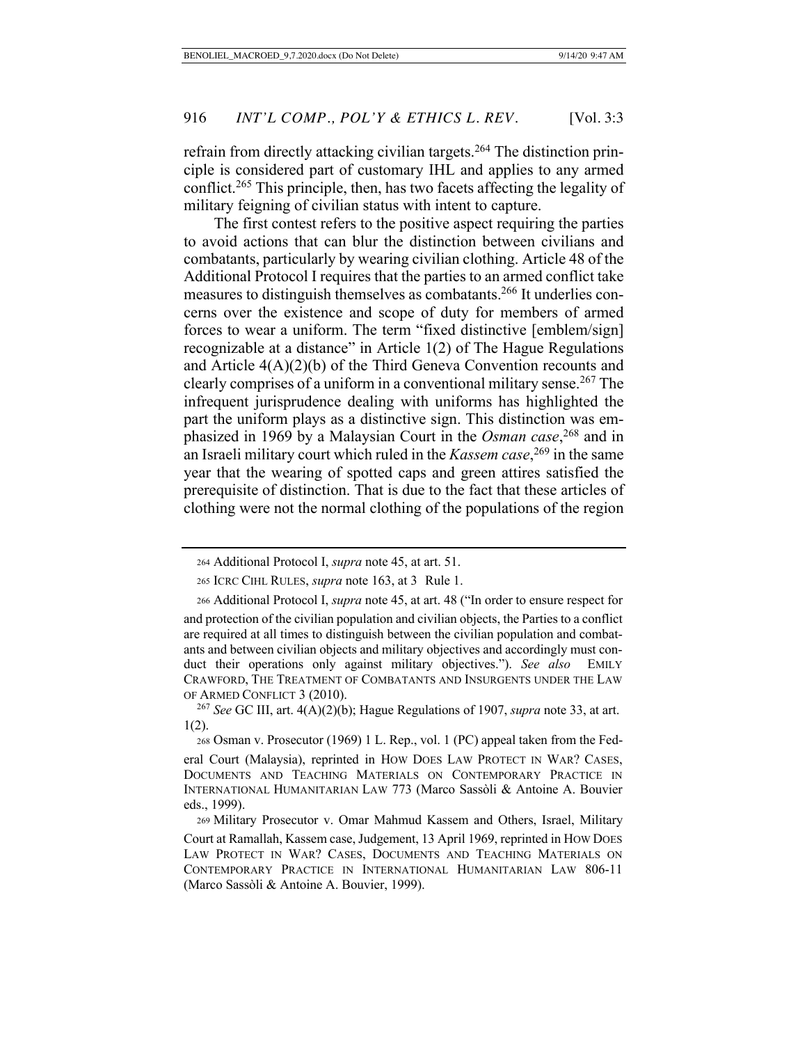refrain from directly attacking civilian targets.[264] The distinction principle is considered part of customary IHL and applies to any armed conflict.[265] This principle, then, has two facets affecting the legality of military feigning of civilian status with intent to capture.

The first contest refers to the positive aspect requiring the parties to avoid actions that can blur the distinction between civilians and combatants, particularly by wearing civilian clothing. Article 48 of the Additional Protocol I requires that the parties to an armed conflict take measures to distinguish themselves as combatants.[266] It underlies concerns over the existence and scope of duty for members of armed forces to wear a uniform. The term "fixed distinctive [emblem/sign] recognizable at a distance" in Article 1(2) of The Hague Regulations and Article 4(A)(2)(b) of the Third Geneva Convention recounts and clearly comprises of a uniform in a conventional military sense.[267] The infrequent jurisprudence dealing with uniforms has highlighted the part the uniform plays as a distinctive sign. This distinction was emphasized in 1969 by a Malaysian Court in the *Osman case*,[268] and in an Israeli military court which ruled in the *Kassem case*,[269] in the same year that the wearing of spotted caps and green attires satisfied the prerequisite of distinction. That is due to the fact that these articles of clothing were not the normal clothing of the populations of the region

---

[264] Additional Protocol I, *supra* note 45, at art. 51.

[265] ICRC CIHL RULES, *supra* note 163, at 3 Rule 1.

[266] Additional Protocol I, *supra* note 45, at art. 48 ("In order to ensure respect for and protection of the civilian population and civilian objects, the Parties to a conflict are required at all times to distinguish between the civilian population and combatants and between civilian objects and military objectives and accordingly must conduct their operations only against military objectives."). *See also* EMILY CRAWFORD, THE TREATMENT OF COMBATANTS AND INSURGENTS UNDER THE LAW OF ARMED CONFLICT 3 (2010).

[267] *See* GC III, art. 4(A)(2)(b); Hague Regulations of 1907, *supra* note 33, at art. 1(2).

[268] Osman v. Prosecutor (1969) 1 L. Rep., vol. 1 (PC) appeal taken from the Federal Court (Malaysia), reprinted in HOW DOES LAW PROTECT IN WAR? CASES, DOCUMENTS AND TEACHING MATERIALS ON CONTEMPORARY PRACTICE IN INTERNATIONAL HUMANITARIAN LAW 773 (Marco Sassòli & Antoine A. Bouvier eds., 1999).

[269] Military Prosecutor v. Omar Mahmud Kassem and Others, Israel, Military Court at Ramallah, Kassem case, Judgement, 13 April 1969, reprinted in HOW DOES LAW PROTECT IN WAR? CASES, DOCUMENTS AND TEACHING MATERIALS ON CONTEMPORARY PRACTICE IN INTERNATIONAL HUMANITARIAN LAW 806-11 (Marco Sassòli & Antoine A. Bouvier, 1999).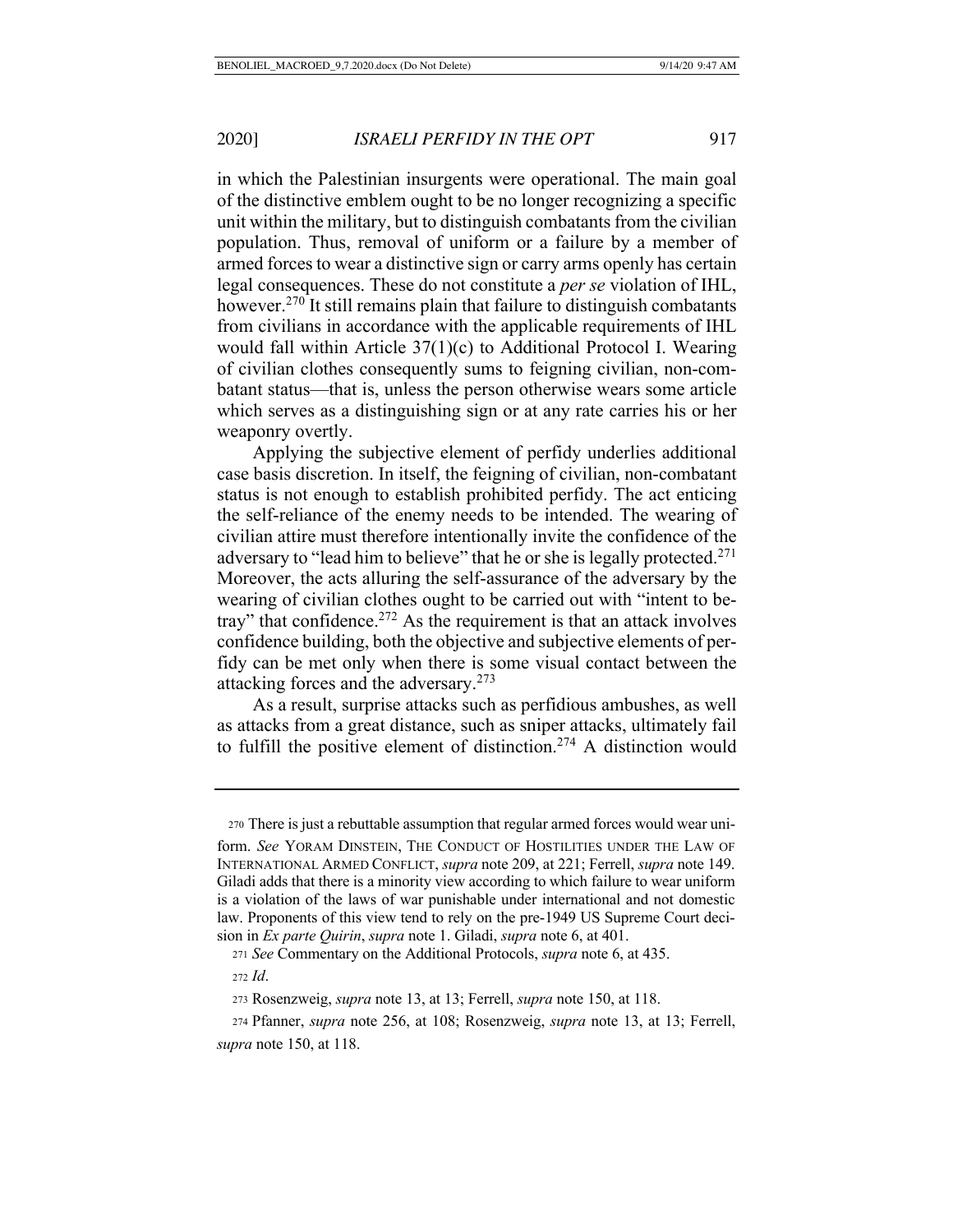in which the Palestinian insurgents were operational. The main goal of the distinctive emblem ought to be no longer recognizing a specific unit within the military, but to distinguish combatants from the civilian population. Thus, removal of uniform or a failure by a member of armed forces to wear a distinctive sign or carry arms openly has certain legal consequences. These do not constitute a *per se* violation of IHL, however.[270] It still remains plain that failure to distinguish combatants from civilians in accordance with the applicable requirements of IHL would fall within Article 37(1)(c) to Additional Protocol I. Wearing of civilian clothes consequently sums to feigning civilian, non-combatant status—that is, unless the person otherwise wears some article which serves as a distinguishing sign or at any rate carries his or her weaponry overtly.

Applying the subjective element of perfidy underlies additional case basis discretion. In itself, the feigning of civilian, non-combatant status is not enough to establish prohibited perfidy. The act enticing the self-reliance of the enemy needs to be intended. The wearing of civilian attire must therefore intentionally invite the confidence of the adversary to "lead him to believe" that he or she is legally protected.[271] Moreover, the acts alluring the self-assurance of the adversary by the wearing of civilian clothes ought to be carried out with "intent to betray" that confidence.[272] As the requirement is that an attack involves confidence building, both the objective and subjective elements of perfidy can be met only when there is some visual contact between the attacking forces and the adversary.[273]

As a result, surprise attacks such as perfidious ambushes, as well as attacks from a great distance, such as sniper attacks, ultimately fail to fulfill the positive element of distinction.[274] A distinction would

---

[270] There is just a rebuttable assumption that regular armed forces would wear uniform. *See* YORAM DINSTEIN, THE CONDUCT OF HOSTILITIES UNDER THE LAW OF INTERNATIONAL ARMED CONFLICT, *supra* note 209, at 221; Ferrell, *supra* note 149. Giladi adds that there is a minority view according to which failure to wear uniform is a violation of the laws of war punishable under international and not domestic law. Proponents of this view tend to rely on the pre-1949 US Supreme Court decision in *Ex parte Quirin*, *supra* note 1. Giladi, *supra* note 6, at 401.

[271] *See* Commentary on the Additional Protocols, *supra* note 6, at 435.

[272] *Id*.

[273] Rosenzweig, *supra* note 13, at 13; Ferrell, *supra* note 150, at 118.

[274] Pfanner, *supra* note 256, at 108; Rosenzweig, *supra* note 13, at 13; Ferrell, *supra* note 150, at 118.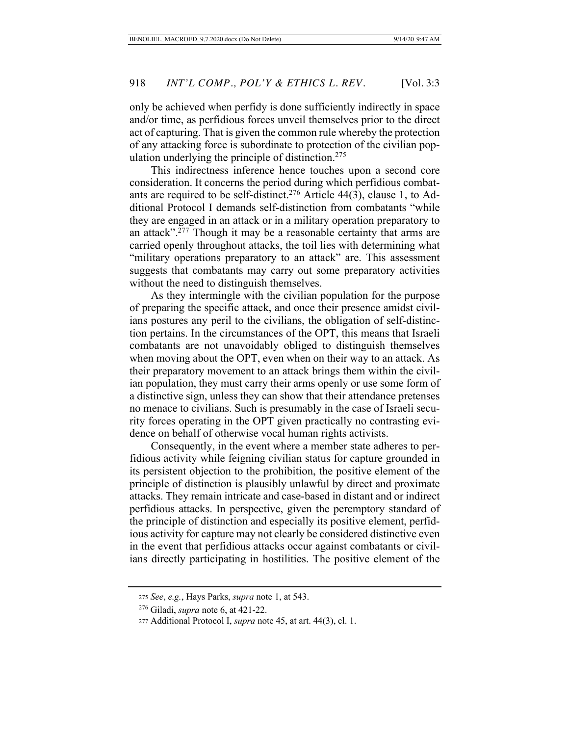only be achieved when perfidy is done sufficiently indirectly in space and/or time, as perfidious forces unveil themselves prior to the direct act of capturing. That is given the common rule whereby the protection of any attacking force is subordinate to protection of the civilian population underlying the principle of distinction.[275]

This indirectness inference hence touches upon a second core consideration. It concerns the period during which perfidious combatants are required to be self-distinct.[276] Article 44(3), clause 1, to Additional Protocol I demands self-distinction from combatants "while they are engaged in an attack or in a military operation preparatory to an attack".[277] Though it may be a reasonable certainty that arms are carried openly throughout attacks, the toil lies with determining what "military operations preparatory to an attack" are. This assessment suggests that combatants may carry out some preparatory activities without the need to distinguish themselves.

As they intermingle with the civilian population for the purpose of preparing the specific attack, and once their presence amidst civilians postures any peril to the civilians, the obligation of self-distinction pertains. In the circumstances of the OPT, this means that Israeli combatants are not unavoidably obliged to distinguish themselves when moving about the OPT, even when on their way to an attack. As their preparatory movement to an attack brings them within the civilian population, they must carry their arms openly or use some form of a distinctive sign, unless they can show that their attendance pretenses no menace to civilians. Such is presumably in the case of Israeli security forces operating in the OPT given practically no contrasting evidence on behalf of otherwise vocal human rights activists.

Consequently, in the event where a member state adheres to perfidious activity while feigning civilian status for capture grounded in its persistent objection to the prohibition, the positive element of the principle of distinction is plausibly unlawful by direct and proximate attacks. They remain intricate and case-based in distant and or indirect perfidious attacks. In perspective, given the peremptory standard of the principle of distinction and especially its positive element, perfidious activity for capture may not clearly be considered distinctive even in the event that perfidious attacks occur against combatants or civilians directly participating in hostilities. The positive element of the

[275] *See*, *e.g.*, Hays Parks, *supra* note 1, at 543.

[276] Giladi, *supra* note 6, at 421-22.

[277] Additional Protocol I, *supra* note 45, at art. 44(3), cl. 1.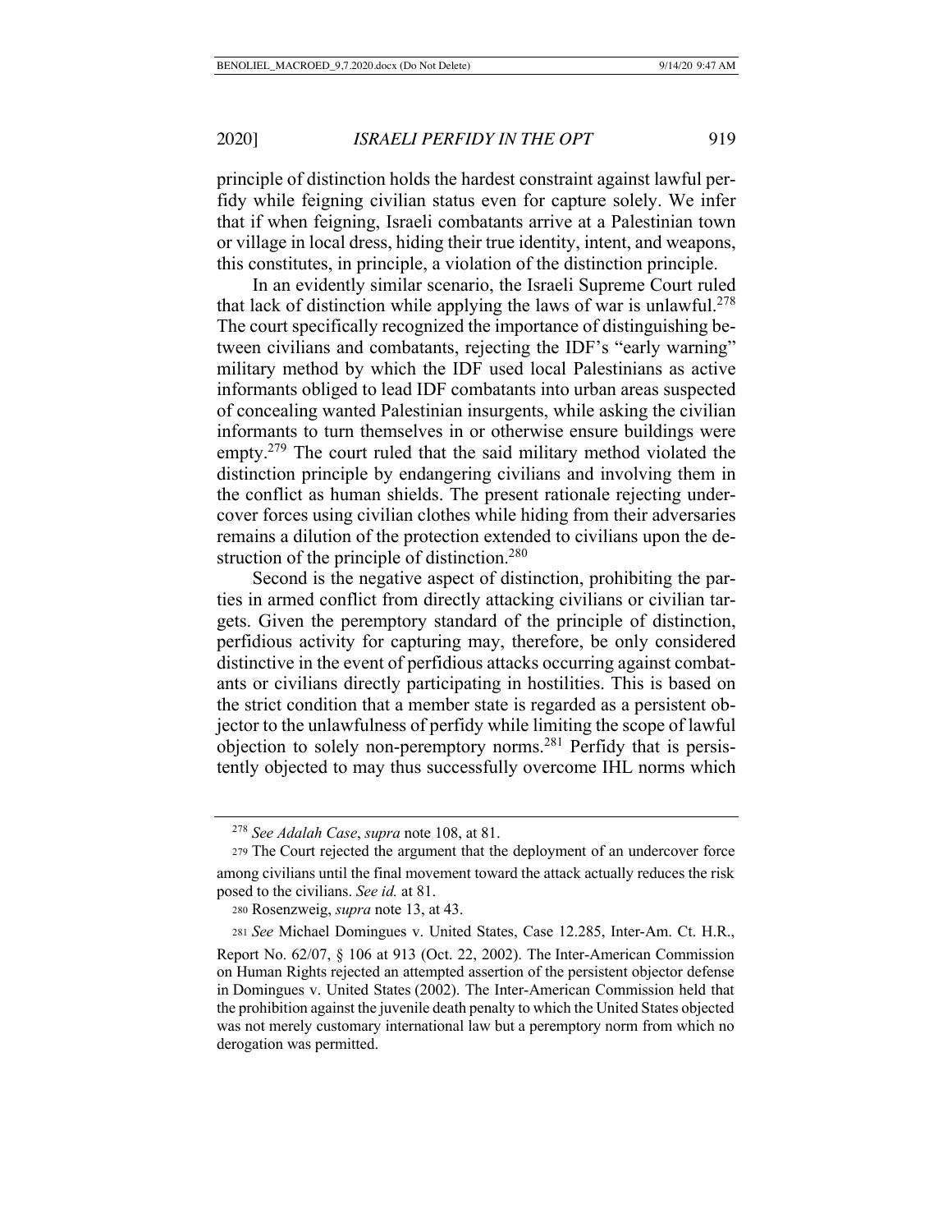principle of distinction holds the hardest constraint against lawful perfidy while feigning civilian status even for capture solely. We infer that if when feigning, Israeli combatants arrive at a Palestinian town or village in local dress, hiding their true identity, intent, and weapons, this constitutes, in principle, a violation of the distinction principle.

In an evidently similar scenario, the Israeli Supreme Court ruled that lack of distinction while applying the laws of war is unlawful.[278] The court specifically recognized the importance of distinguishing between civilians and combatants, rejecting the IDF's "early warning" military method by which the IDF used local Palestinians as active informants obliged to lead IDF combatants into urban areas suspected of concealing wanted Palestinian insurgents, while asking the civilian informants to turn themselves in or otherwise ensure buildings were empty.[279] The court ruled that the said military method violated the distinction principle by endangering civilians and involving them in the conflict as human shields. The present rationale rejecting undercover forces using civilian clothes while hiding from their adversaries remains a dilution of the protection extended to civilians upon the destruction of the principle of distinction.[280]

Second is the negative aspect of distinction, prohibiting the parties in armed conflict from directly attacking civilians or civilian targets. Given the peremptory standard of the principle of distinction, perfidious activity for capturing may, therefore, be only considered distinctive in the event of perfidious attacks occurring against combatants or civilians directly participating in hostilities. This is based on the strict condition that a member state is regarded as a persistent objector to the unlawfulness of perfidy while limiting the scope of lawful objection to solely non-peremptory norms.[281] Perfidy that is persistently objected to may thus successfully overcome IHL norms which

---

[278] *See Adalah Case*, *supra* note 108, at 81.

[279] The Court rejected the argument that the deployment of an undercover force among civilians until the final movement toward the attack actually reduces the risk posed to the civilians. *See id.* at 81.

[280] Rosenzweig, *supra* note 13, at 43.

[281] *See* Michael Domingues v. United States, Case 12.285, Inter-Am. Ct. H.R., Report No. 62/07, § 106 at 913 (Oct. 22, 2002). The Inter-American Commission on Human Rights rejected an attempted assertion of the persistent objector defense in Domingues v. United States (2002). The Inter-American Commission held that the prohibition against the juvenile death penalty to which the United States objected was not merely customary international law but a peremptory norm from which no derogation was permitted.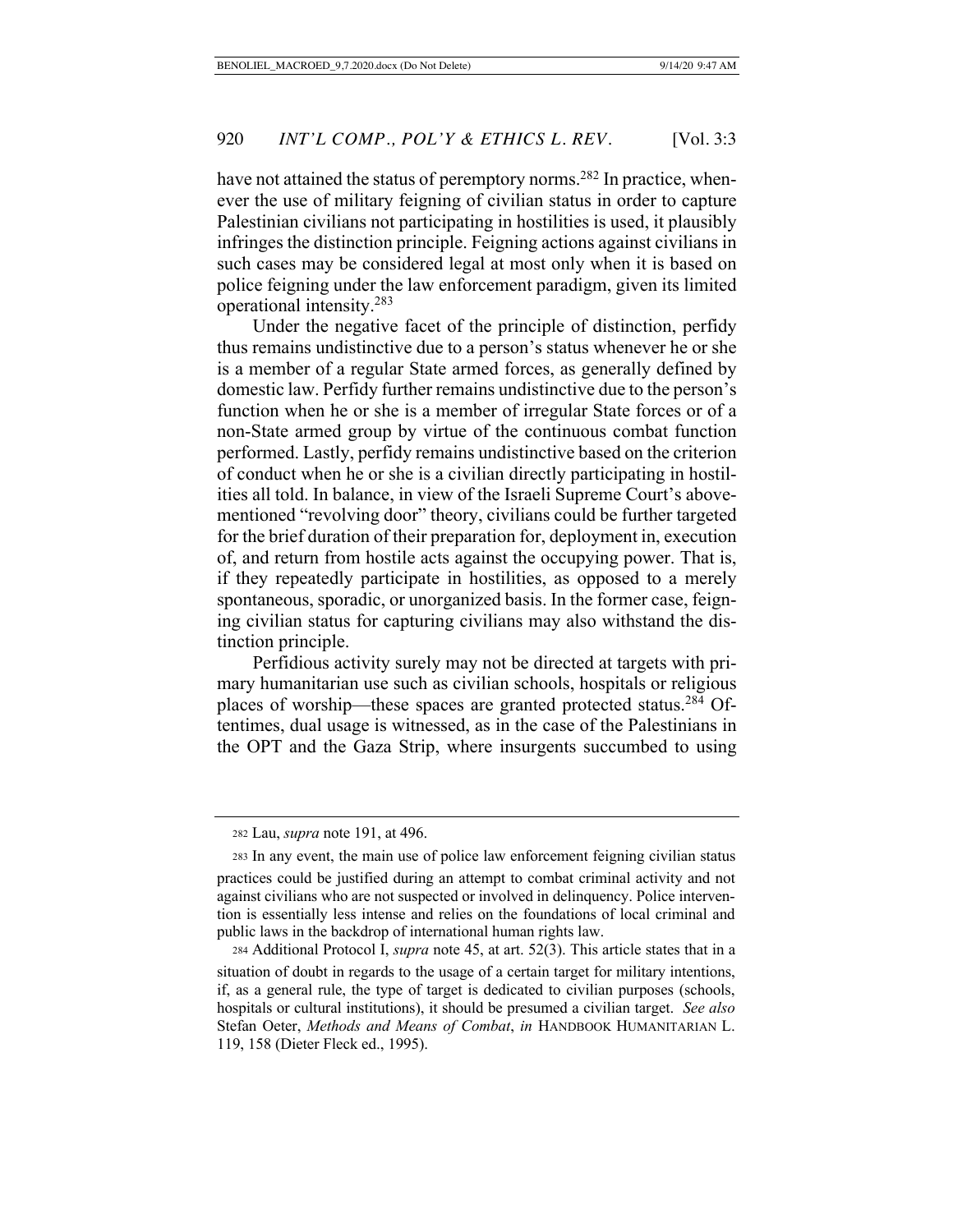have not attained the status of peremptory norms.[282] In practice, whenever the use of military feigning of civilian status in order to capture Palestinian civilians not participating in hostilities is used, it plausibly infringes the distinction principle. Feigning actions against civilians in such cases may be considered legal at most only when it is based on police feigning under the law enforcement paradigm, given its limited operational intensity.[283]

Under the negative facet of the principle of distinction, perfidy thus remains undistinctive due to a person's status whenever he or she is a member of a regular State armed forces, as generally defined by domestic law. Perfidy further remains undistinctive due to the person's function when he or she is a member of irregular State forces or of a non-State armed group by virtue of the continuous combat function performed. Lastly, perfidy remains undistinctive based on the criterion of conduct when he or she is a civilian directly participating in hostilities all told. In balance, in view of the Israeli Supreme Court's above-mentioned "revolving door" theory, civilians could be further targeted for the brief duration of their preparation for, deployment in, execution of, and return from hostile acts against the occupying power. That is, if they repeatedly participate in hostilities, as opposed to a merely spontaneous, sporadic, or unorganized basis. In the former case, feigning civilian status for capturing civilians may also withstand the distinction principle.

Perfidious activity surely may not be directed at targets with primary humanitarian use such as civilian schools, hospitals or religious places of worship—these spaces are granted protected status.[284] Oftentimes, dual usage is witnessed, as in the case of the Palestinians in the OPT and the Gaza Strip, where insurgents succumbed to using

---

282 Lau, *supra* note 191, at 496.

283 In any event, the main use of police law enforcement feigning civilian status practices could be justified during an attempt to combat criminal activity and not against civilians who are not suspected or involved in delinquency. Police intervention is essentially less intense and relies on the foundations of local criminal and public laws in the backdrop of international human rights law.

284 Additional Protocol I, *supra* note 45, at art. 52(3). This article states that in a situation of doubt in regards to the usage of a certain target for military intentions, if, as a general rule, the type of target is dedicated to civilian purposes (schools, hospitals or cultural institutions), it should be presumed a civilian target. *See also* Stefan Oeter, *Methods and Means of Combat*, *in* HANDBOOK HUMANITARIAN L. 119, 158 (Dieter Fleck ed., 1995).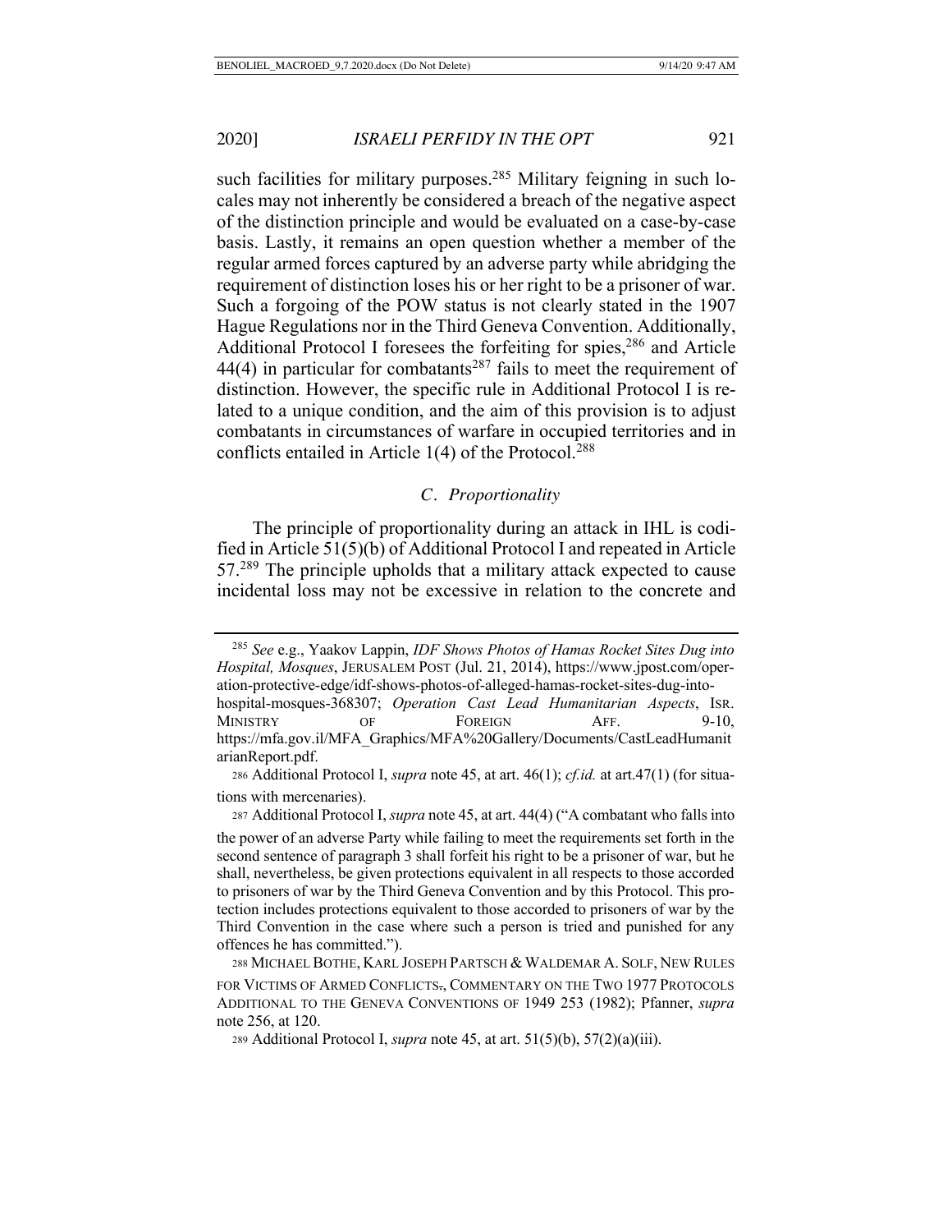such facilities for military purposes.[285] Military feigning in such locales may not inherently be considered a breach of the negative aspect of the distinction principle and would be evaluated on a case-by-case basis. Lastly, it remains an open question whether a member of the regular armed forces captured by an adverse party while abridging the requirement of distinction loses his or her right to be a prisoner of war. Such a forgoing of the POW status is not clearly stated in the 1907 Hague Regulations nor in the Third Geneva Convention. Additionally, Additional Protocol I foresees the forfeiting for spies,[286] and Article 44(4) in particular for combatants[287] fails to meet the requirement of distinction. However, the specific rule in Additional Protocol I is related to a unique condition, and the aim of this provision is to adjust combatants in circumstances of warfare in occupied territories and in conflicts entailed in Article 1(4) of the Protocol.[288]

### *C. Proportionality*

The principle of proportionality during an attack in IHL is codified in Article 51(5)(b) of Additional Protocol I and repeated in Article 57.[289] The principle upholds that a military attack expected to cause incidental loss may not be excessive in relation to the concrete and

---

[285] *See* e.g., Yaakov Lappin, *IDF Shows Photos of Hamas Rocket Sites Dug into Hospital, Mosques*, JERUSALEM POST (Jul. 21, 2014), https://www.jpost.com/operation-protective-edge/idf-shows-photos-of-alleged-hamas-rocket-sites-dug-into-hospital-mosques-368307; *Operation Cast Lead Humanitarian Aspects*, ISR. MINISTRY OF FOREIGN AFF. 9-10, https://mfa.gov.il/MFA_Graphics/MFA%20Gallery/Documents/CastLeadHumanitarianReport.pdf.

[286] Additional Protocol I, *supra* note 45, at art. 46(1); *cf.id.* at art.47(1) (for situations with mercenaries).

[287] Additional Protocol I, *supra* note 45, at art. 44(4) ("A combatant who falls into the power of an adverse Party while failing to meet the requirements set forth in the second sentence of paragraph 3 shall forfeit his right to be a prisoner of war, but he shall, nevertheless, be given protections equivalent in all respects to those accorded to prisoners of war by the Third Geneva Convention and by this Protocol. This protection includes protections equivalent to those accorded to prisoners of war by the Third Convention in the case where such a person is tried and punished for any offences he has committed.").

[288] MICHAEL BOTHE, KARL JOSEPH PARTSCH & WALDEMAR A. SOLF, NEW RULES FOR VICTIMS OF ARMED CONFLICTS., COMMENTARY ON THE TWO 1977 PROTOCOLS ADDITIONAL TO THE GENEVA CONVENTIONS OF 1949 253 (1982); Pfanner, *supra* note 256, at 120.

[289] Additional Protocol I, *supra* note 45, at art. 51(5)(b), 57(2)(a)(iii).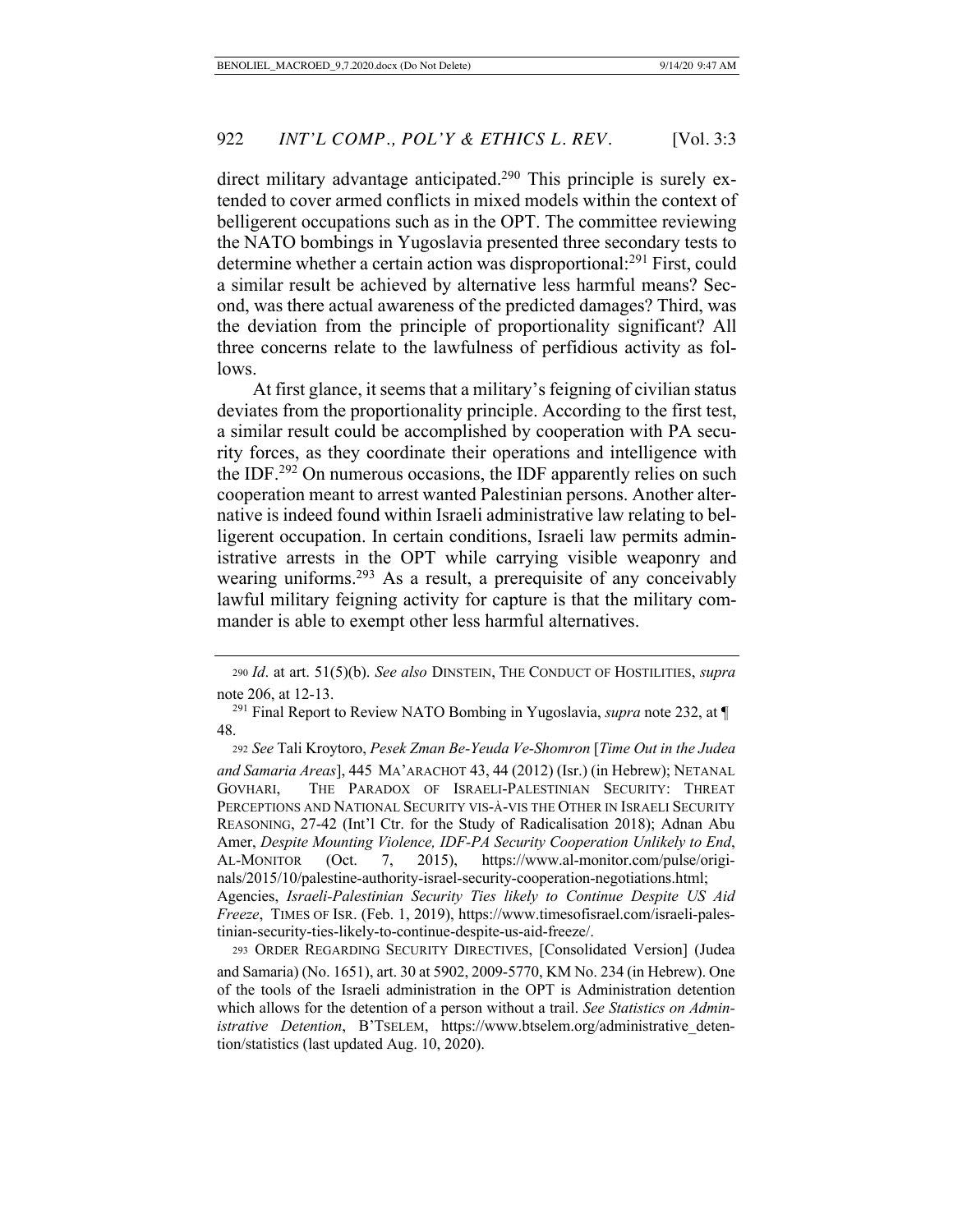direct military advantage anticipated.[290] This principle is surely extended to cover armed conflicts in mixed models within the context of belligerent occupations such as in the OPT. The committee reviewing the NATO bombings in Yugoslavia presented three secondary tests to determine whether a certain action was disproportional:[291] First, could a similar result be achieved by alternative less harmful means? Second, was there actual awareness of the predicted damages? Third, was the deviation from the principle of proportionality significant? All three concerns relate to the lawfulness of perfidious activity as follows.

At first glance, it seems that a military's feigning of civilian status deviates from the proportionality principle. According to the first test, a similar result could be accomplished by cooperation with PA security forces, as they coordinate their operations and intelligence with the IDF.[292] On numerous occasions, the IDF apparently relies on such cooperation meant to arrest wanted Palestinian persons. Another alternative is indeed found within Israeli administrative law relating to belligerent occupation. In certain conditions, Israeli law permits administrative arrests in the OPT while carrying visible weaponry and wearing uniforms.[293] As a result, a prerequisite of any conceivably lawful military feigning activity for capture is that the military commander is able to exempt other less harmful alternatives.

---

[290] *Id*. at art. 51(5)(b). *See also* DINSTEIN, THE CONDUCT OF HOSTILITIES, *supra* note 206, at 12-13.

[291] Final Report to Review NATO Bombing in Yugoslavia, *supra* note 232, at ¶ 48.

[292] *See* Tali Kroytoro, *Pesek Zman Be-Yeuda Ve-Shomron* [*Time Out in the Judea and Samaria Areas*], 445 MA'ARACHOT 43, 44 (2012) (Isr.) (in Hebrew); NETANAL GOVHARI, THE PARADOX OF ISRAELI-PALESTINIAN SECURITY: THREAT PERCEPTIONS AND NATIONAL SECURITY VIS-À-VIS THE OTHER IN ISRAELI SECURITY REASONING, 27-42 (Int'l Ctr. for the Study of Radicalisation 2018); Adnan Abu Amer, *Despite Mounting Violence, IDF-PA Security Cooperation Unlikely to End*, AL-MONITOR (Oct. 7, 2015), https://www.al-monitor.com/pulse/originals/2015/10/palestine-authority-israel-security-cooperation-negotiations.html; Agencies, *Israeli-Palestinian Security Ties likely to Continue Despite US Aid Freeze*, TIMES OF ISR. (Feb. 1, 2019), https://www.timesofisrael.com/israeli-palestinian-security-ties-likely-to-continue-despite-us-aid-freeze/.

[293] ORDER REGARDING SECURITY DIRECTIVES, [Consolidated Version] (Judea and Samaria) (No. 1651), art. 30 at 5902, 2009-5770, KM No. 234 (in Hebrew). One of the tools of the Israeli administration in the OPT is Administration detention which allows for the detention of a person without a trail. *See Statistics on Administrative Detention*, B'TSELEM, https://www.btselem.org/administrative_detention/statistics (last updated Aug. 10, 2020).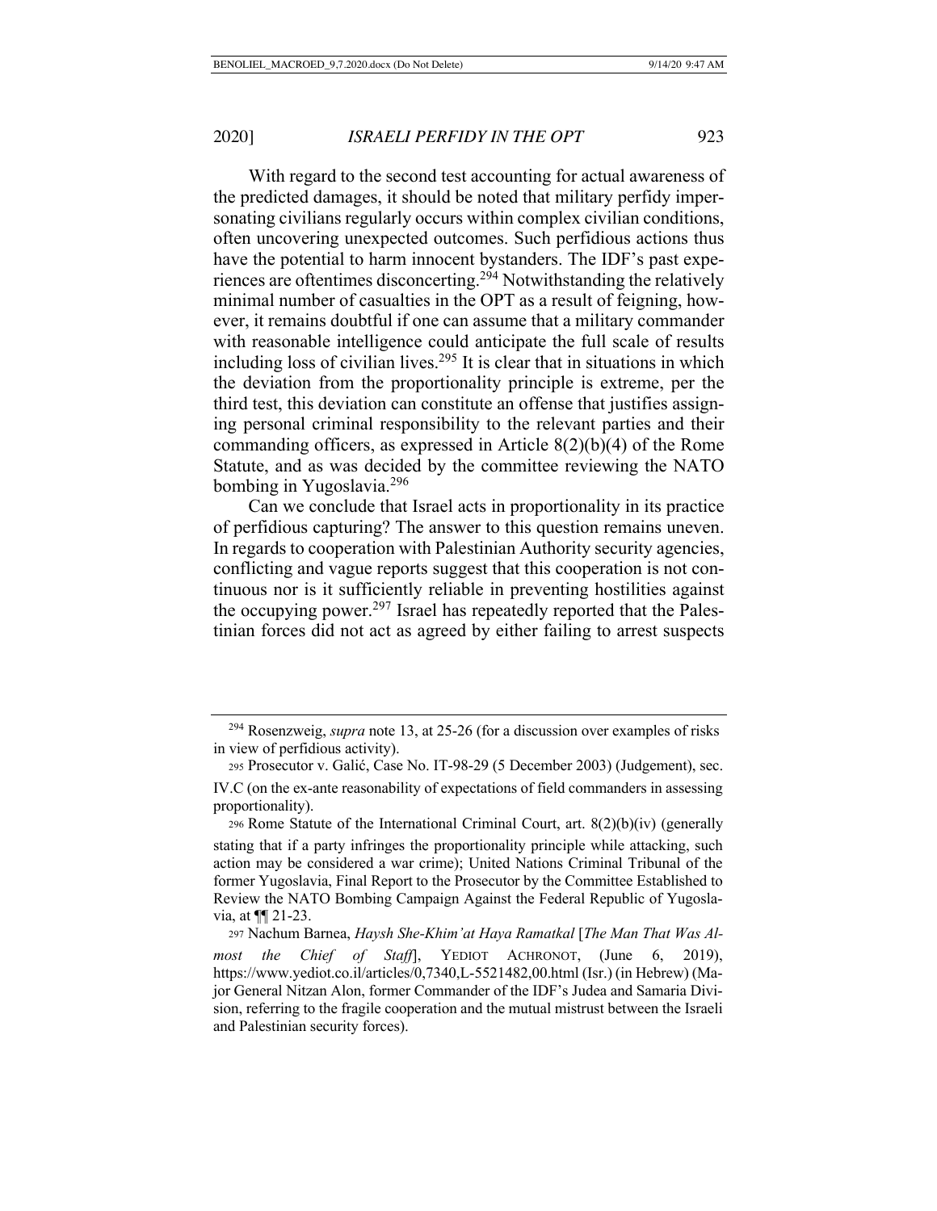With regard to the second test accounting for actual awareness of the predicted damages, it should be noted that military perfidy impersonating civilians regularly occurs within complex civilian conditions, often uncovering unexpected outcomes. Such perfidious actions thus have the potential to harm innocent bystanders. The IDF's past experiences are oftentimes disconcerting.[294] Notwithstanding the relatively minimal number of casualties in the OPT as a result of feigning, however, it remains doubtful if one can assume that a military commander with reasonable intelligence could anticipate the full scale of results including loss of civilian lives.[295] It is clear that in situations in which the deviation from the proportionality principle is extreme, per the third test, this deviation can constitute an offense that justifies assigning personal criminal responsibility to the relevant parties and their commanding officers, as expressed in Article 8(2)(b)(4) of the Rome Statute, and as was decided by the committee reviewing the NATO bombing in Yugoslavia.[296]

Can we conclude that Israel acts in proportionality in its practice of perfidious capturing? The answer to this question remains uneven. In regards to cooperation with Palestinian Authority security agencies, conflicting and vague reports suggest that this cooperation is not continuous nor is it sufficiently reliable in preventing hostilities against the occupying power.[297] Israel has repeatedly reported that the Palestinian forces did not act as agreed by either failing to arrest suspects

---

[294] Rosenzweig, *supra* note 13, at 25-26 (for a discussion over examples of risks in view of perfidious activity).

[295] Prosecutor v. Galić, Case No. IT-98-29 (5 December 2003) (Judgement), sec. IV.C (on the ex-ante reasonability of expectations of field commanders in assessing proportionality).

[296] Rome Statute of the International Criminal Court, art. 8(2)(b)(iv) (generally stating that if a party infringes the proportionality principle while attacking, such action may be considered a war crime); United Nations Criminal Tribunal of the former Yugoslavia, Final Report to the Prosecutor by the Committee Established to Review the NATO Bombing Campaign Against the Federal Republic of Yugoslavia, at ¶¶ 21-23.

[297] Nachum Barnea, *Haysh She-Khim'at Haya Ramatkal* [*The Man That Was Almost the Chief of Staff*], YEDIOT ACHRONOT, (June 6, 2019), https://www.yediot.co.il/articles/0,7340,L-5521482,00.html (Isr.) (in Hebrew) (Major General Nitzan Alon, former Commander of the IDF's Judea and Samaria Division, referring to the fragile cooperation and the mutual mistrust between the Israeli and Palestinian security forces).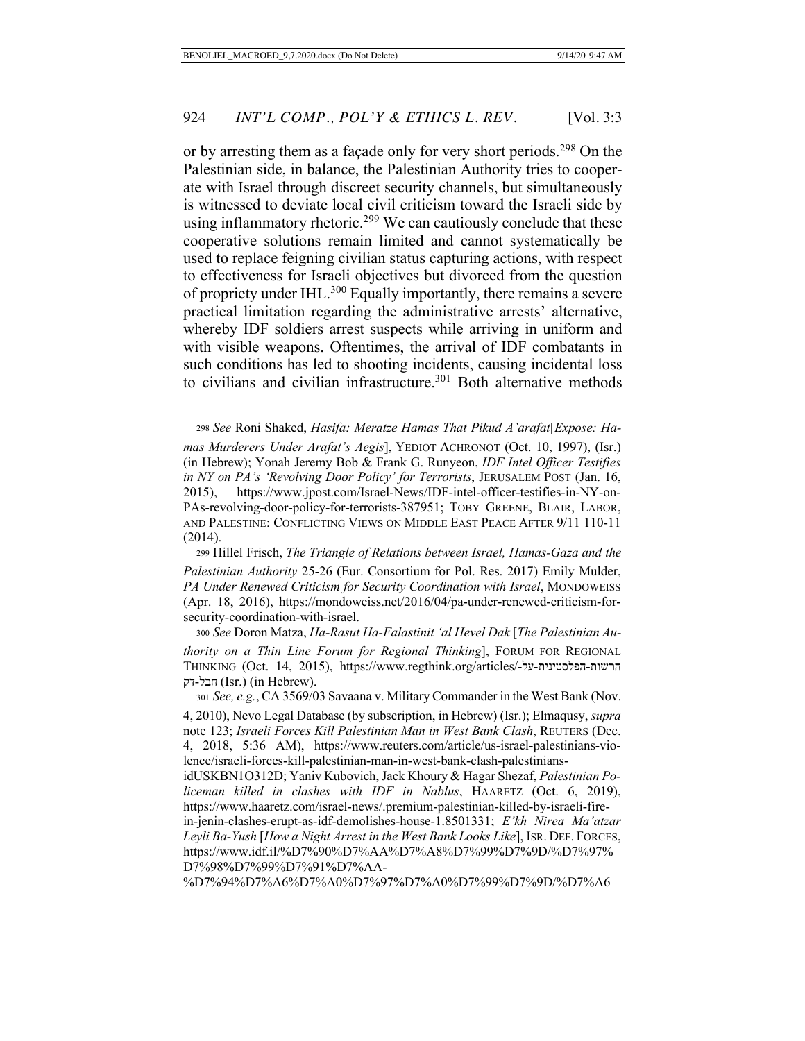or by arresting them as a façade only for very short periods.[298] On the Palestinian side, in balance, the Palestinian Authority tries to cooperate with Israel through discreet security channels, but simultaneously is witnessed to deviate local civil criticism toward the Israeli side by using inflammatory rhetoric.[299] We can cautiously conclude that these cooperative solutions remain limited and cannot systematically be used to replace feigning civilian status capturing actions, with respect to effectiveness for Israeli objectives but divorced from the question of propriety under IHL.[300] Equally importantly, there remains a severe practical limitation regarding the administrative arrests' alternative, whereby IDF soldiers arrest suspects while arriving in uniform and with visible weapons. Oftentimes, the arrival of IDF combatants in such conditions has led to shooting incidents, causing incidental loss to civilians and civilian infrastructure.[301] Both alternative methods

---

298 *See* Roni Shaked, *Hasifa: Meratze Hamas That Pikud A'arafat*[*Expose: Hamas Murderers Under Arafat's Aegis*], YEDIOT ACHRONOT (Oct. 10, 1997), (Isr.) (in Hebrew); Yonah Jeremy Bob & Frank G. Runyeon, *IDF Intel Officer Testifies in NY on PA's 'Revolving Door Policy' for Terrorists*, JERUSALEM POST (Jan. 16, 2015), https://www.jpost.com/Israel-News/IDF-intel-officer-testifies-in-NY-on-PAs-revolving-door-policy-for-terrorists-387951; TOBY GREENE, BLAIR, LABOR, AND PALESTINE: CONFLICTING VIEWS ON MIDDLE EAST PEACE AFTER 9/11 110-11 (2014).

299 Hillel Frisch, *The Triangle of Relations between Israel, Hamas-Gaza and the Palestinian Authority* 25-26 (Eur. Consortium for Pol. Res. 2017) Emily Mulder, *PA Under Renewed Criticism for Security Coordination with Israel*, MONDOWEISS (Apr. 18, 2016), https://mondoweiss.net/2016/04/pa-under-renewed-criticism-for-security-coordination-with-israel.

300 *See* Doron Matza, *Ha-Rasut Ha-Falastinit 'al Hevel Dak* [*The Palestinian Authority on a Thin Line Forum for Regional Thinking*], FORUM FOR REGIONAL THINKING (Oct. 14, 2015), https://www.regthink.org/articles/הרשות-הפלסטינית-על-חבל-דק (Isr.) (in Hebrew).

301 *See, e.g.*, CA 3569/03 Savaana v. Military Commander in the West Bank (Nov. 4, 2010), Nevo Legal Database (by subscription, in Hebrew) (Isr.); Elmaqusy, *supra* note 123; *Israeli Forces Kill Palestinian Man in West Bank Clash*, REUTERS (Dec. 4, 2018, 5:36 AM), https://www.reuters.com/article/us-israel-palestinians-violence/israeli-forces-kill-palestinian-man-in-west-bank-clash-palestinians-idUSKBN1O312D; Yaniv Kubovich, Jack Khoury & Hagar Shezaf, *Palestinian Policeman killed in clashes with IDF in Nablus*, HAARETZ (Oct. 6, 2019), https://www.haaretz.com/israel-news/.premium-palestinian-killed-by-israeli-fire-in-jenin-clashes-erupt-as-idf-demolishes-house-1.8501331; *E'kh Nirea Ma'atzar Leyli Ba-Yush* [*How a Night Arrest in the West Bank Looks Like*], ISR. DEF. FORCES, https://www.idf.il/%D7%90%D7%AA%D7%A8%D7%99%D7%9D/%D7%97%D7%98%D7%99%D7%91%D7%AA-%D7%94%D7%A6%D7%A0%D7%97%D7%A0%D7%99%D7%9D/%D7%A6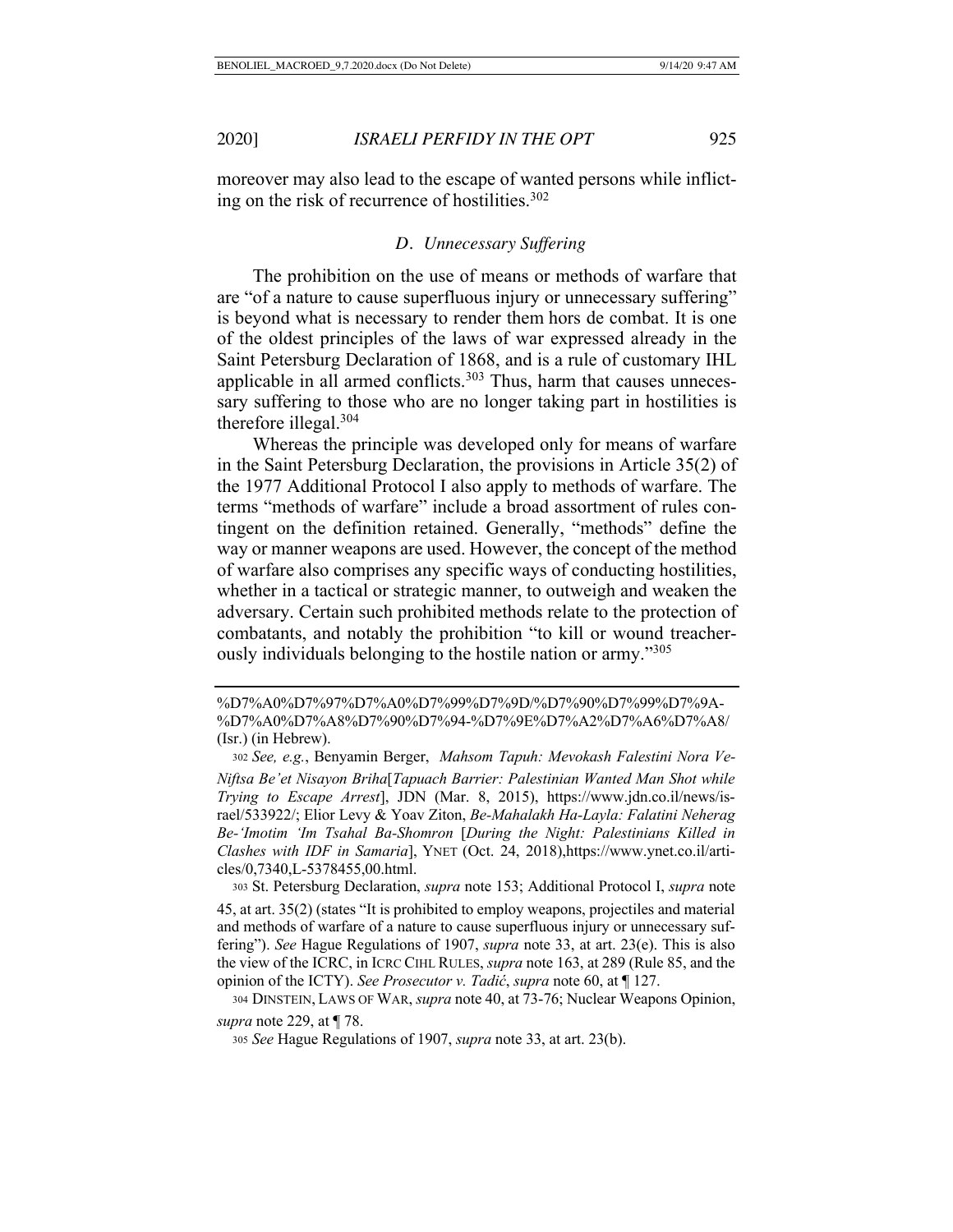moreover may also lead to the escape of wanted persons while inflicting on the risk of recurrence of hostilities.[302]

### *D. Unnecessary Suffering*

The prohibition on the use of means or methods of warfare that are "of a nature to cause superfluous injury or unnecessary suffering" is beyond what is necessary to render them hors de combat. It is one of the oldest principles of the laws of war expressed already in the Saint Petersburg Declaration of 1868, and is a rule of customary IHL applicable in all armed conflicts.[303] Thus, harm that causes unnecessary suffering to those who are no longer taking part in hostilities is therefore illegal.[304]

Whereas the principle was developed only for means of warfare in the Saint Petersburg Declaration, the provisions in Article 35(2) of the 1977 Additional Protocol I also apply to methods of warfare. The terms "methods of warfare" include a broad assortment of rules contingent on the definition retained. Generally, "methods" define the way or manner weapons are used. However, the concept of the method of warfare also comprises any specific ways of conducting hostilities, whether in a tactical or strategic manner, to outweigh and weaken the adversary. Certain such prohibited methods relate to the protection of combatants, and notably the prohibition "to kill or wound treacherously individuals belonging to the hostile nation or army."[305]

---

%D7%A0%D7%97%D7%A0%D7%99%D7%9D/%D7%90%D7%99%D7%9A-%D7%A0%D7%A8%D7%90%D7%94-%D7%9E%D7%A2%D7%A6%D7%A8/ (Isr.) (in Hebrew).

302 *See, e.g.*, Benyamin Berger, *Mahsom Tapuh: Mevokash Falestini Nora Ve-Niftsa Be'et Nisayon Briha*[*Tapuach Barrier: Palestinian Wanted Man Shot while Trying to Escape Arrest*], JDN (Mar. 8, 2015), https://www.jdn.co.il/news/israel/533922/; Elior Levy & Yoav Ziton, *Be-Mahalakh Ha-Layla: Falatini Neherag Be-'Imotim 'Im Tsahal Ba-Shomron* [*During the Night: Palestinians Killed in Clashes with IDF in Samaria*], YNET (Oct. 24, 2018),https://www.ynet.co.il/articles/0,7340,L-5378455,00.html.

303 St. Petersburg Declaration, *supra* note 153; Additional Protocol I, *supra* note 45, at art. 35(2) (states "It is prohibited to employ weapons, projectiles and material and methods of warfare of a nature to cause superfluous injury or unnecessary suffering"). *See* Hague Regulations of 1907, *supra* note 33, at art. 23(e). This is also the view of the ICRC, in ICRC CIHL RULES, *supra* note 163, at 289 (Rule 85, and the opinion of the ICTY). *See Prosecutor v. Tadić*, *supra* note 60, at ¶ 127.

304 DINSTEIN, LAWS OF WAR, *supra* note 40, at 73-76; Nuclear Weapons Opinion, *supra* note 229, at ¶ 78.

305 *See* Hague Regulations of 1907, *supra* note 33, at art. 23(b).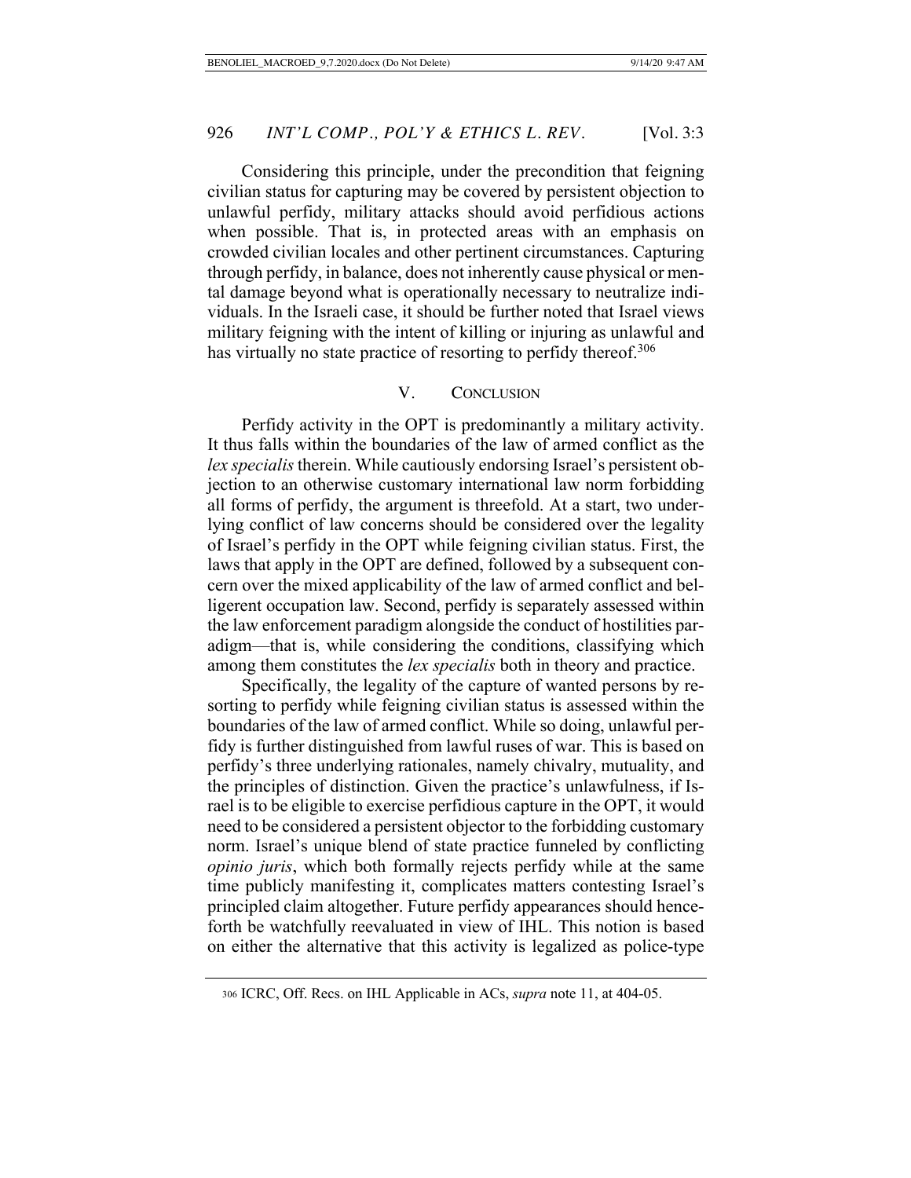Considering this principle, under the precondition that feigning civilian status for capturing may be covered by persistent objection to unlawful perfidy, military attacks should avoid perfidious actions when possible. That is, in protected areas with an emphasis on crowded civilian locales and other pertinent circumstances. Capturing through perfidy, in balance, does not inherently cause physical or mental damage beyond what is operationally necessary to neutralize individuals. In the Israeli case, it should be further noted that Israel views military feigning with the intent of killing or injuring as unlawful and has virtually no state practice of resorting to perfidy thereof.[306]

## V. CONCLUSION

Perfidy activity in the OPT is predominantly a military activity. It thus falls within the boundaries of the law of armed conflict as the *lex specialis* therein. While cautiously endorsing Israel's persistent objection to an otherwise customary international law norm forbidding all forms of perfidy, the argument is threefold. At a start, two underlying conflict of law concerns should be considered over the legality of Israel's perfidy in the OPT while feigning civilian status. First, the laws that apply in the OPT are defined, followed by a subsequent concern over the mixed applicability of the law of armed conflict and belligerent occupation law. Second, perfidy is separately assessed within the law enforcement paradigm alongside the conduct of hostilities paradigm—that is, while considering the conditions, classifying which among them constitutes the *lex specialis* both in theory and practice.

Specifically, the legality of the capture of wanted persons by resorting to perfidy while feigning civilian status is assessed within the boundaries of the law of armed conflict. While so doing, unlawful perfidy is further distinguished from lawful ruses of war. This is based on perfidy's three underlying rationales, namely chivalry, mutuality, and the principles of distinction. Given the practice's unlawfulness, if Israel is to be eligible to exercise perfidious capture in the OPT, it would need to be considered a persistent objector to the forbidding customary norm. Israel's unique blend of state practice funneled by conflicting *opinio juris*, which both formally rejects perfidy while at the same time publicly manifesting it, complicates matters contesting Israel's principled claim altogether. Future perfidy appearances should henceforth be watchfully reevaluated in view of IHL. This notion is based on either the alternative that this activity is legalized as police-type

306 ICRC, Off. Recs. on IHL Applicable in ACs, *supra* note 11, at 404-05.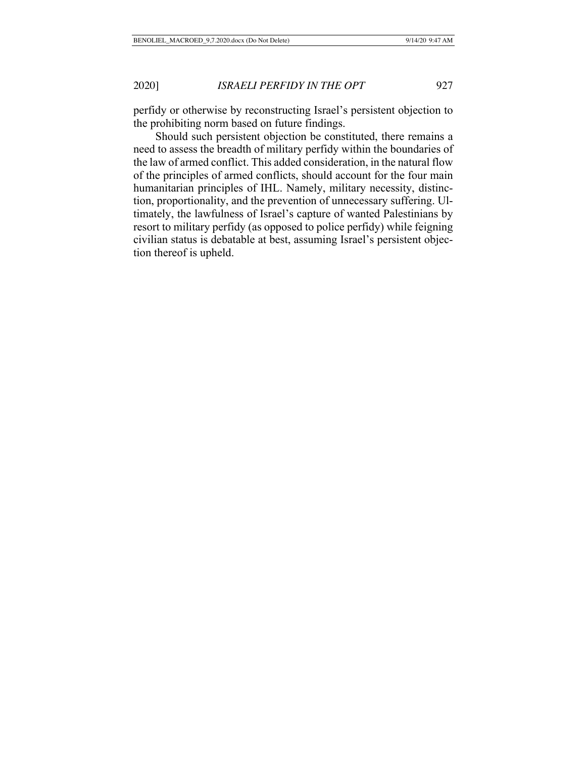perfidy or otherwise by reconstructing Israel's persistent objection to the prohibiting norm based on future findings.

Should such persistent objection be constituted, there remains a need to assess the breadth of military perfidy within the boundaries of the law of armed conflict. This added consideration, in the natural flow of the principles of armed conflicts, should account for the four main humanitarian principles of IHL. Namely, military necessity, distinction, proportionality, and the prevention of unnecessary suffering. Ultimately, the lawfulness of Israel's capture of wanted Palestinians by resort to military perfidy (as opposed to police perfidy) while feigning civilian status is debatable at best, assuming Israel's persistent objection thereof is upheld.